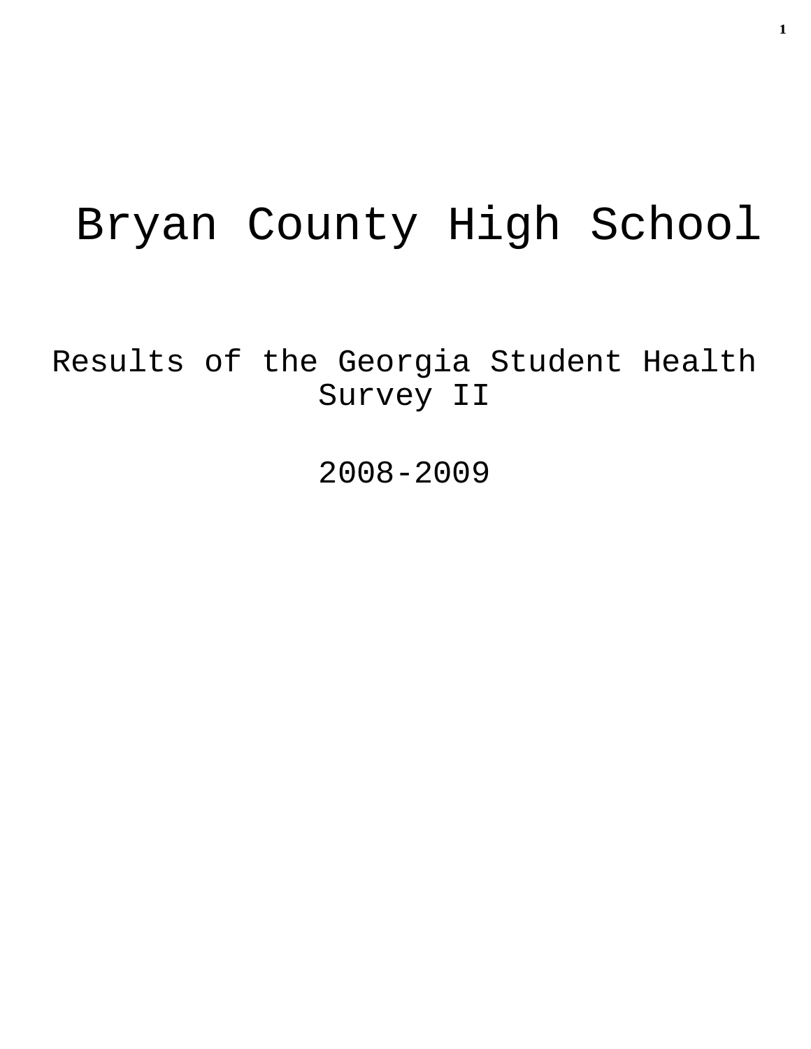# Bryan County High School

## Results of the Georgia Student Health Survey II

## 2008-2009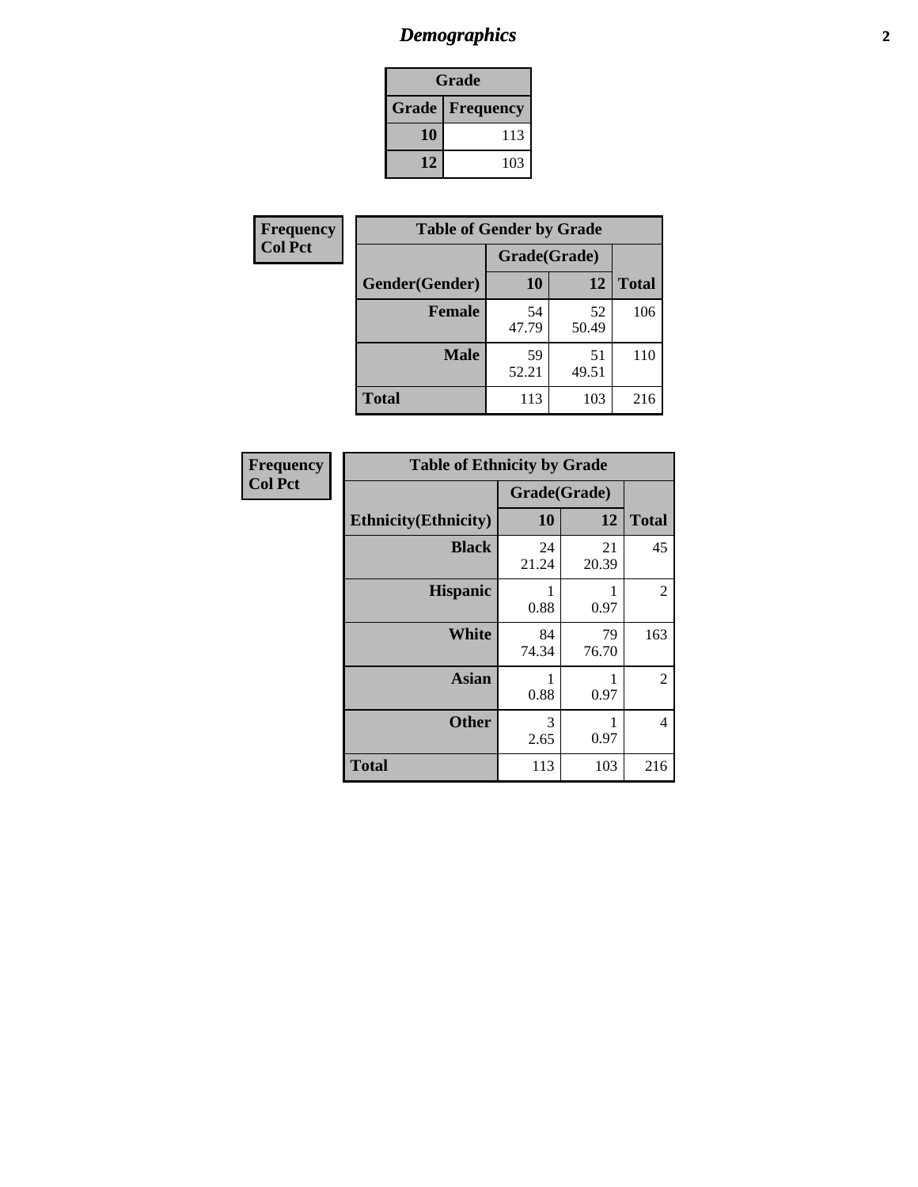# *Demographics*

| Grade | |
|---|---|
| **Grade** | **Frequency** |
| **10** | 113 |
| **12** | 103 |

**Frequency**
**Col Pct**

| Table of Gender by Grade | | | |
|---|---|---|---|
| | Grade(Grade) | | |
| **Gender(Gender)** | **10** | **12** | **Total** |
| **Female** | 54<br>47.79 | 52<br>50.49 | 106 |
| **Male** | 59<br>52.21 | 51<br>49.51 | 110 |
| **Total** | 113 | 103 | 216 |

**Frequency**
**Col Pct**

| Table of Ethnicity by Grade | | | |
|---|---|---|---|
| | Grade(Grade) | | |
| **Ethnicity(Ethnicity)** | **10** | **12** | **Total** |
| **Black** | 24<br>21.24 | 21<br>20.39 | 45 |
| **Hispanic** | 1<br>0.88 | 1<br>0.97 | 2 |
| **White** | 84<br>74.34 | 79<br>76.70 | 163 |
| **Asian** | 1<br>0.88 | 1<br>0.97 | 2 |
| **Other** | 3<br>2.65 | 1<br>0.97 | 4 |
| **Total** | 113 | 103 | 216 |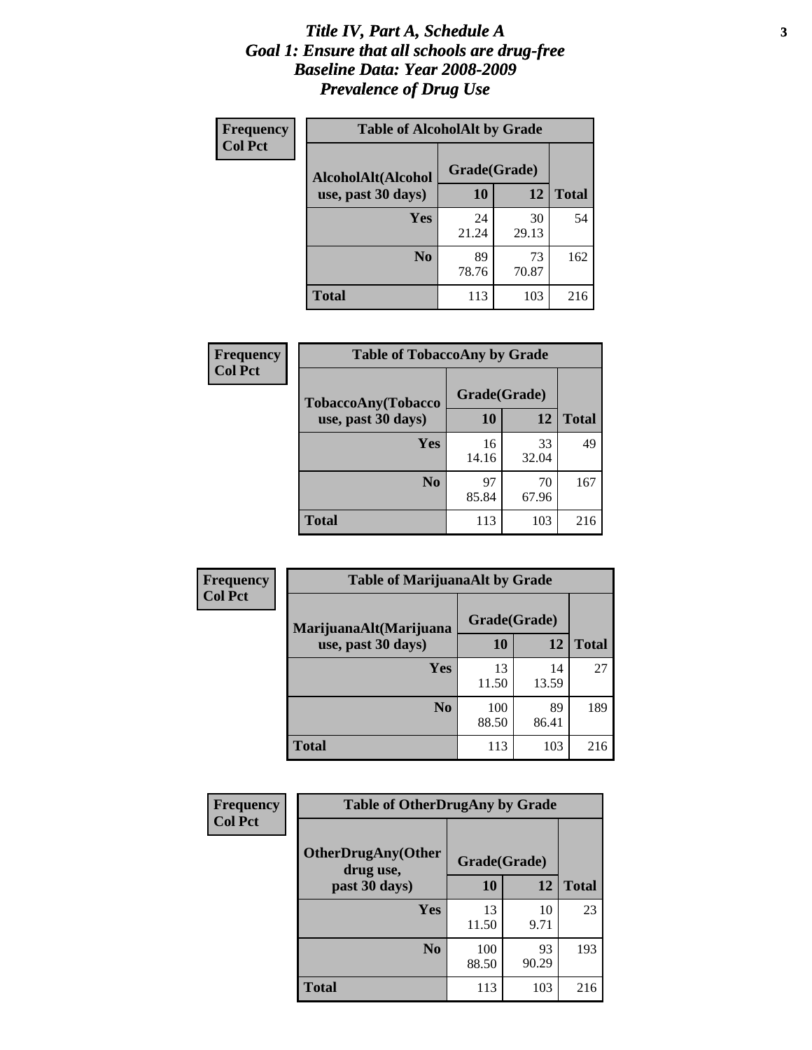# *Title IV, Part A, Schedule A*
# *Goal 1: Ensure that all schools are drug-free*
# *Baseline Data: Year 2008-2009*
# *Prevalence of Drug Use*

**Frequency**
**Col Pct**

**Table of AlcoholAlt by Grade**

| AlcoholAlt(Alcohol use, past 30 days) | Grade(Grade) | | Total |
|---|---|---|---|
| | 10 | 12 | |
| Yes | 24<br>21.24 | 30<br>29.13 | 54 |
| No | 89<br>78.76 | 73<br>70.87 | 162 |
| Total | 113 | 103 | 216 |

**Frequency**
**Col Pct**

**Table of TobaccoAny by Grade**

| TobaccoAny(Tobacco use, past 30 days) | Grade(Grade) | | Total |
|---|---|---|---|
| | 10 | 12 | |
| Yes | 16<br>14.16 | 33<br>32.04 | 49 |
| No | 97<br>85.84 | 70<br>67.96 | 167 |
| Total | 113 | 103 | 216 |

**Frequency**
**Col Pct**

**Table of MarijuanaAlt by Grade**

| MarijuanaAlt(Marijuana use, past 30 days) | Grade(Grade) | | Total |
|---|---|---|---|
| | 10 | 12 | |
| Yes | 13<br>11.50 | 14<br>13.59 | 27 |
| No | 100<br>88.50 | 89<br>86.41 | 189 |
| Total | 113 | 103 | 216 |

**Frequency**
**Col Pct**

**Table of OtherDrugAny by Grade**

| OtherDrugAny(Other drug use, past 30 days) | Grade(Grade) | | Total |
|---|---|---|---|
| | 10 | 12 | |
| Yes | 13<br>11.50 | 10<br>9.71 | 23 |
| No | 100<br>88.50 | 93<br>90.29 | 193 |
| Total | 113 | 103 | 216 |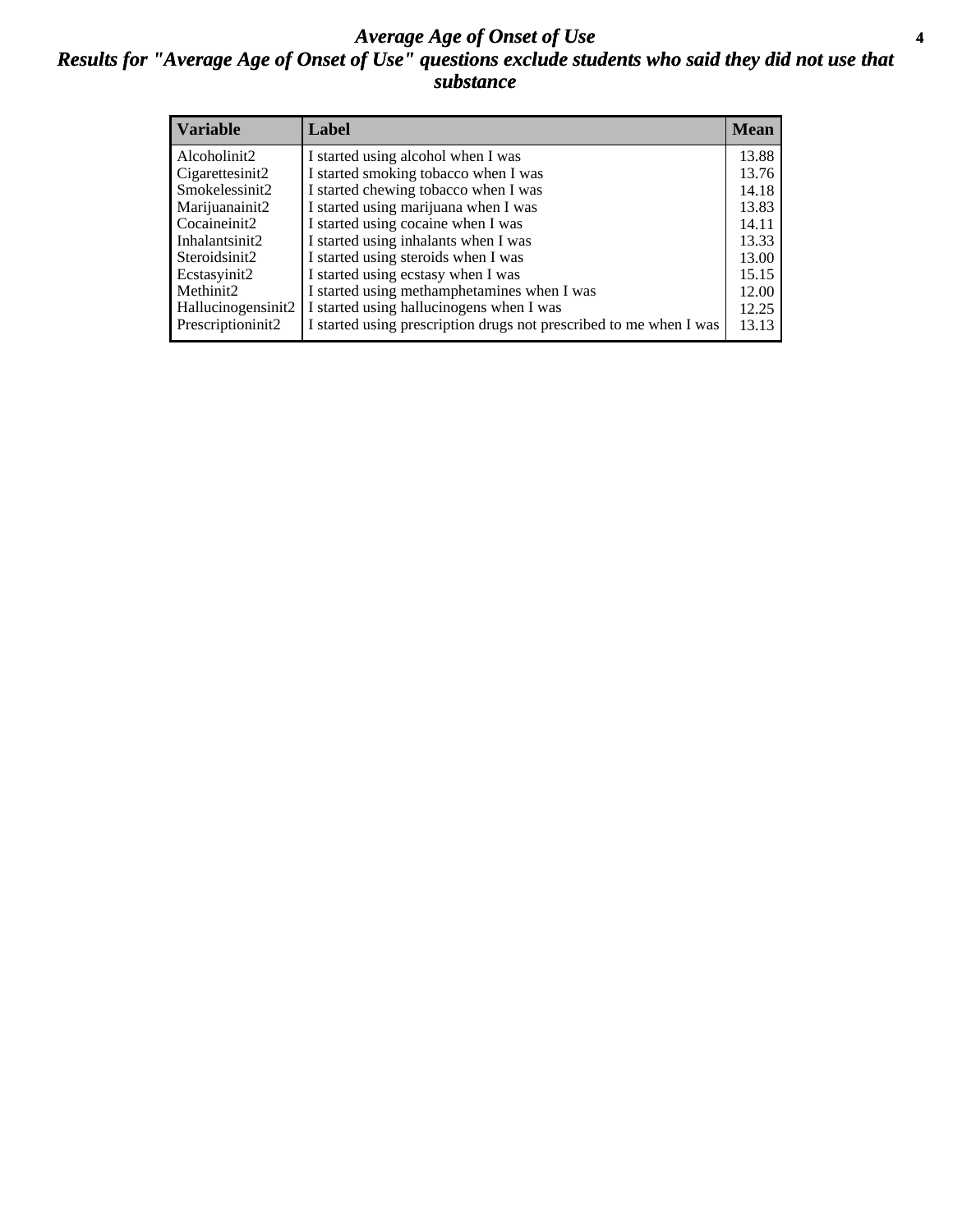# *Average Age of Onset of Use*

## *Results for "Average Age of Onset of Use" questions exclude students who said they did not use that substance*

| Variable | Label | Mean |
|---|---|---|
| Alcoholinit2 | I started using alcohol when I was | 13.88 |
| Cigarettesinit2 | I started smoking tobacco when I was | 13.76 |
| Smokelessinit2 | I started chewing tobacco when I was | 14.18 |
| Marijuanainit2 | I started using marijuana when I was | 13.83 |
| Cocaineinit2 | I started using cocaine when I was | 14.11 |
| Inhalantsinit2 | I started using inhalants when I was | 13.33 |
| Steroidsinit2 | I started using steroids when I was | 13.00 |
| Ecstasyinit2 | I started using ecstasy when I was | 15.15 |
| Methinit2 | I started using methamphetamines when I was | 12.00 |
| Hallucinogensinit2 | I started using hallucinogens when I was | 12.25 |
| Prescriptioninit2 | I started using prescription drugs not prescribed to me when I was | 13.13 |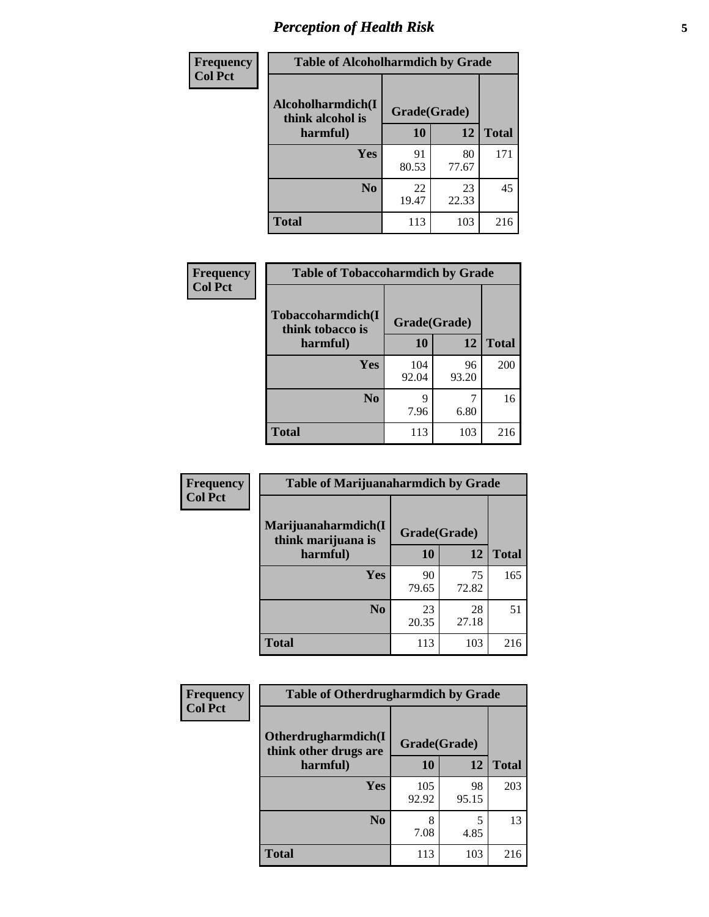# Perception of Health Risk

| Frequency Col Pct | Table of Alcoholharmdich by Grade | | |
|---|---|---|---|
| Alcoholharmdich(I think alcohol is harmful) | Grade(Grade) | | |
| | 10 | 12 | Total |
| Yes | 91<br>80.53 | 80<br>77.67 | 171 |
| No | 22<br>19.47 | 23<br>22.33 | 45 |
| Total | 113 | 103 | 216 |

| Frequency Col Pct | Table of Tobaccoharmdich by Grade | | |
|---|---|---|---|
| Tobaccoharmdich(I think tobacco is harmful) | Grade(Grade) | | |
| | 10 | 12 | Total |
| Yes | 104<br>92.04 | 96<br>93.20 | 200 |
| No | 9<br>7.96 | 7<br>6.80 | 16 |
| Total | 113 | 103 | 216 |

| Frequency Col Pct | Table of Marijuanaharmdich by Grade | | |
|---|---|---|---|
| Marijuanaharmdich(I think marijuana is harmful) | Grade(Grade) | | |
| | 10 | 12 | Total |
| Yes | 90<br>79.65 | 75<br>72.82 | 165 |
| No | 23<br>20.35 | 28<br>27.18 | 51 |
| Total | 113 | 103 | 216 |

| Frequency Col Pct | Table of Otherdrugharmdich by Grade | | |
|---|---|---|---|
| Otherdrugharmdich(I think other drugs are harmful) | Grade(Grade) | | |
| | 10 | 12 | Total |
| Yes | 105<br>92.92 | 98<br>95.15 | 203 |
| No | 8<br>7.08 | 5<br>4.85 | 13 |
| Total | 113 | 103 | 216 |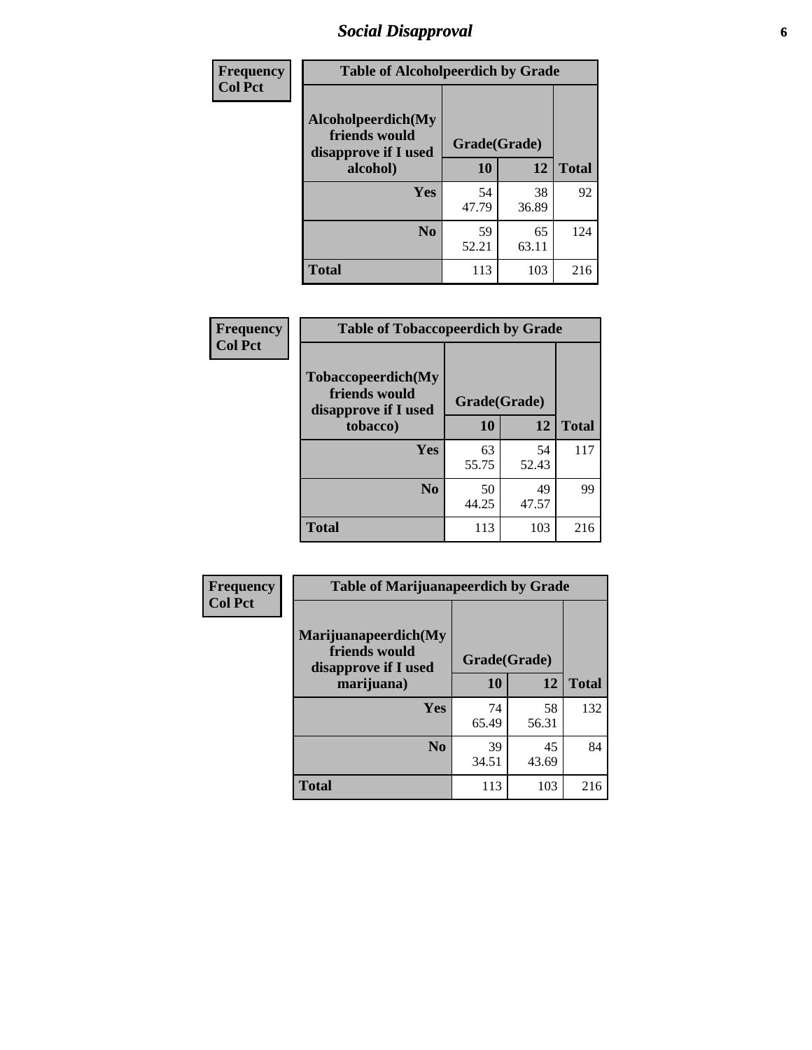# Social Disapproval

**Frequency**
**Col Pct**

| Table of Alcoholpeerdich by Grade | | | |
|---|---|---|---|
| **Alcoholpeerdich(My friends would disapprove if I used alcohol)** | **Grade(Grade)** | | |
| | **10** | **12** | **Total** |
| **Yes** | 54<br>47.79 | 38<br>36.89 | 92 |
| **No** | 59<br>52.21 | 65<br>63.11 | 124 |
| **Total** | 113 | 103 | 216 |

**Frequency**
**Col Pct**

| Table of Tobaccopeerdich by Grade | | | |
|---|---|---|---|
| **Tobaccopeerdich(My friends would disapprove if I used tobacco)** | **Grade(Grade)** | | |
| | **10** | **12** | **Total** |
| **Yes** | 63<br>55.75 | 54<br>52.43 | 117 |
| **No** | 50<br>44.25 | 49<br>47.57 | 99 |
| **Total** | 113 | 103 | 216 |

**Frequency**
**Col Pct**

| Table of Marijuanapeerdich by Grade | | | |
|---|---|---|---|
| **Marijuanapeerdich(My friends would disapprove if I used marijuana)** | **Grade(Grade)** | | |
| | **10** | **12** | **Total** |
| **Yes** | 74<br>65.49 | 58<br>56.31 | 132 |
| **No** | 39<br>34.51 | 45<br>43.69 | 84 |
| **Total** | 113 | 103 | 216 |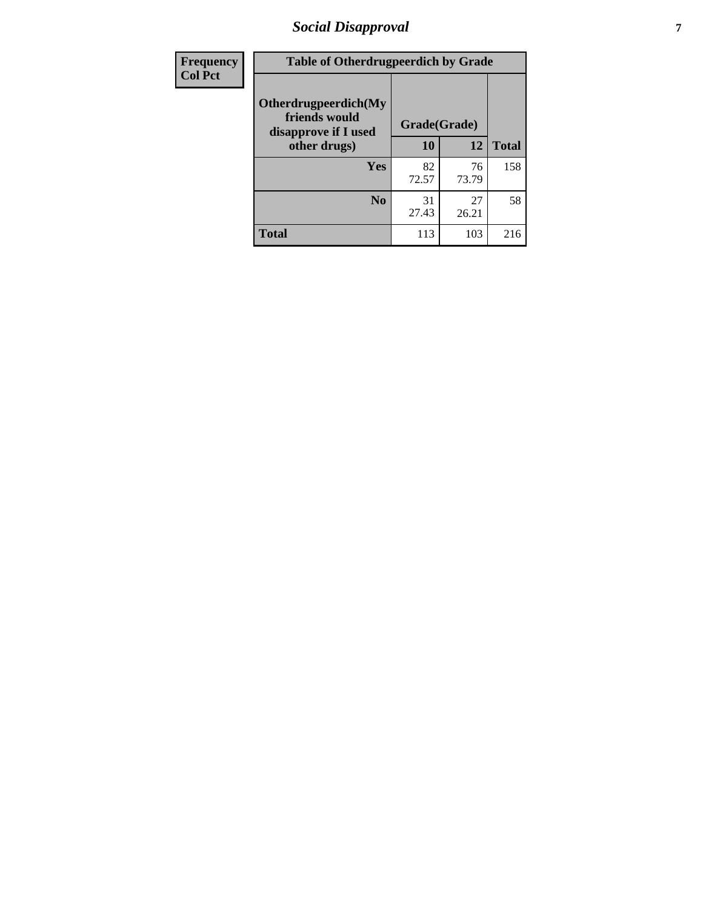## Social Disapproval

| Frequency<br>Col Pct | Table of Otherdrugpeerdich by Grade | | |
|---|---|---|---|
| **Otherdrugpeerdich(My friends would disapprove if I used other drugs)** | **Grade(Grade)** | | |
| | **10** | **12** | **Total** |
| **Yes** | 82<br>72.57 | 76<br>73.79 | 158 |
| **No** | 31<br>27.43 | 27<br>26.21 | 58 |
| **Total** | 113 | 103 | 216 |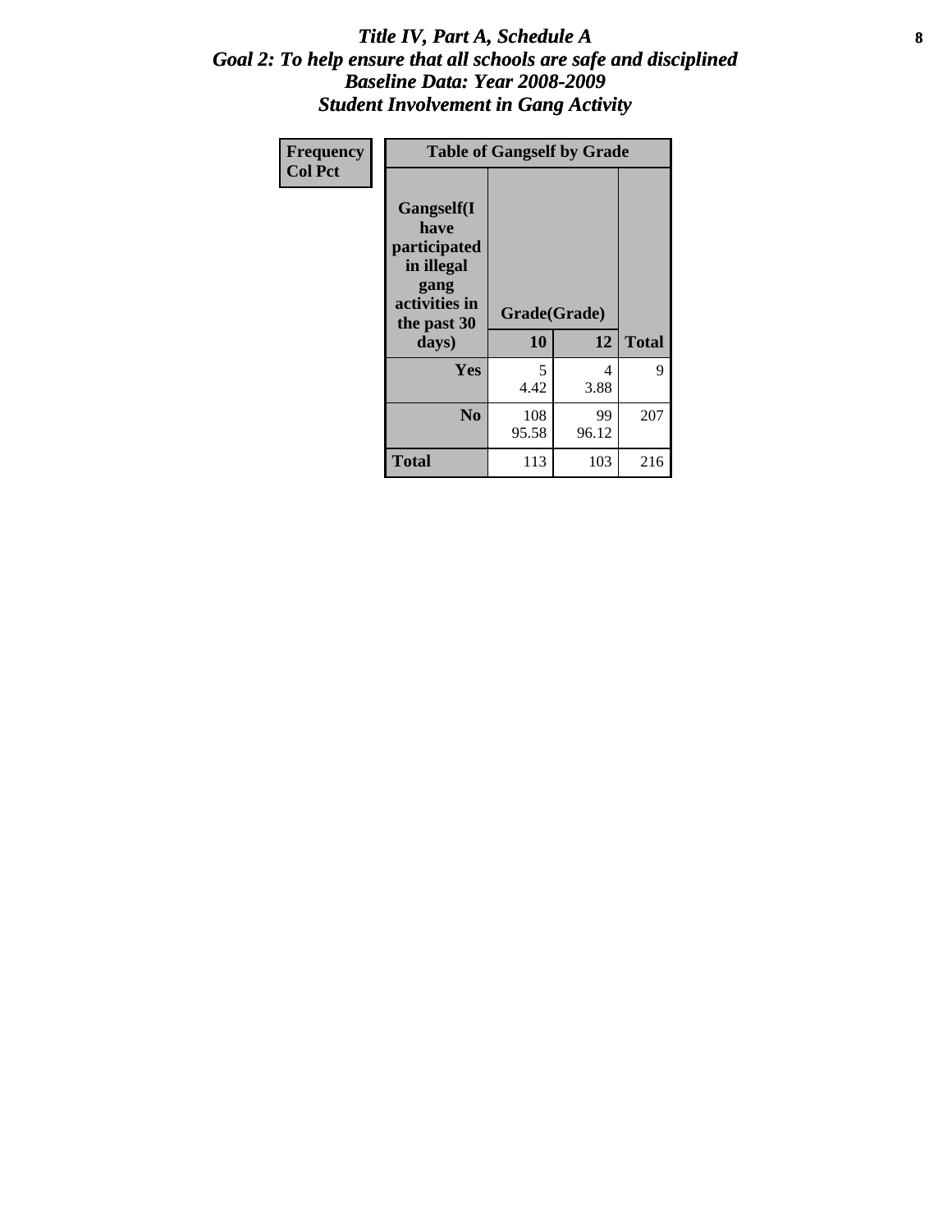# Title IV, Part A, Schedule A
## Goal 2: To help ensure that all schools are safe and disciplined
## Baseline Data: Year 2008-2009
## Student Involvement in Gang Activity

| Frequency<br>Col Pct | Table of Gangself by Grade | | |
|---|---|---|---|
| Gangself(I have participated in illegal gang activities in the past 30 days) | Grade(Grade) | | |
| | 10 | 12 | Total |
| Yes | 5<br>4.42 | 4<br>3.88 | 9 |
| No | 108<br>95.58 | 99<br>96.12 | 207 |
| Total | 113 | 103 | 216 |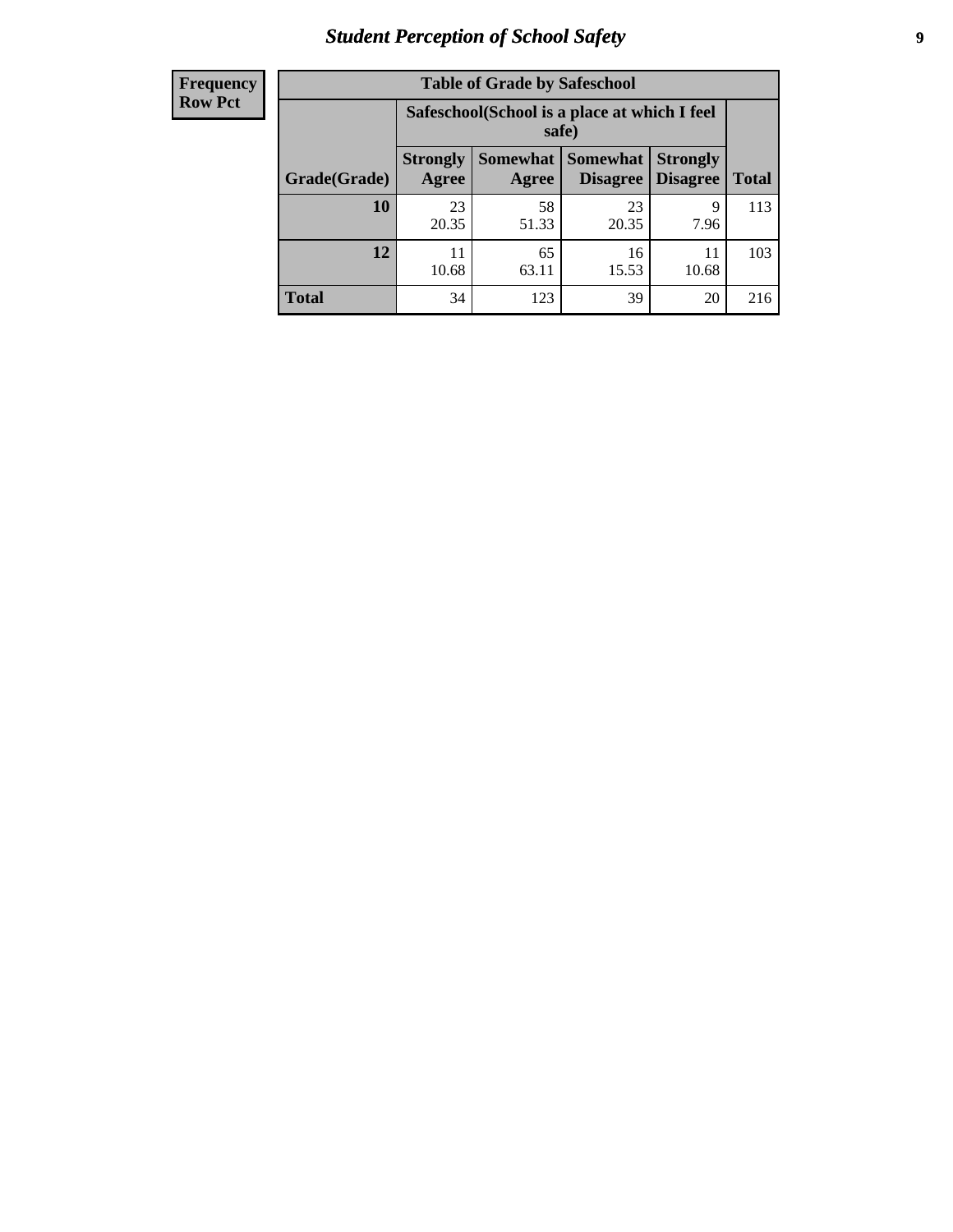| Frequency |
|---|
| Row Pct |

| Table of Grade by Safeschool | | | | | |
|---|---|---|---|---|---|
| | Safeschool(School is a place at which I feel safe) | | | | |
| Grade(Grade) | Strongly Agree | Somewhat Agree | Somewhat Disagree | Strongly Disagree | Total |
| **10** | 23<br>20.35 | 58<br>51.33 | 23<br>20.35 | 9<br>7.96 | 113 |
| **12** | 11<br>10.68 | 65<br>63.11 | 16<br>15.53 | 11<br>10.68 | 103 |
| **Total** | 34 | 123 | 39 | 20 | 216 |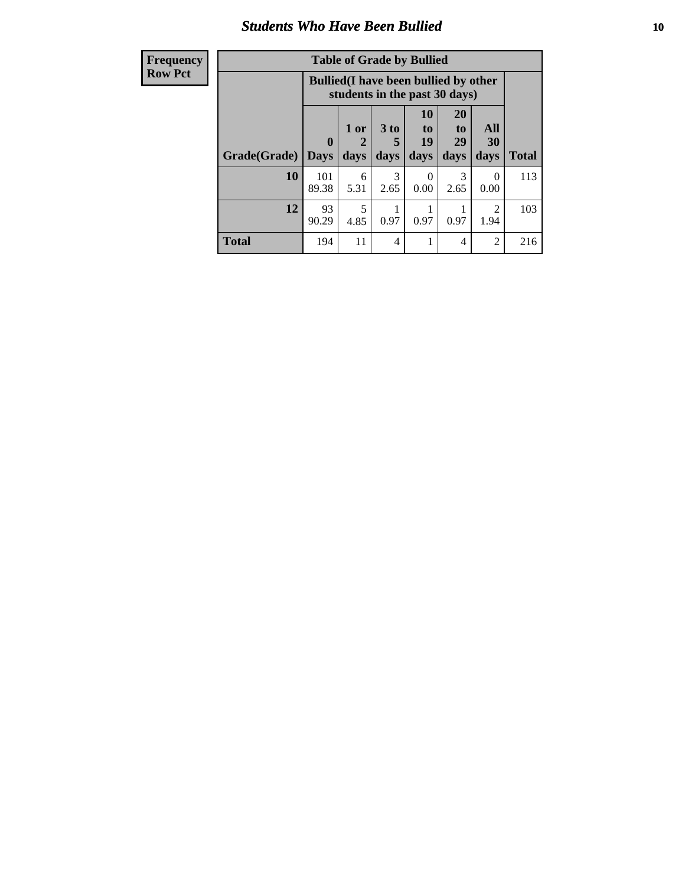# Students Who Have Been Bullied

| Frequency<br>Row Pct |
|---|

**Table of Grade by Bullied**

| Grade(Grade) | Bullied(I have been bullied by other students in the past 30 days) | | | | | | Total |
|---|---|---|---|---|---|---|---|
| | 0 Days | 1 or 2 days | 3 to 5 days | 10 to 19 days | 20 to 29 days | All 30 days | |
| **10** | 101<br>89.38 | 6<br>5.31 | 3<br>2.65 | 0<br>0.00 | 3<br>2.65 | 0<br>0.00 | 113 |
| **12** | 93<br>90.29 | 5<br>4.85 | 1<br>0.97 | 1<br>0.97 | 1<br>0.97 | 2<br>1.94 | 103 |
| **Total** | 194 | 11 | 4 | 1 | 4 | 2 | 216 |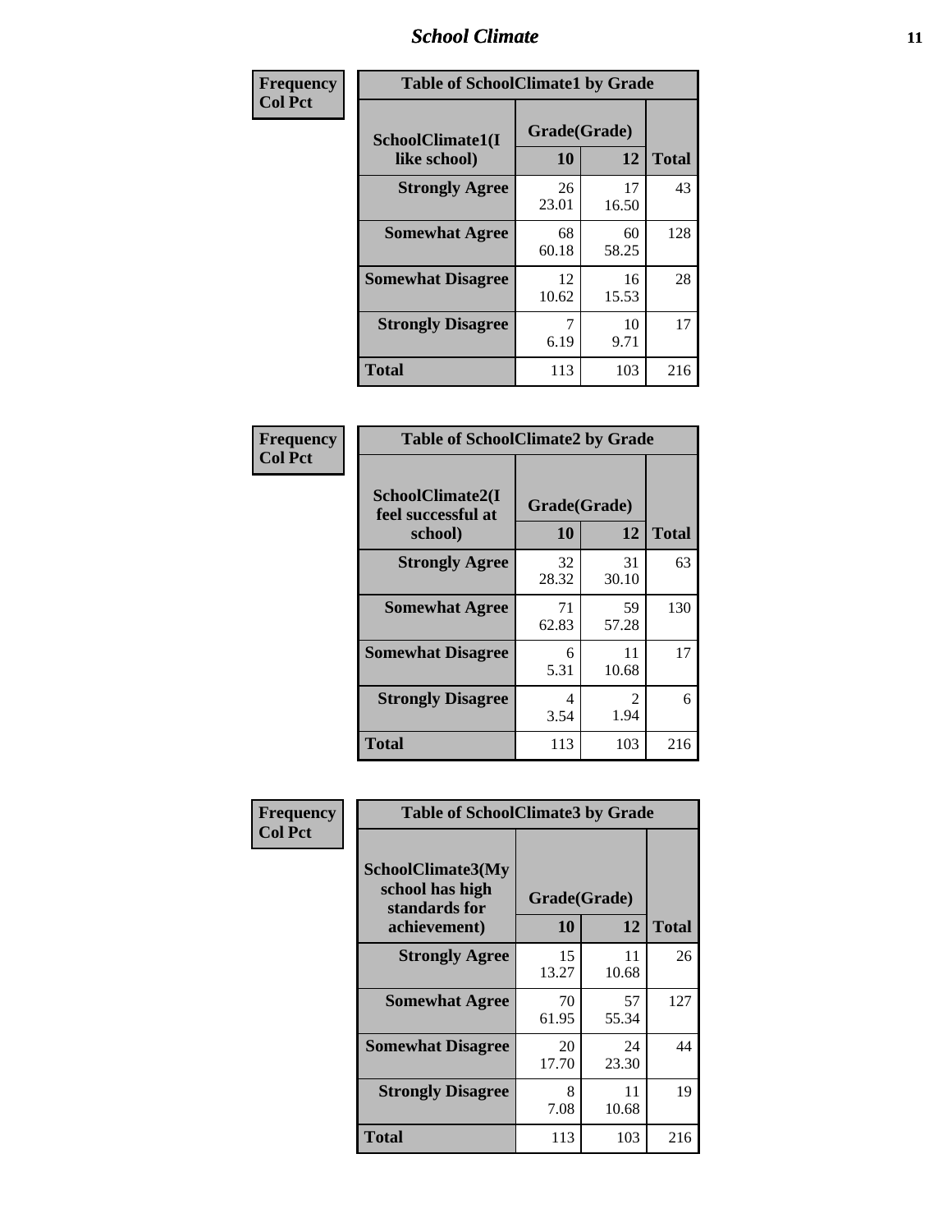| Frequency<br>Col Pct | Table of SchoolClimate1 by Grade | | |
|---|---|---|---|
| SchoolClimate1(I like school) | Grade(Grade) | | |
| | 10 | 12 | Total |
| Strongly Agree | 26<br>23.01 | 17<br>16.50 | 43 |
| Somewhat Agree | 68<br>60.18 | 60<br>58.25 | 128 |
| Somewhat Disagree | 12<br>10.62 | 16<br>15.53 | 28 |
| Strongly Disagree | 7<br>6.19 | 10<br>9.71 | 17 |
| Total | 113 | 103 | 216 |

| Frequency<br>Col Pct | Table of SchoolClimate2 by Grade | | |
|---|---|---|---|
| SchoolClimate2(I feel successful at school) | Grade(Grade) | | |
| | 10 | 12 | Total |
| Strongly Agree | 32<br>28.32 | 31<br>30.10 | 63 |
| Somewhat Agree | 71<br>62.83 | 59<br>57.28 | 130 |
| Somewhat Disagree | 6<br>5.31 | 11<br>10.68 | 17 |
| Strongly Disagree | 4<br>3.54 | 2<br>1.94 | 6 |
| Total | 113 | 103 | 216 |

| Frequency<br>Col Pct | Table of SchoolClimate3 by Grade | | |
|---|---|---|---|
| SchoolClimate3(My school has high standards for achievement) | Grade(Grade) | | |
| | 10 | 12 | Total |
| Strongly Agree | 15<br>13.27 | 11<br>10.68 | 26 |
| Somewhat Agree | 70<br>61.95 | 57<br>55.34 | 127 |
| Somewhat Disagree | 20<br>17.70 | 24<br>23.30 | 44 |
| Strongly Disagree | 8<br>7.08 | 11<br>10.68 | 19 |
| Total | 113 | 103 | 216 |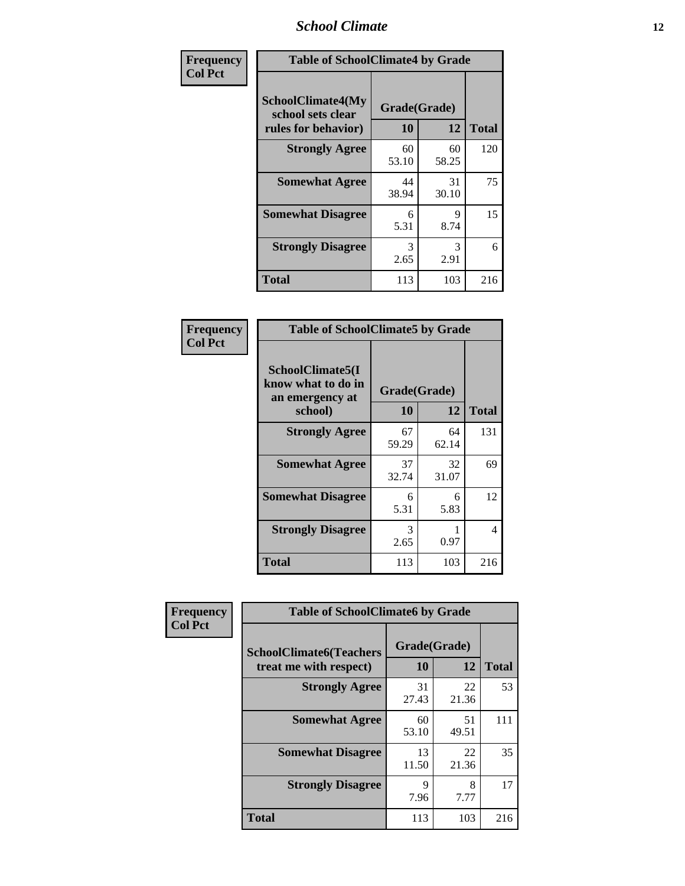| Frequency<br>Col Pct | Table of SchoolClimate4 by Grade | | |
|---|---|---|---|
| SchoolClimate4(My school sets clear rules for behavior) | Grade(Grade) | | |
| | 10 | 12 | Total |
| Strongly Agree | 60<br>53.10 | 60<br>58.25 | 120 |
| Somewhat Agree | 44<br>38.94 | 31<br>30.10 | 75 |
| Somewhat Disagree | 6<br>5.31 | 9<br>8.74 | 15 |
| Strongly Disagree | 3<br>2.65 | 3<br>2.91 | 6 |
| Total | 113 | 103 | 216 |

| Frequency<br>Col Pct | Table of SchoolClimate5 by Grade | | |
|---|---|---|---|
| SchoolClimate5(I know what to do in an emergency at school) | Grade(Grade) | | |
| | 10 | 12 | Total |
| Strongly Agree | 67<br>59.29 | 64<br>62.14 | 131 |
| Somewhat Agree | 37<br>32.74 | 32<br>31.07 | 69 |
| Somewhat Disagree | 6<br>5.31 | 6<br>5.83 | 12 |
| Strongly Disagree | 3<br>2.65 | 1<br>0.97 | 4 |
| Total | 113 | 103 | 216 |

| Frequency<br>Col Pct | Table of SchoolClimate6 by Grade | | |
|---|---|---|---|
| SchoolClimate6(Teachers treat me with respect) | Grade(Grade) | | |
| | 10 | 12 | Total |
| Strongly Agree | 31<br>27.43 | 22<br>21.36 | 53 |
| Somewhat Agree | 60<br>53.10 | 51<br>49.51 | 111 |
| Somewhat Disagree | 13<br>11.50 | 22<br>21.36 | 35 |
| Strongly Disagree | 9<br>7.96 | 8<br>7.77 | 17 |
| Total | 113 | 103 | 216 |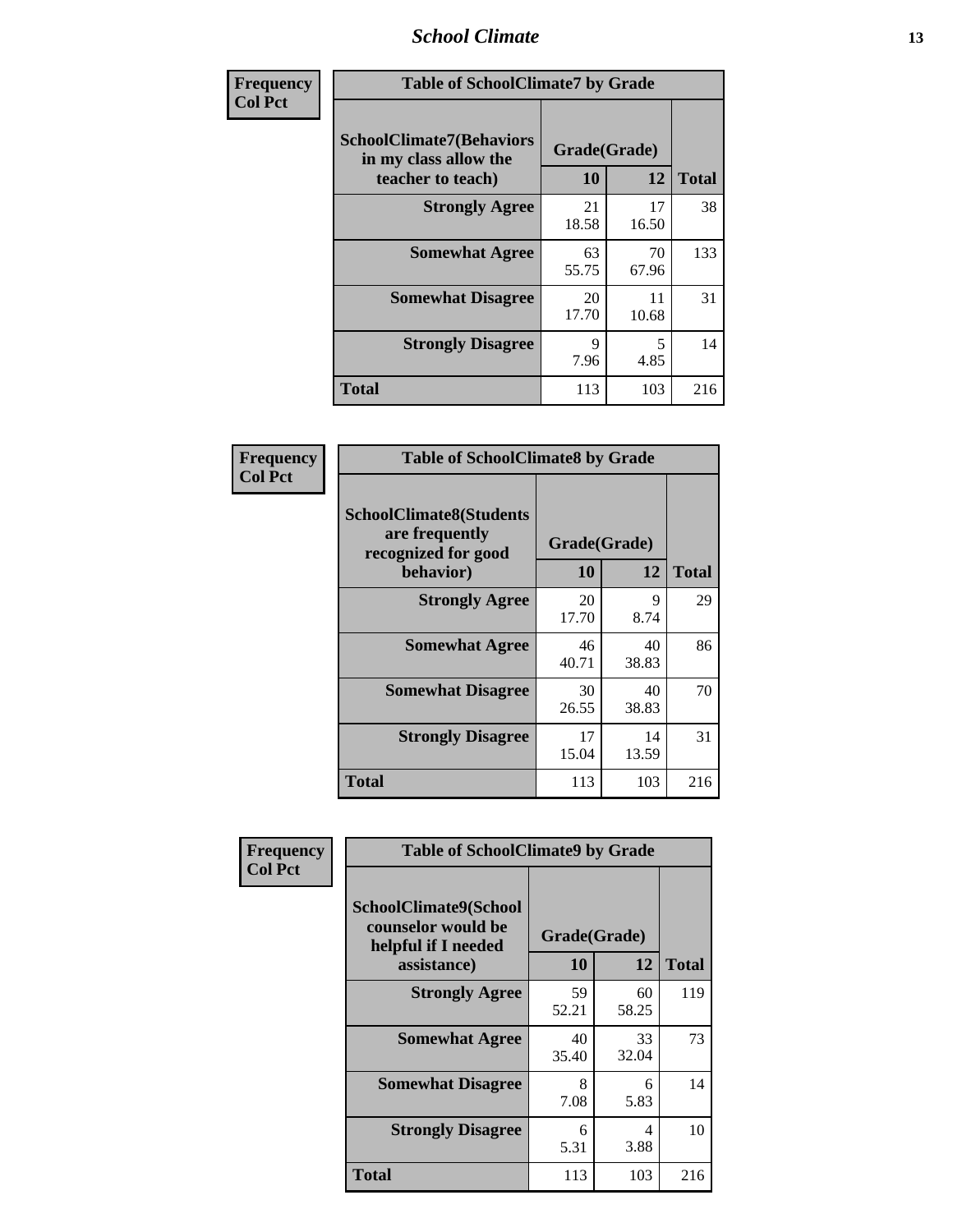**Frequency**
**Col Pct**

| Table of SchoolClimate7 by Grade | | | |
|---|---|---|---|
| **SchoolClimate7(Behaviors in my class allow the teacher to teach)** | **Grade(Grade)** | | **Total** |
| | **10** | **12** | |
| **Strongly Agree** | 21<br>18.58 | 17<br>16.50 | 38 |
| **Somewhat Agree** | 63<br>55.75 | 70<br>67.96 | 133 |
| **Somewhat Disagree** | 20<br>17.70 | 11<br>10.68 | 31 |
| **Strongly Disagree** | 9<br>7.96 | 5<br>4.85 | 14 |
| **Total** | 113 | 103 | 216 |

**Frequency**
**Col Pct**

| Table of SchoolClimate8 by Grade | | | |
|---|---|---|---|
| **SchoolClimate8(Students are frequently recognized for good behavior)** | **Grade(Grade)** | | **Total** |
| | **10** | **12** | |
| **Strongly Agree** | 20<br>17.70 | 9<br>8.74 | 29 |
| **Somewhat Agree** | 46<br>40.71 | 40<br>38.83 | 86 |
| **Somewhat Disagree** | 30<br>26.55 | 40<br>38.83 | 70 |
| **Strongly Disagree** | 17<br>15.04 | 14<br>13.59 | 31 |
| **Total** | 113 | 103 | 216 |

**Frequency**
**Col Pct**

| Table of SchoolClimate9 by Grade | | | |
|---|---|---|---|
| **SchoolClimate9(School counselor would be helpful if I needed assistance)** | **Grade(Grade)** | | **Total** |
| | **10** | **12** | |
| **Strongly Agree** | 59<br>52.21 | 60<br>58.25 | 119 |
| **Somewhat Agree** | 40<br>35.40 | 33<br>32.04 | 73 |
| **Somewhat Disagree** | 8<br>7.08 | 6<br>5.83 | 14 |
| **Strongly Disagree** | 6<br>5.31 | 4<br>3.88 | 10 |
| **Total** | 113 | 103 | 216 |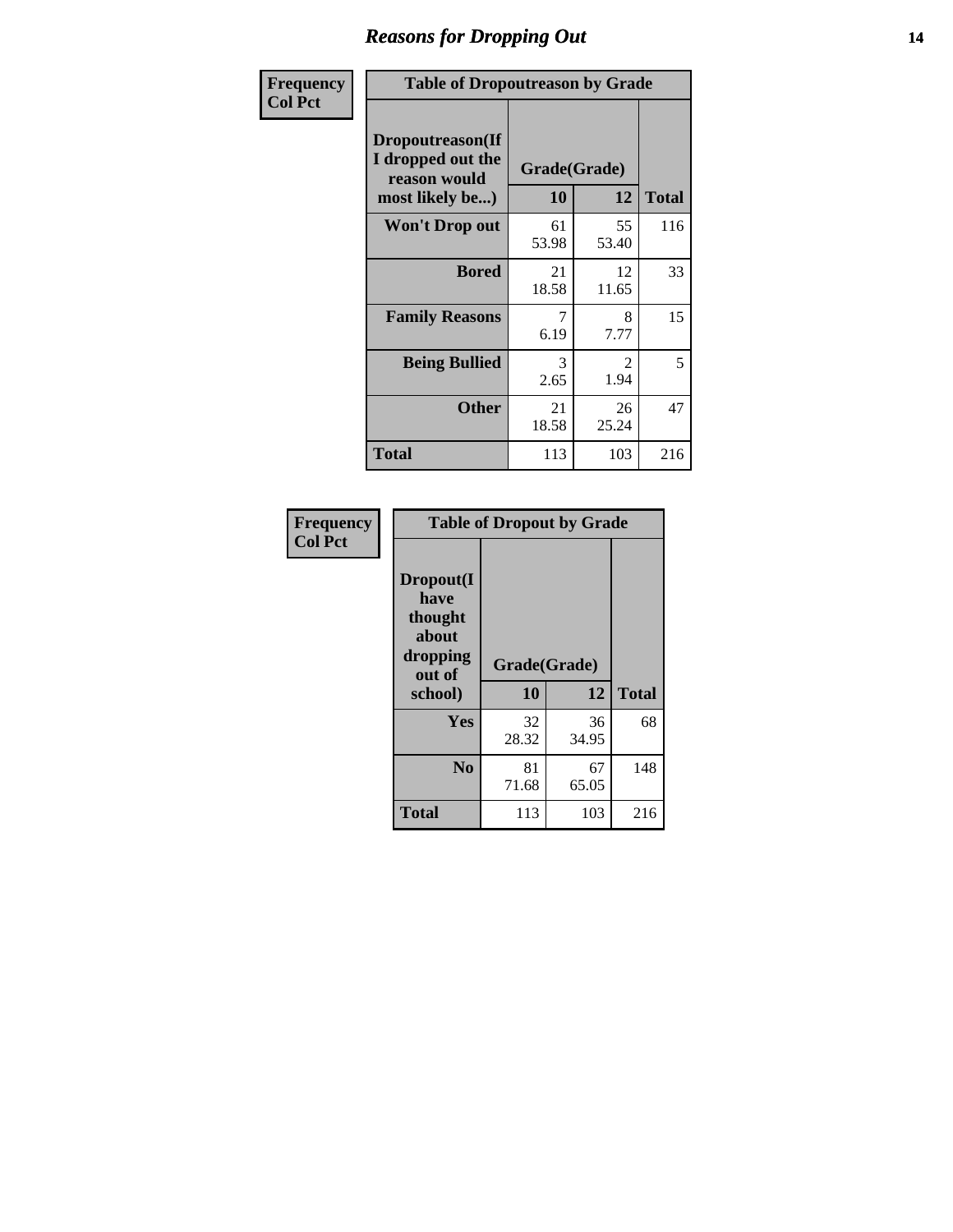# Reasons for Dropping Out

**Frequency**
**Col Pct**

| Table of Dropoutreason by Grade | | | |
|---|---|---|---|
| Dropoutreason(If I dropped out the reason would most likely be...) | Grade(Grade) | | |
| | 10 | 12 | Total |
| Won't Drop out | 61<br>53.98 | 55<br>53.40 | 116 |
| Bored | 21<br>18.58 | 12<br>11.65 | 33 |
| Family Reasons | 7<br>6.19 | 8<br>7.77 | 15 |
| Being Bullied | 3<br>2.65 | 2<br>1.94 | 5 |
| Other | 21<br>18.58 | 26<br>25.24 | 47 |
| Total | 113 | 103 | 216 |

**Frequency**
**Col Pct**

| Table of Dropout by Grade | | | |
|---|---|---|---|
| Dropout(I have thought about dropping out of school) | Grade(Grade) | | |
| | 10 | 12 | Total |
| Yes | 32<br>28.32 | 36<br>34.95 | 68 |
| No | 81<br>71.68 | 67<br>65.05 | 148 |
| Total | 113 | 103 | 216 |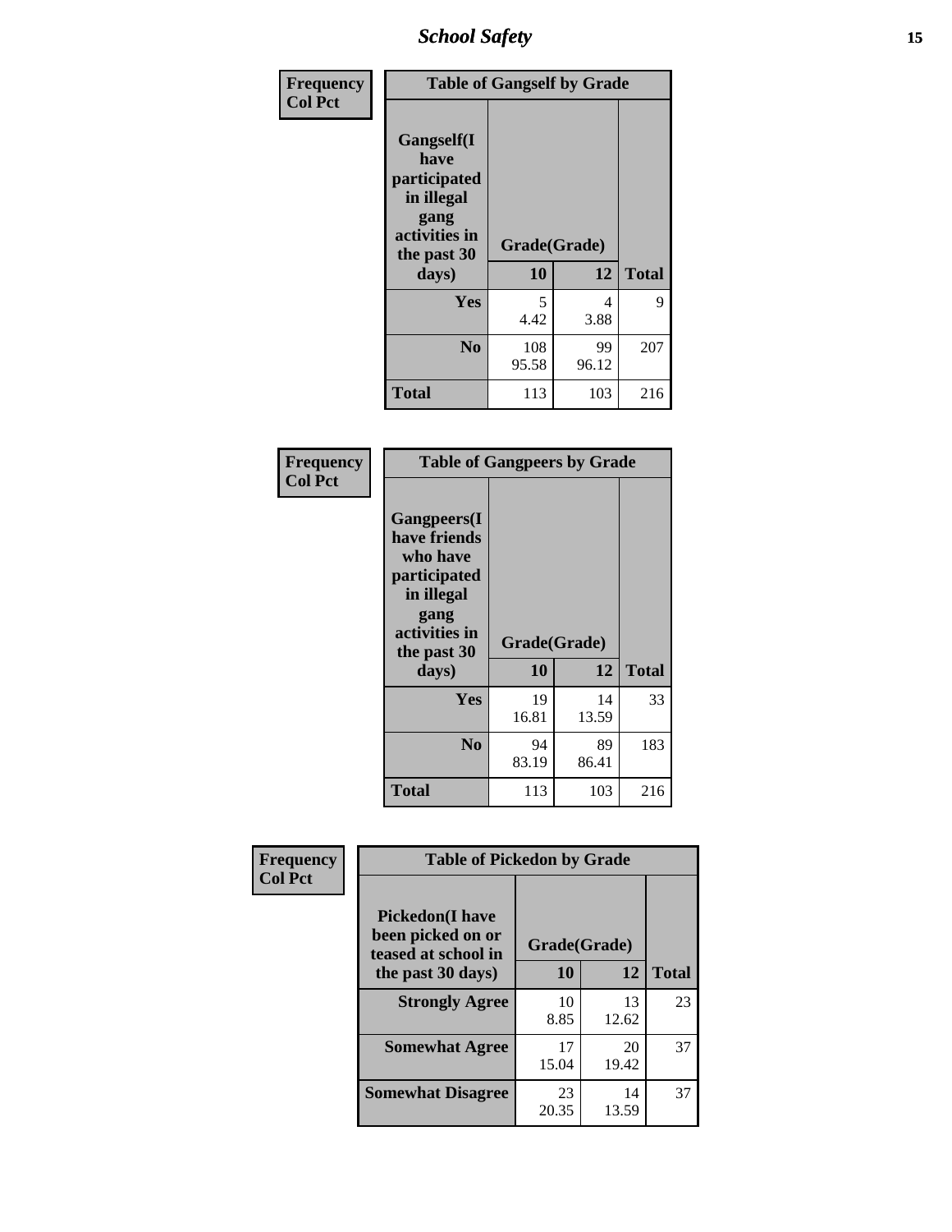| Frequency<br>Col Pct | | | |
|---|---|---|---|
| **Table of Gangself by Grade** | | | |
| **Gangself(I have participated in illegal gang activities in the past 30 days)** | **Grade(Grade)** | | |
| | **10** | **12** | **Total** |
| **Yes** | 5<br>4.42 | 4<br>3.88 | 9 |
| **No** | 108<br>95.58 | 99<br>96.12 | 207 |
| **Total** | 113 | 103 | 216 |

| Frequency<br>Col Pct | | | |
|---|---|---|---|
| **Table of Gangpeers by Grade** | | | |
| **Gangpeers(I have friends who have participated in illegal gang activities in the past 30 days)** | **Grade(Grade)** | | |
| | **10** | **12** | **Total** |
| **Yes** | 19<br>16.81 | 14<br>13.59 | 33 |
| **No** | 94<br>83.19 | 89<br>86.41 | 183 |
| **Total** | 113 | 103 | 216 |

| Frequency<br>Col Pct | | | |
|---|---|---|---|
| **Table of Pickedon by Grade** | | | |
| **Pickedon(I have been picked on or teased at school in the past 30 days)** | **Grade(Grade)** | | |
| | **10** | **12** | **Total** |
| **Strongly Agree** | 10<br>8.85 | 13<br>12.62 | 23 |
| **Somewhat Agree** | 17<br>15.04 | 20<br>19.42 | 37 |
| **Somewhat Disagree** | 23<br>20.35 | 14<br>13.59 | 37 |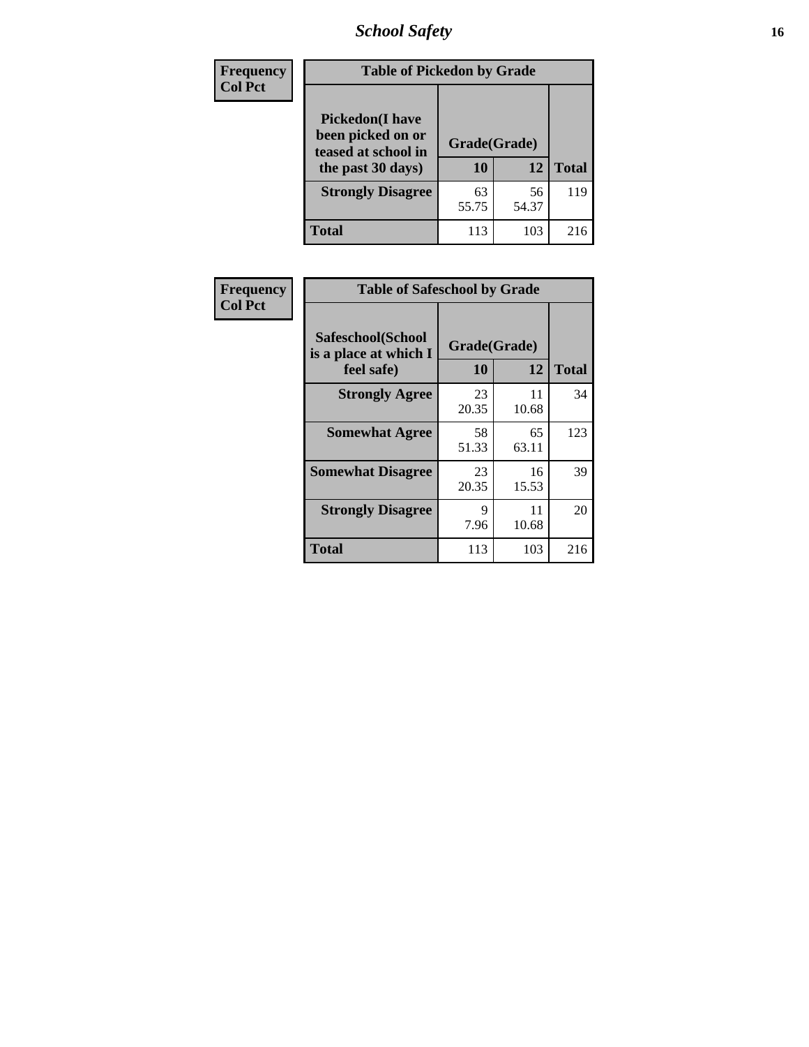# School Safety

| Frequency<br>Col Pct | Table of Pickedon by Grade | | |
|---|---|---|---|
| **Pickedon(I have been picked on or teased at school in the past 30 days)** | **Grade(Grade)** | | |
| | **10** | **12** | **Total** |
| **Strongly Disagree** | 63<br>55.75 | 56<br>54.37 | 119 |
| **Total** | 113 | 103 | 216 |

| Frequency<br>Col Pct | Table of Safeschool by Grade | | |
|---|---|---|---|
| **Safeschool(School is a place at which I feel safe)** | **Grade(Grade)** | | |
| | **10** | **12** | **Total** |
| **Strongly Agree** | 23<br>20.35 | 11<br>10.68 | 34 |
| **Somewhat Agree** | 58<br>51.33 | 65<br>63.11 | 123 |
| **Somewhat Disagree** | 23<br>20.35 | 16<br>15.53 | 39 |
| **Strongly Disagree** | 9<br>7.96 | 11<br>10.68 | 20 |
| **Total** | 113 | 103 | 216 |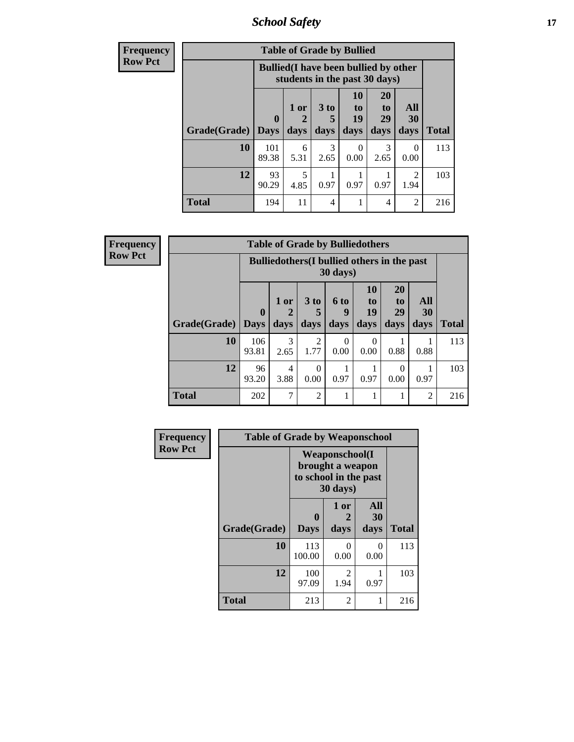| Frequency<br>Row Pct | Table of Grade by Bullied | | | | | | |
|---|---|---|---|---|---|---|---|
| | Bullied(I have been bullied by other students in the past 30 days) | | | | | | |
| Grade(Grade) | 0 Days | 1 or 2 days | 3 to 5 days | 10 to 19 days | 20 to 29 days | All 30 days | Total |
| 10 | 101<br>89.38 | 6<br>5.31 | 3<br>2.65 | 0<br>0.00 | 3<br>2.65 | 0<br>0.00 | 113 |
| 12 | 93<br>90.29 | 5<br>4.85 | 1<br>0.97 | 1<br>0.97 | 1<br>0.97 | 2<br>1.94 | 103 |
| Total | 194 | 11 | 4 | 1 | 4 | 2 | 216 |

| Frequency<br>Row Pct | Table of Grade by Bulliedothers | | | | | | | |
|---|---|---|---|---|---|---|---|---|
| | Bulliedothers(I bullied others in the past 30 days) | | | | | | | |
| Grade(Grade) | 0 Days | 1 or 2 days | 3 to 5 days | 6 to 9 days | 10 to 19 days | 20 to 29 days | All 30 days | Total |
| 10 | 106<br>93.81 | 3<br>2.65 | 2<br>1.77 | 0<br>0.00 | 0<br>0.00 | 1<br>0.88 | 1<br>0.88 | 113 |
| 12 | 96<br>93.20 | 4<br>3.88 | 0<br>0.00 | 1<br>0.97 | 1<br>0.97 | 0<br>0.00 | 1<br>0.97 | 103 |
| Total | 202 | 7 | 2 | 1 | 1 | 1 | 2 | 216 |

| Frequency<br>Row Pct | Table of Grade by Weaponschool | | | |
|---|---|---|---|---|
| | Weaponschool(I brought a weapon to school in the past 30 days) | | | |
| Grade(Grade) | 0 Days | 1 or 2 days | All 30 days | Total |
| 10 | 113<br>100.00 | 0<br>0.00 | 0<br>0.00 | 113 |
| 12 | 100<br>97.09 | 2<br>1.94 | 1<br>0.97 | 103 |
| Total | 213 | 2 | 1 | 216 |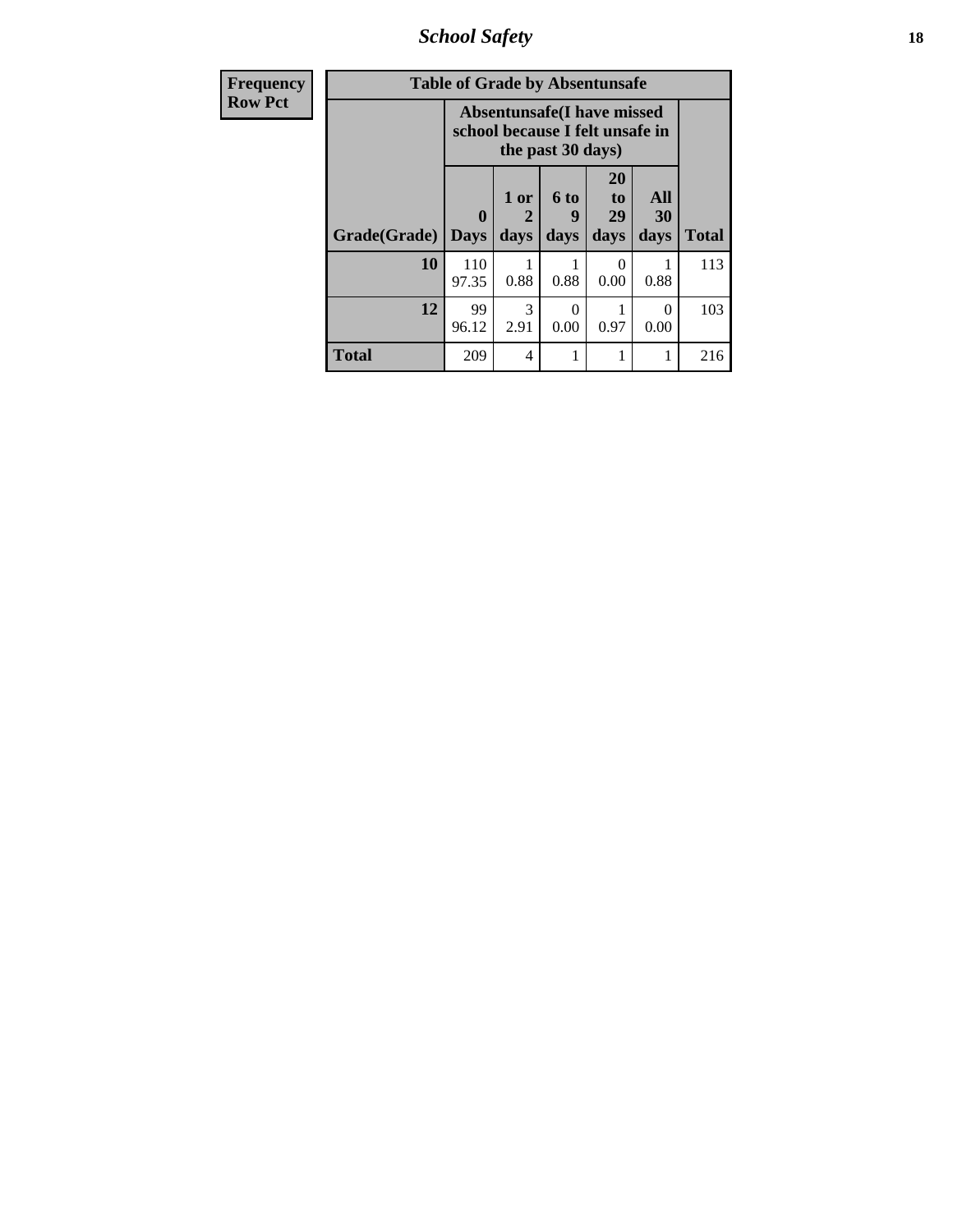| Frequency<br>Row Pct | Table of Grade by Absentunsafe | | | | | |
|---|---|---|---|---|---|---|
| | Absentunsafe(I have missed school because I felt unsafe in the past 30 days) | | | | | |
| Grade(Grade) | 0 Days | 1 or 2 days | 6 to 9 days | 20 to 29 days | All 30 days | Total |
| 10 | 110<br>97.35 | 1<br>0.88 | 1<br>0.88 | 0<br>0.00 | 1<br>0.88 | 113 |
| 12 | 99<br>96.12 | 3<br>2.91 | 0<br>0.00 | 1<br>0.97 | 0<br>0.00 | 103 |
| Total | 209 | 4 | 1 | 1 | 1 | 216 |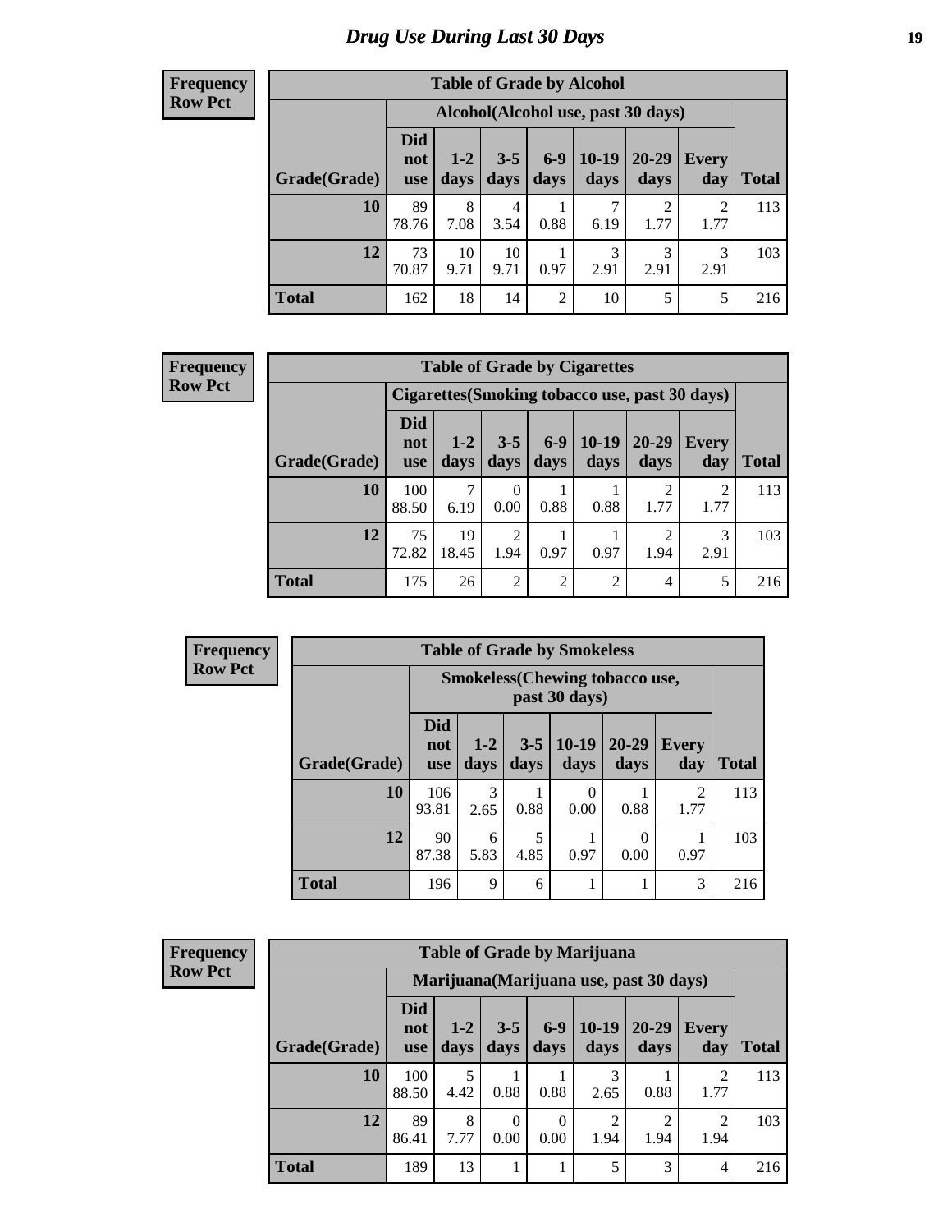# Drug Use During Last 30 Days

**Frequency**
**Row Pct**

| Table of Grade by Alcohol | | | | | | | | |
|---|---|---|---|---|---|---|---|---|
| | Alcohol(Alcohol use, past 30 days) | | | | | | | |
| Grade(Grade) | Did not use | 1-2 days | 3-5 days | 6-9 days | 10-19 days | 20-29 days | Every day | Total |
| 10 | 89 78.76 | 8 7.08 | 4 3.54 | 1 0.88 | 7 6.19 | 2 1.77 | 2 1.77 | 113 |
| 12 | 73 70.87 | 10 9.71 | 10 9.71 | 1 0.97 | 3 2.91 | 3 2.91 | 3 2.91 | 103 |
| Total | 162 | 18 | 14 | 2 | 10 | 5 | 5 | 216 |

**Frequency**
**Row Pct**

| Table of Grade by Cigarettes | | | | | | | | |
|---|---|---|---|---|---|---|---|---|
| | Cigarettes(Smoking tobacco use, past 30 days) | | | | | | | |
| Grade(Grade) | Did not use | 1-2 days | 3-5 days | 6-9 days | 10-19 days | 20-29 days | Every day | Total |
| 10 | 100 88.50 | 7 6.19 | 0 0.00 | 1 0.88 | 1 0.88 | 2 1.77 | 2 1.77 | 113 |
| 12 | 75 72.82 | 19 18.45 | 2 1.94 | 1 0.97 | 1 0.97 | 2 1.94 | 3 2.91 | 103 |
| Total | 175 | 26 | 2 | 2 | 2 | 4 | 5 | 216 |

**Frequency**
**Row Pct**

| Table of Grade by Smokeless | | | | | | | |
|---|---|---|---|---|---|---|---|
| | Smokeless(Chewing tobacco use, past 30 days) | | | | | | |
| Grade(Grade) | Did not use | 1-2 days | 3-5 days | 10-19 days | 20-29 days | Every day | Total |
| 10 | 106 93.81 | 3 2.65 | 1 0.88 | 0 0.00 | 1 0.88 | 2 1.77 | 113 |
| 12 | 90 87.38 | 6 5.83 | 5 4.85 | 1 0.97 | 0 0.00 | 1 0.97 | 103 |
| Total | 196 | 9 | 6 | 1 | 1 | 3 | 216 |

**Frequency**
**Row Pct**

| Table of Grade by Marijuana | | | | | | | | |
|---|---|---|---|---|---|---|---|---|
| | Marijuana(Marijuana use, past 30 days) | | | | | | | |
| Grade(Grade) | Did not use | 1-2 days | 3-5 days | 6-9 days | 10-19 days | 20-29 days | Every day | Total |
| 10 | 100 88.50 | 5 4.42 | 1 0.88 | 1 0.88 | 3 2.65 | 1 0.88 | 2 1.77 | 113 |
| 12 | 89 86.41 | 8 7.77 | 0 0.00 | 0 0.00 | 2 1.94 | 2 1.94 | 2 1.94 | 103 |
| Total | 189 | 13 | 1 | 1 | 5 | 3 | 4 | 216 |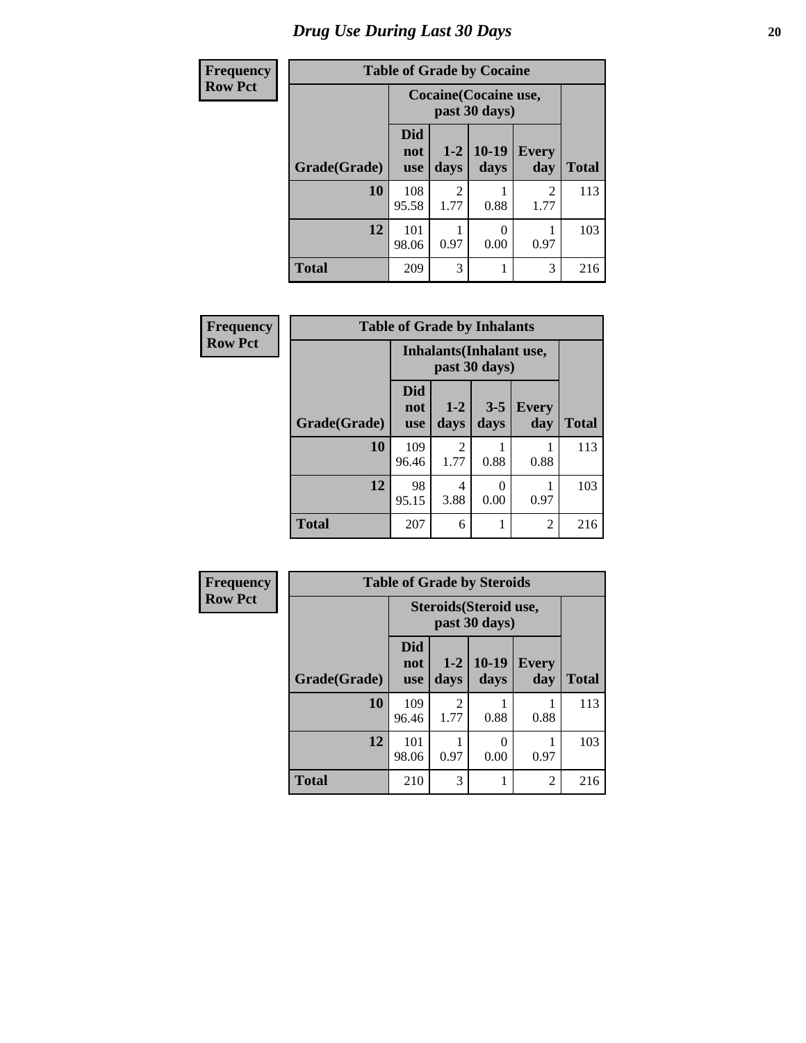# Drug Use During Last 30 Days

| Frequency<br>Row Pct | | | | | |
|---|---|---|---|---|---|

**Table of Grade by Cocaine**

| | Cocaine(Cocaine use, past 30 days) | | | | |
|---|---|---|---|---|---|
| Grade(Grade) | Did not use | 1-2 days | 10-19 days | Every day | Total |
| 10 | 108<br>95.58 | 2<br>1.77 | 1<br>0.88 | 2<br>1.77 | 113 |
| 12 | 101<br>98.06 | 1<br>0.97 | 0<br>0.00 | 1<br>0.97 | 103 |
| Total | 209 | 3 | 1 | 3 | 216 |

| Frequency<br>Row Pct | | | | | |
|---|---|---|---|---|---|

**Table of Grade by Inhalants**

| | Inhalants(Inhalant use, past 30 days) | | | | |
|---|---|---|---|---|---|
| Grade(Grade) | Did not use | 1-2 days | 3-5 days | Every day | Total |
| 10 | 109<br>96.46 | 2<br>1.77 | 1<br>0.88 | 1<br>0.88 | 113 |
| 12 | 98<br>95.15 | 4<br>3.88 | 0<br>0.00 | 1<br>0.97 | 103 |
| Total | 207 | 6 | 1 | 2 | 216 |

| Frequency<br>Row Pct | | | | | |
|---|---|---|---|---|---|

**Table of Grade by Steroids**

| | Steroids(Steroid use, past 30 days) | | | | |
|---|---|---|---|---|---|
| Grade(Grade) | Did not use | 1-2 days | 10-19 days | Every day | Total |
| 10 | 109<br>96.46 | 2<br>1.77 | 1<br>0.88 | 1<br>0.88 | 113 |
| 12 | 101<br>98.06 | 1<br>0.97 | 0<br>0.00 | 1<br>0.97 | 103 |
| Total | 210 | 3 | 1 | 2 | 216 |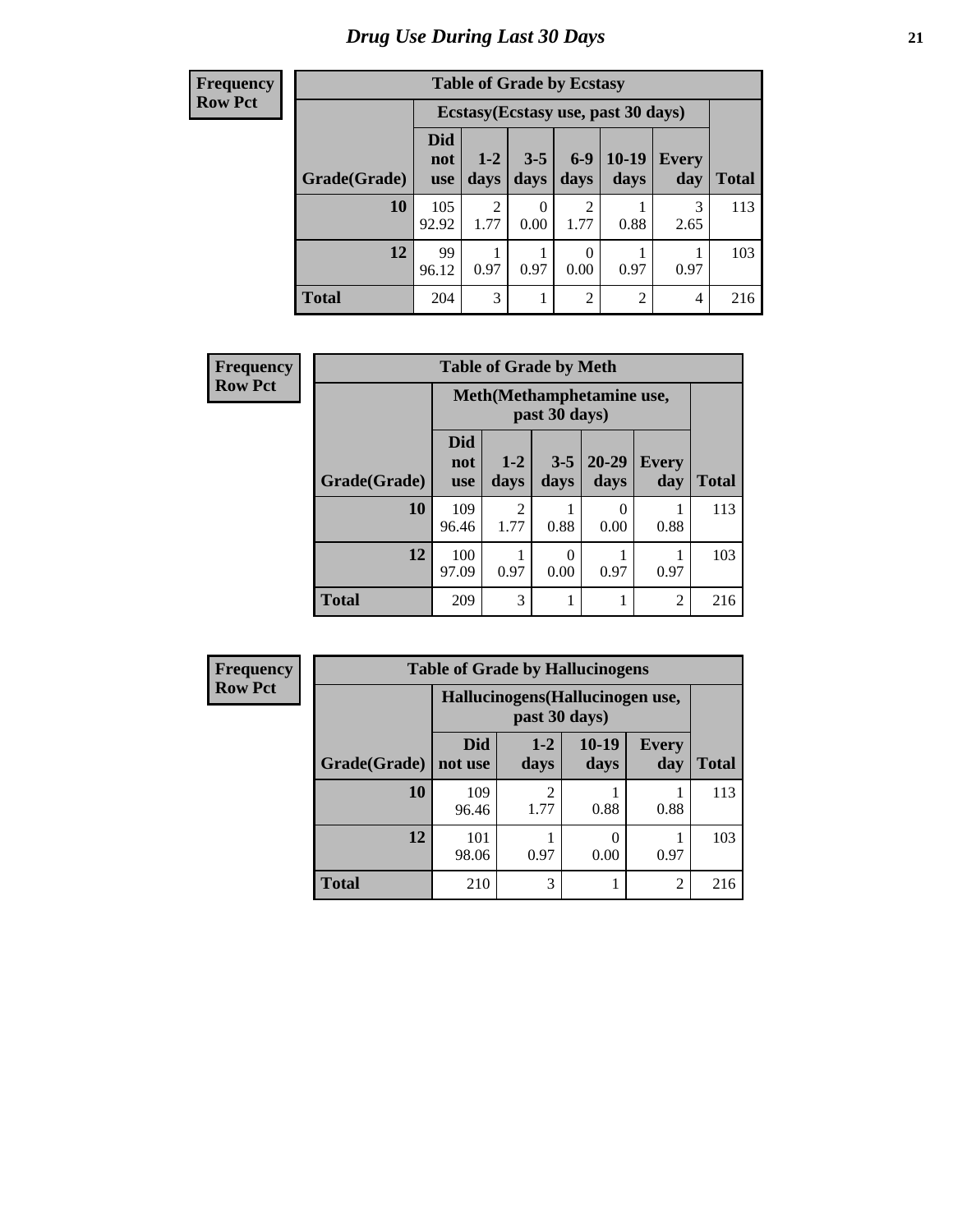# Drug Use During Last 30 Days

| Frequency<br>Row Pct |
|---|

**Table of Grade by Ecstasy**

| Grade(Grade) | Ecstasy(Ecstasy use, past 30 days) | | | | | | Total |
|---|---|---|---|---|---|---|---|
| | Did not use | 1-2 days | 3-5 days | 6-9 days | 10-19 days | Every day | |
| 10 | 105<br>92.92 | 2<br>1.77 | 0<br>0.00 | 2<br>1.77 | 1<br>0.88 | 3<br>2.65 | 113 |
| 12 | 99<br>96.12 | 1<br>0.97 | 1<br>0.97 | 0<br>0.00 | 1<br>0.97 | 1<br>0.97 | 103 |
| Total | 204 | 3 | 1 | 2 | 2 | 4 | 216 |

| Frequency<br>Row Pct |
|---|

**Table of Grade by Meth**

| Grade(Grade) | Meth(Methamphetamine use, past 30 days) | | | | | Total |
|---|---|---|---|---|---|---|
| | Did not use | 1-2 days | 3-5 days | 20-29 days | Every day | |
| 10 | 109<br>96.46 | 2<br>1.77 | 1<br>0.88 | 0<br>0.00 | 1<br>0.88 | 113 |
| 12 | 100<br>97.09 | 1<br>0.97 | 0<br>0.00 | 1<br>0.97 | 1<br>0.97 | 103 |
| Total | 209 | 3 | 1 | 1 | 2 | 216 |

| Frequency<br>Row Pct |
|---|

**Table of Grade by Hallucinogens**

| Grade(Grade) | Hallucinogens(Hallucinogen use, past 30 days) | | | | Total |
|---|---|---|---|---|---|
| | Did not use | 1-2 days | 10-19 days | Every day | |
| 10 | 109<br>96.46 | 2<br>1.77 | 1<br>0.88 | 1<br>0.88 | 113 |
| 12 | 101<br>98.06 | 1<br>0.97 | 0<br>0.00 | 1<br>0.97 | 103 |
| Total | 210 | 3 | 1 | 2 | 216 |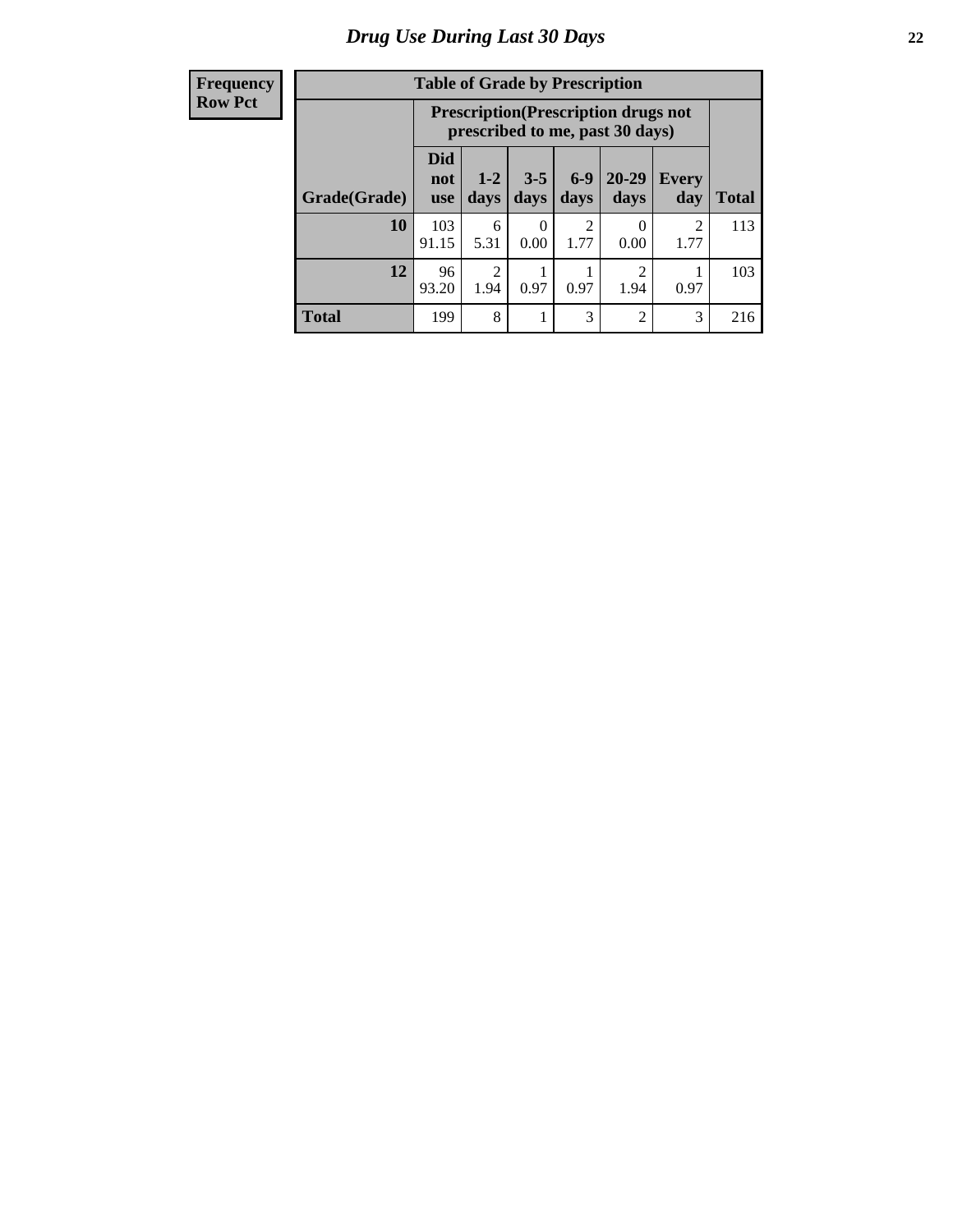## Drug Use During Last 30 Days

| Frequency<br>Row Pct |
|---|

**Table of Grade by Prescription**

| Grade(Grade) | Prescription(Prescription drugs not prescribed to me, past 30 days) | | | | | | Total |
|---|---|---|---|---|---|---|---|
| | Did not use | 1-2 days | 3-5 days | 6-9 days | 20-29 days | Every day | |
| **10** | 103<br>91.15 | 6<br>5.31 | 0<br>0.00 | 2<br>1.77 | 0<br>0.00 | 2<br>1.77 | 113 |
| **12** | 96<br>93.20 | 2<br>1.94 | 1<br>0.97 | 1<br>0.97 | 2<br>1.94 | 1<br>0.97 | 103 |
| **Total** | 199 | 8 | 1 | 3 | 2 | 3 | 216 |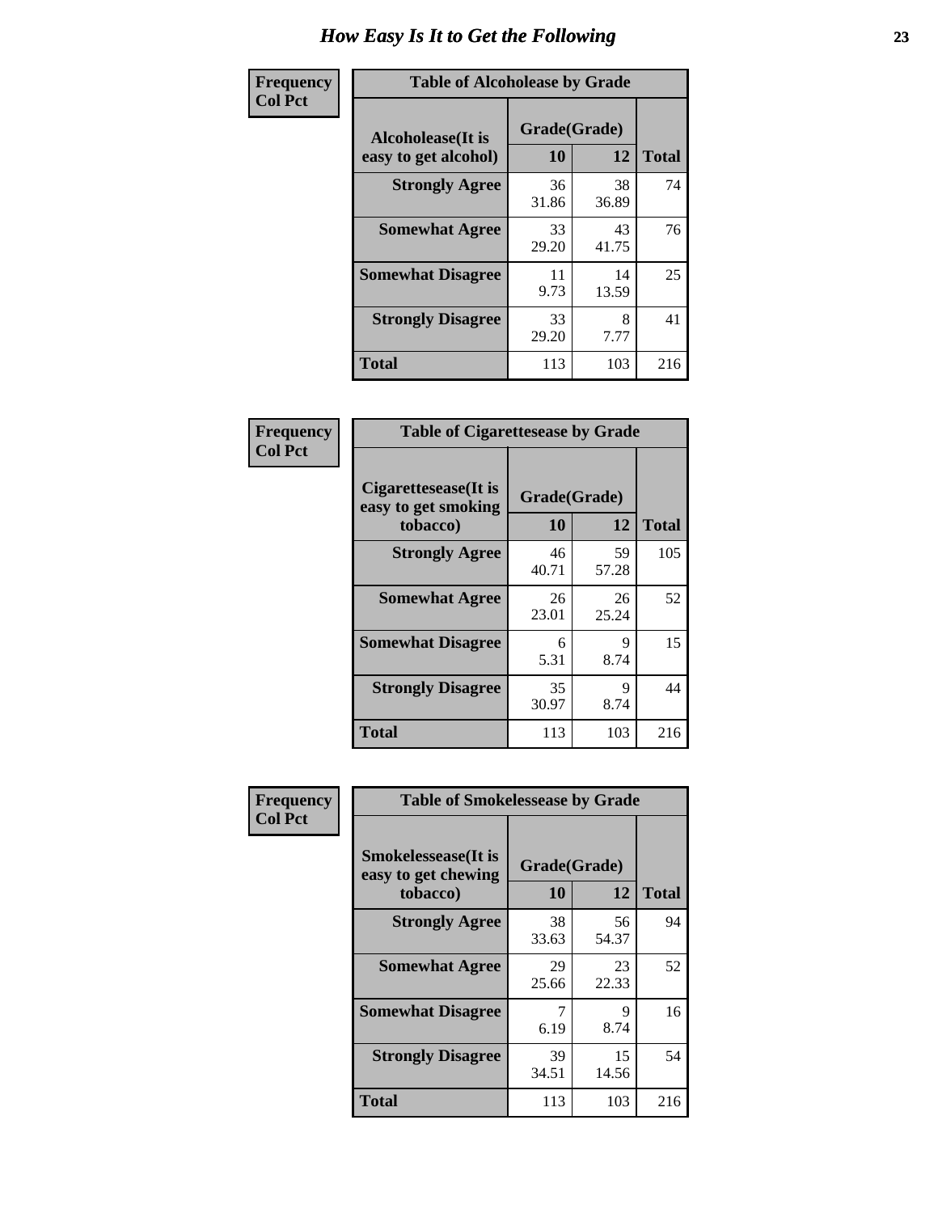# How Easy Is It to Get the Following

**Frequency**
**Col Pct**

**Table of Alcoholease by Grade**

| Alcoholease(It is easy to get alcohol) | Grade(Grade) | | Total |
|---|---|---|---|
| | 10 | 12 | |
| **Strongly Agree** | 36<br>31.86 | 38<br>36.89 | 74 |
| **Somewhat Agree** | 33<br>29.20 | 43<br>41.75 | 76 |
| **Somewhat Disagree** | 11<br>9.73 | 14<br>13.59 | 25 |
| **Strongly Disagree** | 33<br>29.20 | 8<br>7.77 | 41 |
| **Total** | 113 | 103 | 216 |

**Frequency**
**Col Pct**

**Table of Cigarettesease by Grade**

| Cigarettesease(It is easy to get smoking tobacco) | Grade(Grade) | | Total |
|---|---|---|---|
| | 10 | 12 | |
| **Strongly Agree** | 46<br>40.71 | 59<br>57.28 | 105 |
| **Somewhat Agree** | 26<br>23.01 | 26<br>25.24 | 52 |
| **Somewhat Disagree** | 6<br>5.31 | 9<br>8.74 | 15 |
| **Strongly Disagree** | 35<br>30.97 | 9<br>8.74 | 44 |
| **Total** | 113 | 103 | 216 |

**Frequency**
**Col Pct**

**Table of Smokelessease by Grade**

| Smokelessease(It is easy to get chewing tobacco) | Grade(Grade) | | Total |
|---|---|---|---|
| | 10 | 12 | |
| **Strongly Agree** | 38<br>33.63 | 56<br>54.37 | 94 |
| **Somewhat Agree** | 29<br>25.66 | 23<br>22.33 | 52 |
| **Somewhat Disagree** | 7<br>6.19 | 9<br>8.74 | 16 |
| **Strongly Disagree** | 39<br>34.51 | 15<br>14.56 | 54 |
| **Total** | 113 | 103 | 216 |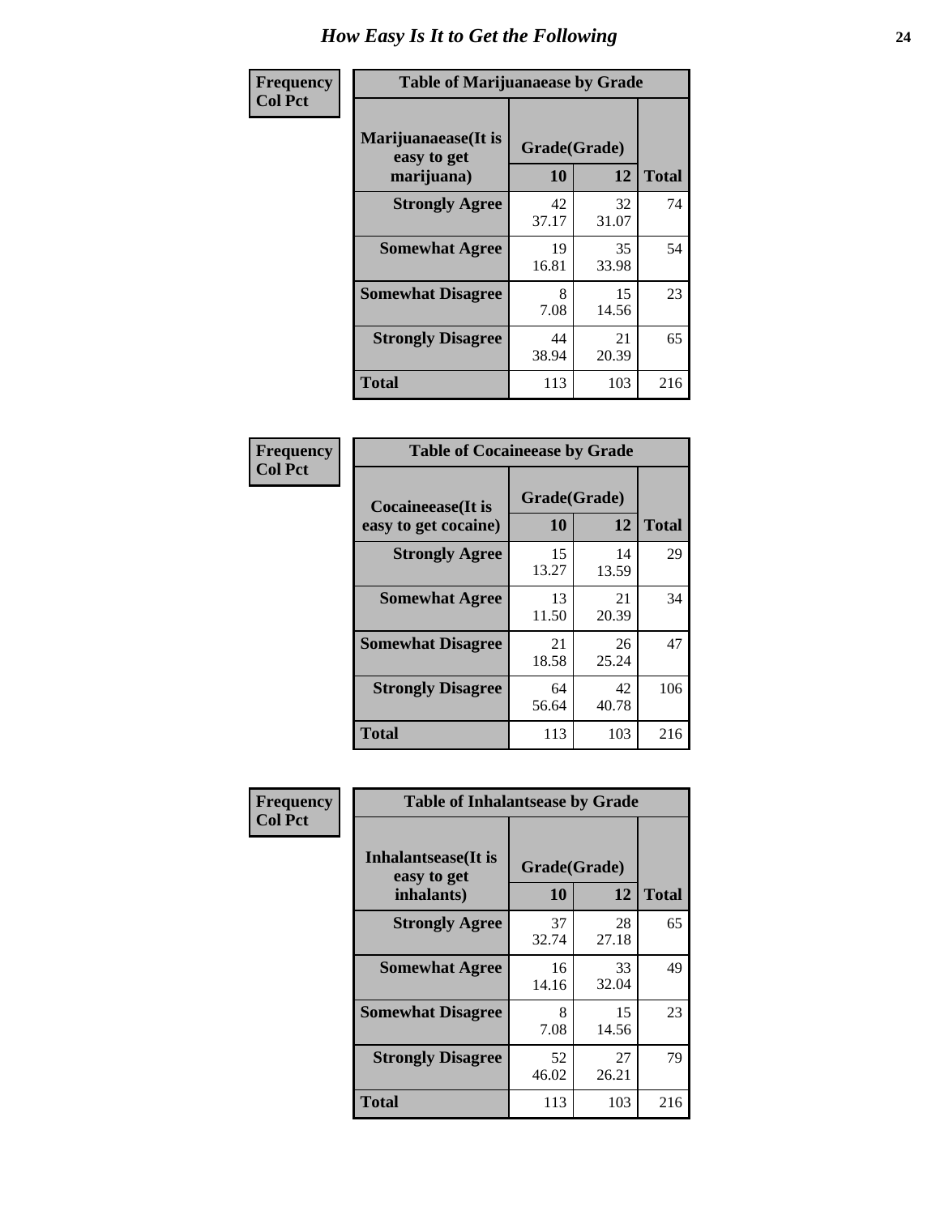# How Easy Is It to Get the Following

**Frequency**
**Col Pct**

| Table of Marijuanaease by Grade | | | |
|---|---|---|---|
| **Marijuanaease(It is easy to get marijuana)** | **Grade(Grade)** | | |
| | **10** | **12** | **Total** |
| **Strongly Agree** | 42<br>37.17 | 32<br>31.07 | 74 |
| **Somewhat Agree** | 19<br>16.81 | 35<br>33.98 | 54 |
| **Somewhat Disagree** | 8<br>7.08 | 15<br>14.56 | 23 |
| **Strongly Disagree** | 44<br>38.94 | 21<br>20.39 | 65 |
| **Total** | 113 | 103 | 216 |

**Frequency**
**Col Pct**

| Table of Cocaineease by Grade | | | |
|---|---|---|---|
| **Cocaineease(It is easy to get cocaine)** | **Grade(Grade)** | | |
| | **10** | **12** | **Total** |
| **Strongly Agree** | 15<br>13.27 | 14<br>13.59 | 29 |
| **Somewhat Agree** | 13<br>11.50 | 21<br>20.39 | 34 |
| **Somewhat Disagree** | 21<br>18.58 | 26<br>25.24 | 47 |
| **Strongly Disagree** | 64<br>56.64 | 42<br>40.78 | 106 |
| **Total** | 113 | 103 | 216 |

**Frequency**
**Col Pct**

| Table of Inhalantsease by Grade | | | |
|---|---|---|---|
| **Inhalantsease(It is easy to get inhalants)** | **Grade(Grade)** | | |
| | **10** | **12** | **Total** |
| **Strongly Agree** | 37<br>32.74 | 28<br>27.18 | 65 |
| **Somewhat Agree** | 16<br>14.16 | 33<br>32.04 | 49 |
| **Somewhat Disagree** | 8<br>7.08 | 15<br>14.56 | 23 |
| **Strongly Disagree** | 52<br>46.02 | 27<br>26.21 | 79 |
| **Total** | 113 | 103 | 216 |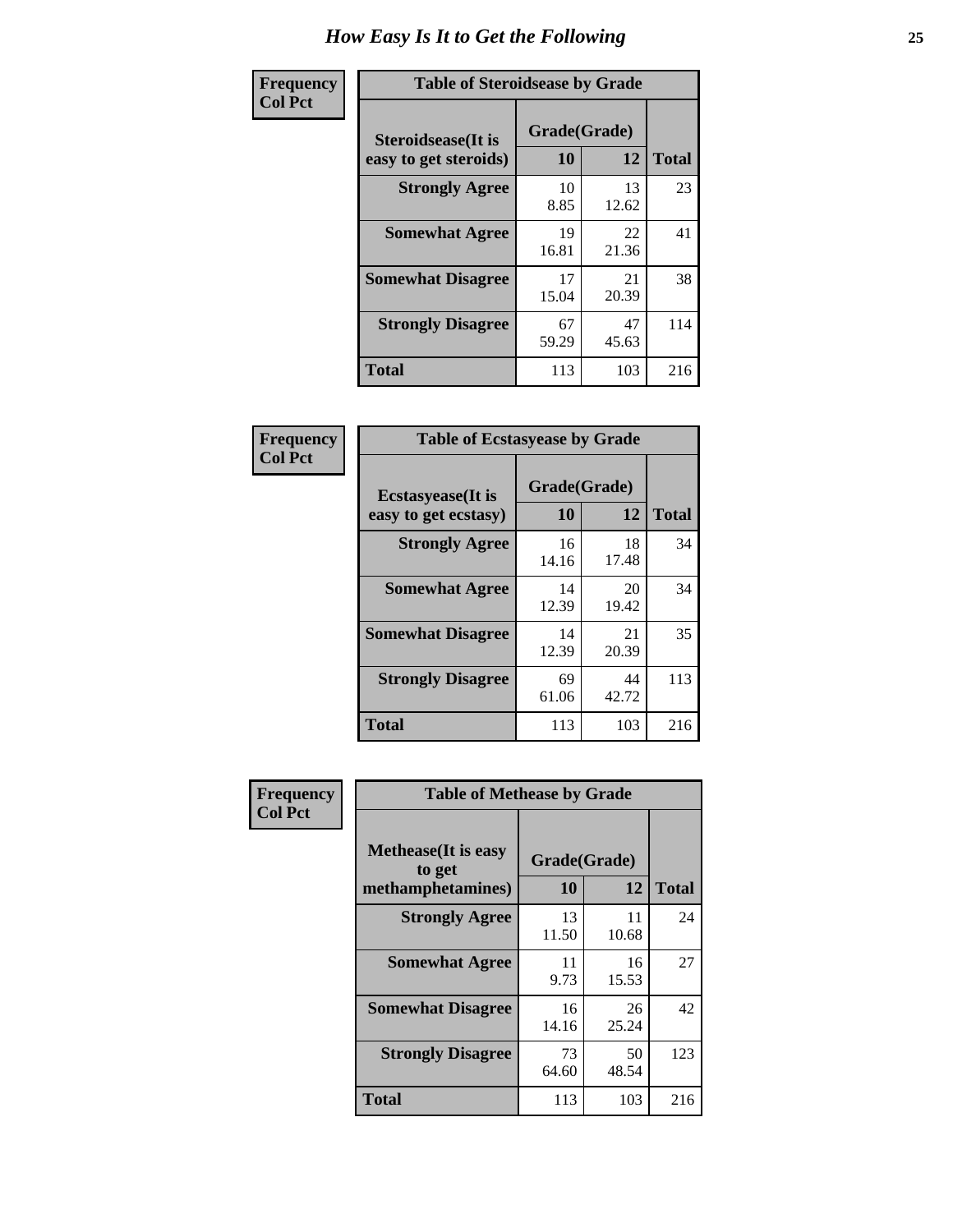# How Easy Is It to Get the Following

**Frequency**
**Col Pct**

**Table of Steroidsease by Grade**

| Steroidsease(It is easy to get steroids) | Grade(Grade) 10 | 12 | Total |
|---|---|---|---|
| **Strongly Agree** | 10<br>8.85 | 13<br>12.62 | 23 |
| **Somewhat Agree** | 19<br>16.81 | 22<br>21.36 | 41 |
| **Somewhat Disagree** | 17<br>15.04 | 21<br>20.39 | 38 |
| **Strongly Disagree** | 67<br>59.29 | 47<br>45.63 | 114 |
| **Total** | 113 | 103 | 216 |

**Frequency**
**Col Pct**

**Table of Ecstasyease by Grade**

| Ecstasyease(It is easy to get ecstasy) | Grade(Grade) 10 | 12 | Total |
|---|---|---|---|
| **Strongly Agree** | 16<br>14.16 | 18<br>17.48 | 34 |
| **Somewhat Agree** | 14<br>12.39 | 20<br>19.42 | 34 |
| **Somewhat Disagree** | 14<br>12.39 | 21<br>20.39 | 35 |
| **Strongly Disagree** | 69<br>61.06 | 44<br>42.72 | 113 |
| **Total** | 113 | 103 | 216 |

**Frequency**
**Col Pct**

**Table of Methease by Grade**

| Methease(It is easy to get methamphetamines) | Grade(Grade) 10 | 12 | Total |
|---|---|---|---|
| **Strongly Agree** | 13<br>11.50 | 11<br>10.68 | 24 |
| **Somewhat Agree** | 11<br>9.73 | 16<br>15.53 | 27 |
| **Somewhat Disagree** | 16<br>14.16 | 26<br>25.24 | 42 |
| **Strongly Disagree** | 73<br>64.60 | 50<br>48.54 | 123 |
| **Total** | 113 | 103 | 216 |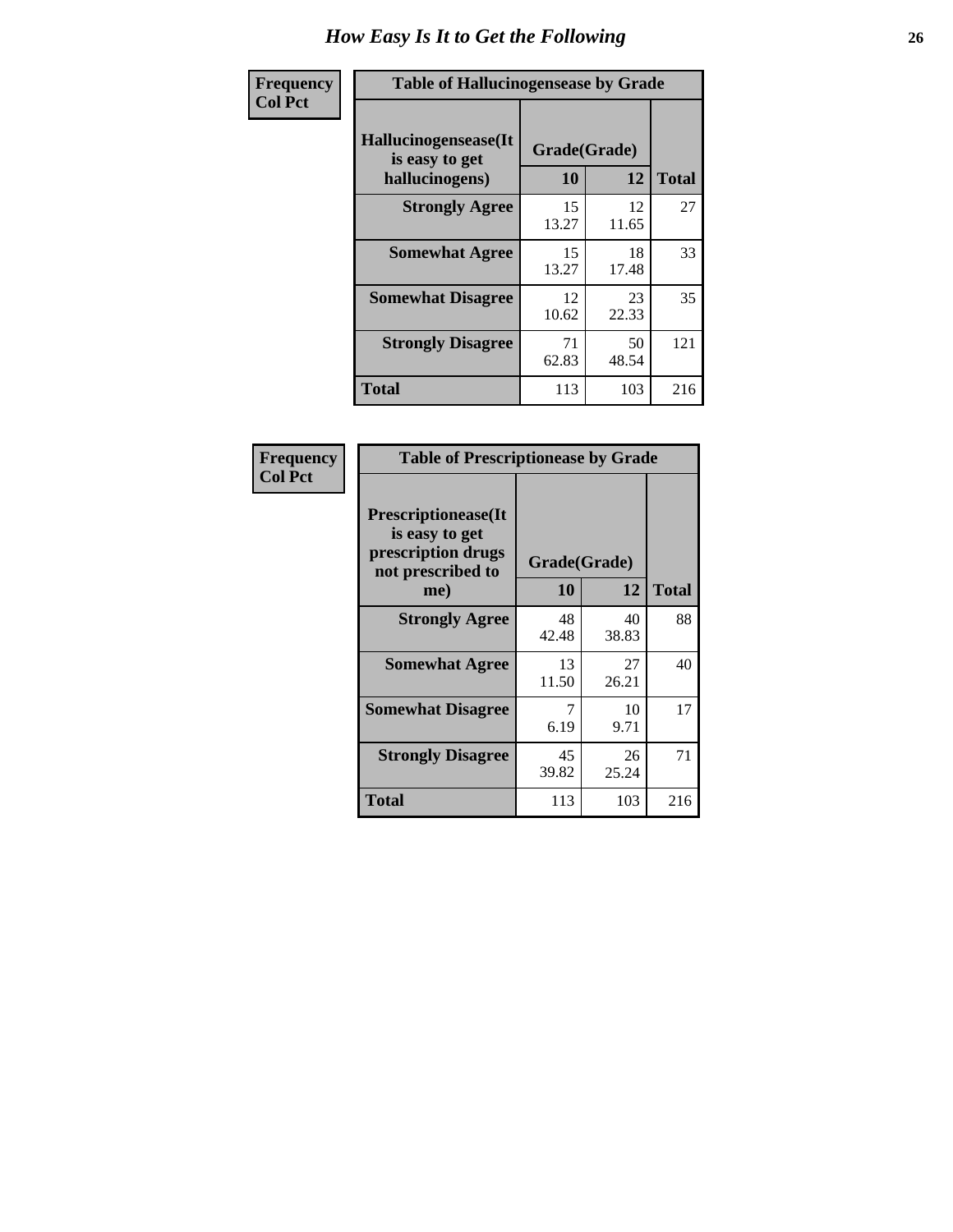# How Easy Is It to Get the Following

| Frequency<br>Col Pct | Table of Hallucinogensease by Grade | | |
|---|---|---|---|
| Hallucinogensease(It is easy to get hallucinogens) | Grade(Grade) | | |
| | 10 | 12 | Total |
| Strongly Agree | 15<br>13.27 | 12<br>11.65 | 27 |
| Somewhat Agree | 15<br>13.27 | 18<br>17.48 | 33 |
| Somewhat Disagree | 12<br>10.62 | 23<br>22.33 | 35 |
| Strongly Disagree | 71<br>62.83 | 50<br>48.54 | 121 |
| Total | 113 | 103 | 216 |

| Frequency<br>Col Pct | Table of Prescriptionease by Grade | | |
|---|---|---|---|
| Prescriptionease(It is easy to get prescription drugs not prescribed to me) | Grade(Grade) | | |
| | 10 | 12 | Total |
| Strongly Agree | 48<br>42.48 | 40<br>38.83 | 88 |
| Somewhat Agree | 13<br>11.50 | 27<br>26.21 | 40 |
| Somewhat Disagree | 7<br>6.19 | 10<br>9.71 | 17 |
| Strongly Disagree | 45<br>39.82 | 26<br>25.24 | 71 |
| Total | 113 | 103 | 216 |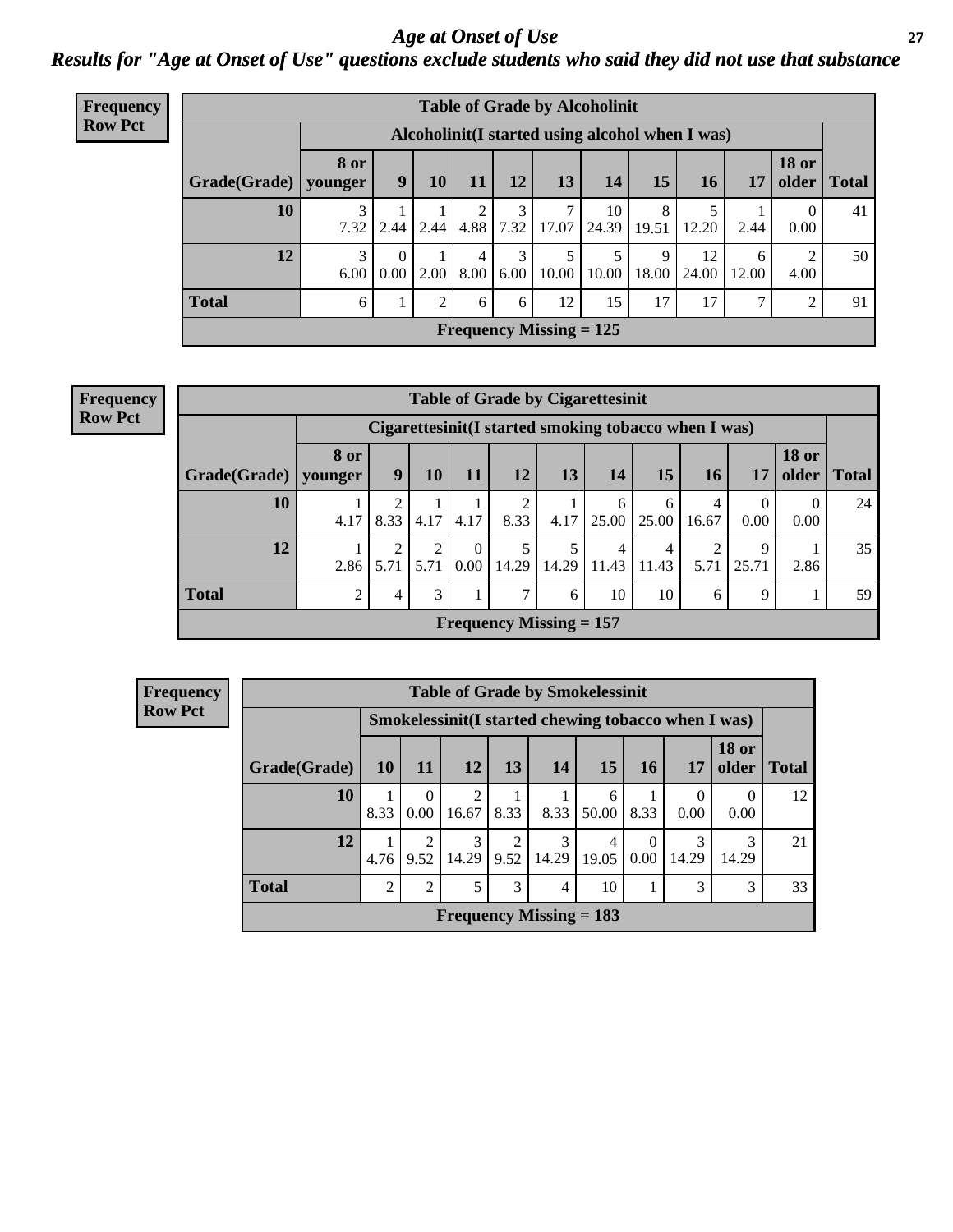# *Age at Onset of Use*

## *Results for "Age at Onset of Use" questions exclude students who said they did not use that substance*

**Frequency**
**Row Pct**

**Table of Grade by Alcoholinit**

| Grade(Grade) | Alcoholinit(I started using alcohol when I was) | | | | | | | | | | | Total |
|---|---|---|---|---|---|---|---|---|---|---|---|---|
| | 8 or younger | 9 | 10 | 11 | 12 | 13 | 14 | 15 | 16 | 17 | 18 or older | |
| **10** | 3<br>7.32 | 1<br>2.44 | 1<br>2.44 | 2<br>4.88 | 3<br>7.32 | 7<br>17.07 | 10<br>24.39 | 8<br>19.51 | 5<br>12.20 | 1<br>2.44 | 0<br>0.00 | 41 |
| **12** | 3<br>6.00 | 0<br>0.00 | 1<br>2.00 | 4<br>8.00 | 3<br>6.00 | 5<br>10.00 | 5<br>10.00 | 9<br>18.00 | 12<br>24.00 | 6<br>12.00 | 2<br>4.00 | 50 |
| **Total** | 6 | 1 | 2 | 6 | 6 | 12 | 15 | 17 | 17 | 7 | 2 | 91 |

**Frequency Missing = 125**

**Frequency**
**Row Pct**

**Table of Grade by Cigarettesinit**

| Grade(Grade) | Cigarettesinit(I started smoking tobacco when I was) | | | | | | | | | | | Total |
|---|---|---|---|---|---|---|---|---|---|---|---|---|
| | 8 or younger | 9 | 10 | 11 | 12 | 13 | 14 | 15 | 16 | 17 | 18 or older | |
| **10** | 1<br>4.17 | 2<br>8.33 | 1<br>4.17 | 1<br>4.17 | 2<br>8.33 | 1<br>4.17 | 6<br>25.00 | 6<br>25.00 | 4<br>16.67 | 0<br>0.00 | 0<br>0.00 | 24 |
| **12** | 1<br>2.86 | 2<br>5.71 | 2<br>5.71 | 0<br>0.00 | 5<br>14.29 | 5<br>14.29 | 4<br>11.43 | 4<br>11.43 | 2<br>5.71 | 9<br>25.71 | 1<br>2.86 | 35 |
| **Total** | 2 | 4 | 3 | 1 | 7 | 6 | 10 | 10 | 6 | 9 | 1 | 59 |

**Frequency Missing = 157**

**Frequency**
**Row Pct**

**Table of Grade by Smokelessinit**

| Grade(Grade) | Smokelessinit(I started chewing tobacco when I was) | | | | | | | | | Total |
|---|---|---|---|---|---|---|---|---|---|---|
| | 10 | 11 | 12 | 13 | 14 | 15 | 16 | 17 | 18 or older | |
| **10** | 1<br>8.33 | 0<br>0.00 | 2<br>16.67 | 1<br>8.33 | 1<br>8.33 | 6<br>50.00 | 1<br>8.33 | 0<br>0.00 | 0<br>0.00 | 12 |
| **12** | 1<br>4.76 | 2<br>9.52 | 3<br>14.29 | 2<br>9.52 | 3<br>14.29 | 4<br>19.05 | 0<br>0.00 | 3<br>14.29 | 3<br>14.29 | 21 |
| **Total** | 2 | 2 | 5 | 3 | 4 | 10 | 1 | 3 | 3 | 33 |

**Frequency Missing = 183**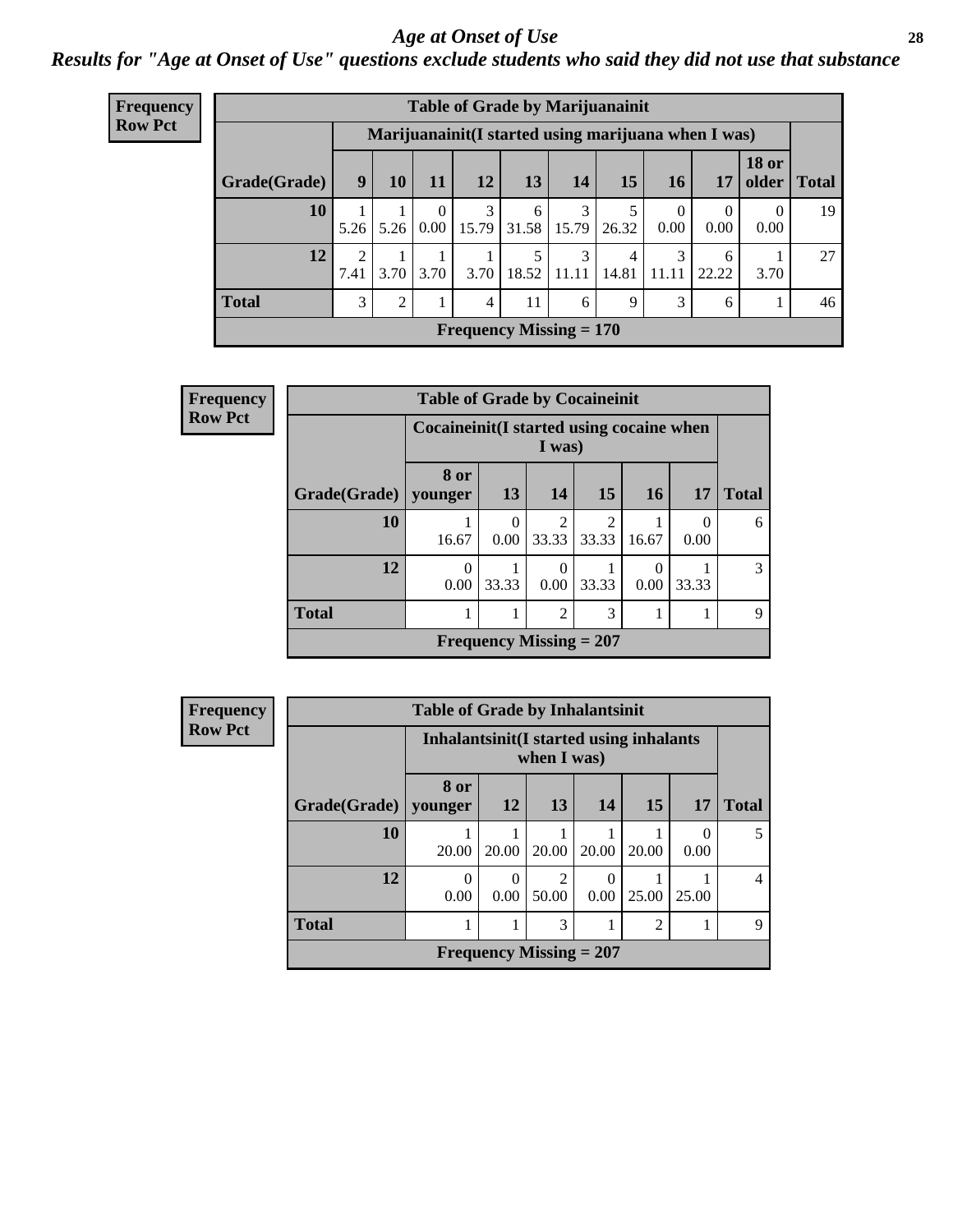# *Age at Onset of Use*

***Results for "Age at Onset of Use" questions exclude students who said they did not use that substance***

**Frequency**
**Row Pct**

| Table of Grade by Marijuanainit | | | | | | | | | | | |
|---|---|---|---|---|---|---|---|---|---|---|---|
| | Marijuanainit(I started using marijuana when I was) | | | | | | | | | | |
| Grade(Grade) | 9 | 10 | 11 | 12 | 13 | 14 | 15 | 16 | 17 | 18 or older | Total |
| 10 | 1<br>5.26 | 1<br>5.26 | 0<br>0.00 | 3<br>15.79 | 6<br>31.58 | 3<br>15.79 | 5<br>26.32 | 0<br>0.00 | 0<br>0.00 | 0<br>0.00 | 19 |
| 12 | 2<br>7.41 | 1<br>3.70 | 1<br>3.70 | 1<br>3.70 | 5<br>18.52 | 3<br>11.11 | 4<br>14.81 | 3<br>11.11 | 6<br>22.22 | 1<br>3.70 | 27 |
| Total | 3 | 2 | 1 | 4 | 11 | 6 | 9 | 3 | 6 | 1 | 46 |
| Frequency Missing = 170 | | | | | | | | | | | |

**Frequency**
**Row Pct**

| Table of Grade by Cocaineinit | | | | | | | |
|---|---|---|---|---|---|---|---|
| | Cocaineinit(I started using cocaine when I was) | | | | | | |
| Grade(Grade) | 8 or younger | 13 | 14 | 15 | 16 | 17 | Total |
| 10 | 1<br>16.67 | 0<br>0.00 | 2<br>33.33 | 2<br>33.33 | 1<br>16.67 | 0<br>0.00 | 6 |
| 12 | 0<br>0.00 | 1<br>33.33 | 0<br>0.00 | 1<br>33.33 | 0<br>0.00 | 1<br>33.33 | 3 |
| Total | 1 | 1 | 2 | 3 | 1 | 1 | 9 |
| Frequency Missing = 207 | | | | | | | |

**Frequency**
**Row Pct**

| Table of Grade by Inhalantsinit | | | | | | | |
|---|---|---|---|---|---|---|---|
| | Inhalantsinit(I started using inhalants when I was) | | | | | | |
| Grade(Grade) | 8 or younger | 12 | 13 | 14 | 15 | 17 | Total |
| 10 | 1<br>20.00 | 1<br>20.00 | 1<br>20.00 | 1<br>20.00 | 1<br>20.00 | 0<br>0.00 | 5 |
| 12 | 0<br>0.00 | 0<br>0.00 | 2<br>50.00 | 0<br>0.00 | 1<br>25.00 | 1<br>25.00 | 4 |
| Total | 1 | 1 | 3 | 1 | 2 | 1 | 9 |
| Frequency Missing = 207 | | | | | | | |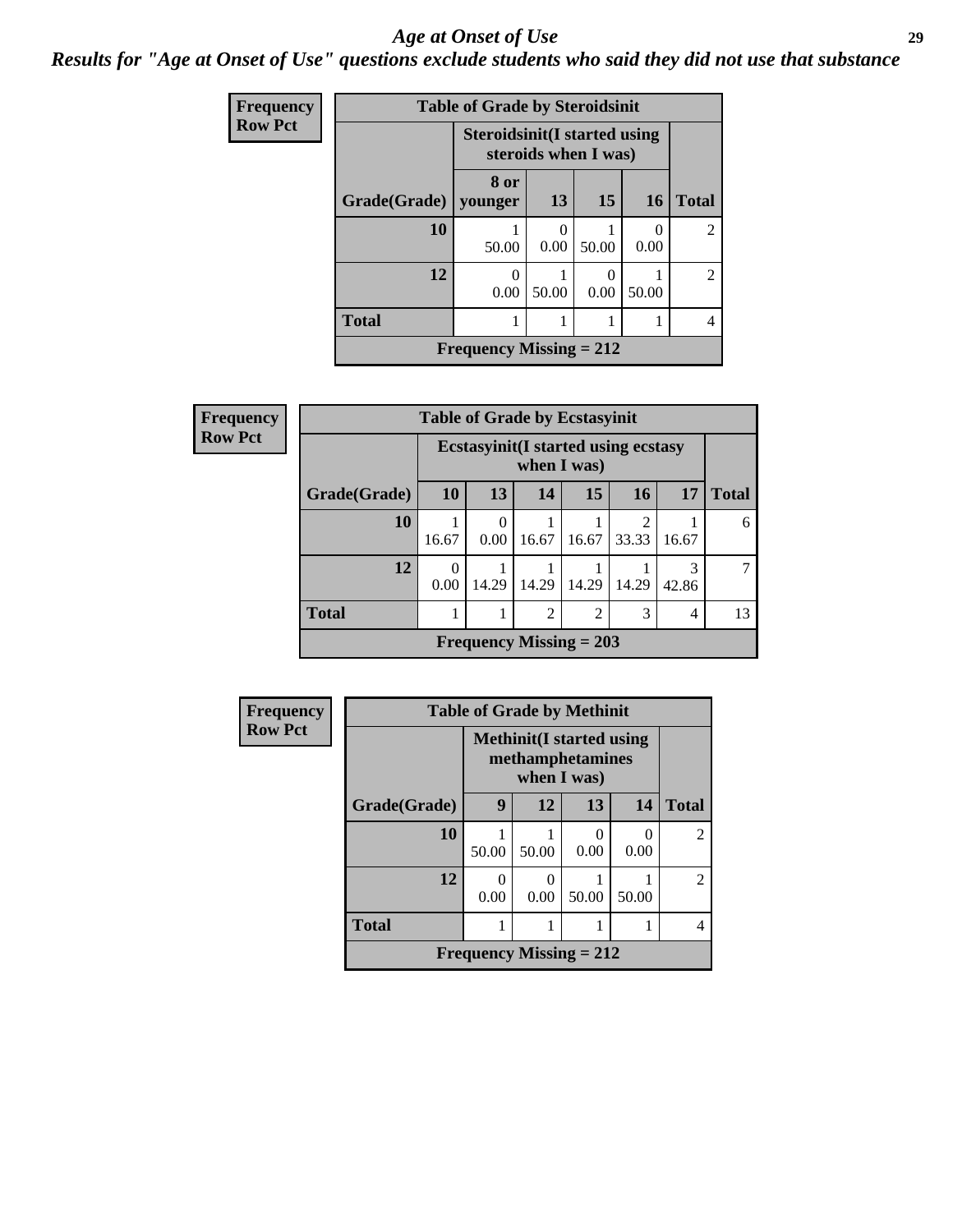# *Age at Onset of Use*

## *Results for "Age at Onset of Use" questions exclude students who said they did not use that substance*

**Frequency**
**Row Pct**

| Table of Grade by Steroidsinit | | | | | |
|---|---|---|---|---|---|
| | Steroidsinit(I started using steroids when I was) | | | | |
| Grade(Grade) | 8 or younger | 13 | 15 | 16 | Total |
| 10 | 1<br>50.00 | 0<br>0.00 | 1<br>50.00 | 0<br>0.00 | 2 |
| 12 | 0<br>0.00 | 1<br>50.00 | 0<br>0.00 | 1<br>50.00 | 2 |
| Total | 1 | 1 | 1 | 1 | 4 |
| Frequency Missing = 212 | | | | | |

**Frequency**
**Row Pct**

| Table of Grade by Ecstasyinit | | | | | | | |
|---|---|---|---|---|---|---|---|
| | Ecstasyinit(I started using ecstasy when I was) | | | | | | |
| Grade(Grade) | 10 | 13 | 14 | 15 | 16 | 17 | Total |
| 10 | 1<br>16.67 | 0<br>0.00 | 1<br>16.67 | 1<br>16.67 | 2<br>33.33 | 1<br>16.67 | 6 |
| 12 | 0<br>0.00 | 1<br>14.29 | 1<br>14.29 | 1<br>14.29 | 1<br>14.29 | 3<br>42.86 | 7 |
| Total | 1 | 1 | 2 | 2 | 3 | 4 | 13 |
| Frequency Missing = 203 | | | | | | | |

**Frequency**
**Row Pct**

| Table of Grade by Methinit | | | | | |
|---|---|---|---|---|---|
| | Methinit(I started using methamphetamines when I was) | | | | |
| Grade(Grade) | 9 | 12 | 13 | 14 | Total |
| 10 | 1<br>50.00 | 1<br>50.00 | 0<br>0.00 | 0<br>0.00 | 2 |
| 12 | 0<br>0.00 | 0<br>0.00 | 1<br>50.00 | 1<br>50.00 | 2 |
| Total | 1 | 1 | 1 | 1 | 4 |
| Frequency Missing = 212 | | | | | |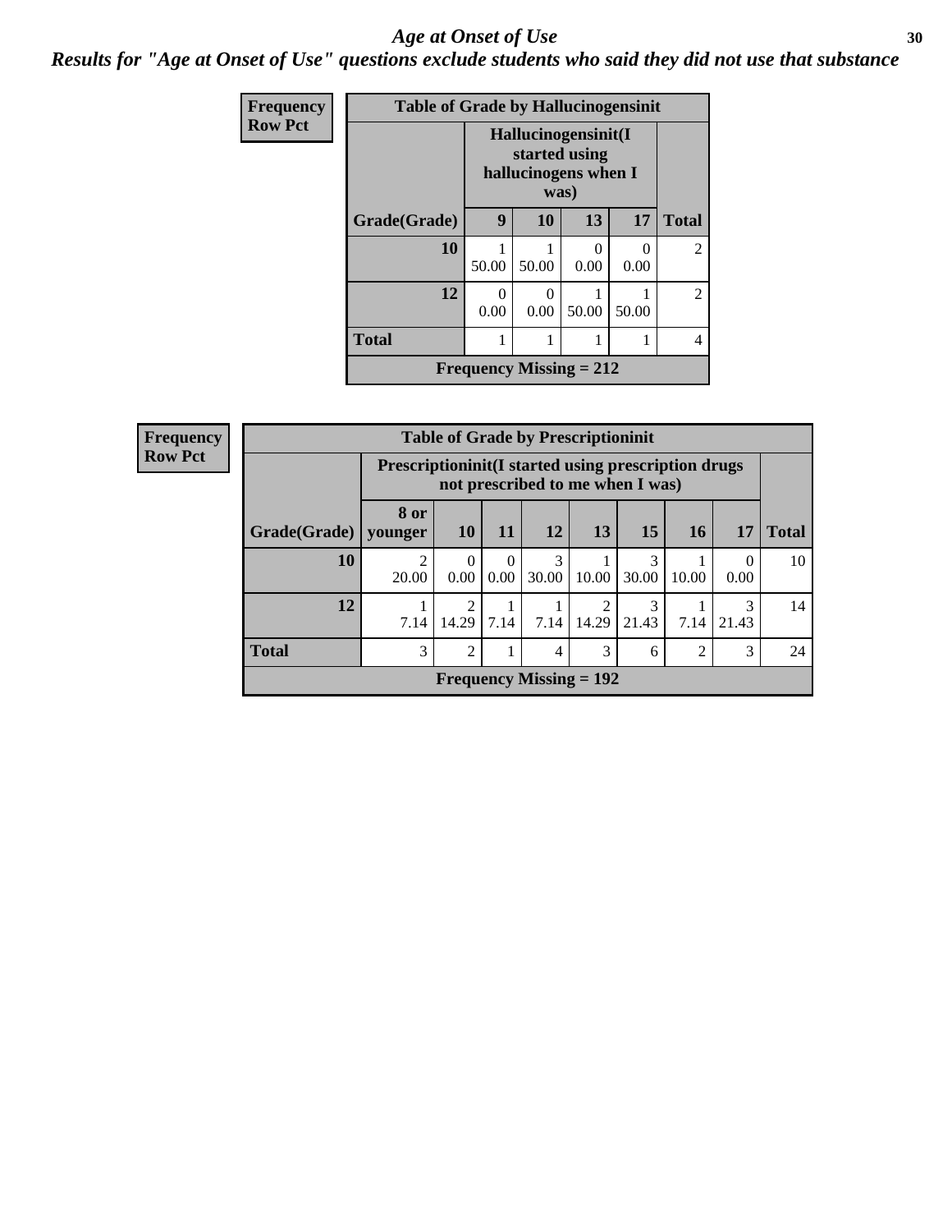# Age at Onset of Use

*Results for "Age at Onset of Use" questions exclude students who said they did not use that substance*

**Frequency**
**Row Pct**

**Table of Grade by Hallucinogensinit**

| Grade(Grade) | Hallucinogensinit(I started using hallucinogens when I was) 9 | 10 | 13 | 17 | Total |
|---|---|---|---|---|---|
| **10** | 1<br>50.00 | 1<br>50.00 | 0<br>0.00 | 0<br>0.00 | 2 |
| **12** | 0<br>0.00 | 0<br>0.00 | 1<br>50.00 | 1<br>50.00 | 2 |
| **Total** | 1 | 1 | 1 | 1 | 4 |

**Frequency Missing = 212**

**Frequency**
**Row Pct**

**Table of Grade by Prescriptioninit**

| Grade(Grade) | Prescriptioninit(I started using prescription drugs not prescribed to me when I was) 8 or younger | 10 | 11 | 12 | 13 | 15 | 16 | 17 | Total |
|---|---|---|---|---|---|---|---|---|---|
| **10** | 2<br>20.00 | 0<br>0.00 | 0<br>0.00 | 3<br>30.00 | 1<br>10.00 | 3<br>30.00 | 1<br>10.00 | 0<br>0.00 | 10 |
| **12** | 1<br>7.14 | 2<br>14.29 | 1<br>7.14 | 1<br>7.14 | 2<br>14.29 | 3<br>21.43 | 1<br>7.14 | 3<br>21.43 | 14 |
| **Total** | 3 | 2 | 1 | 4 | 3 | 6 | 2 | 3 | 24 |

**Frequency Missing = 192**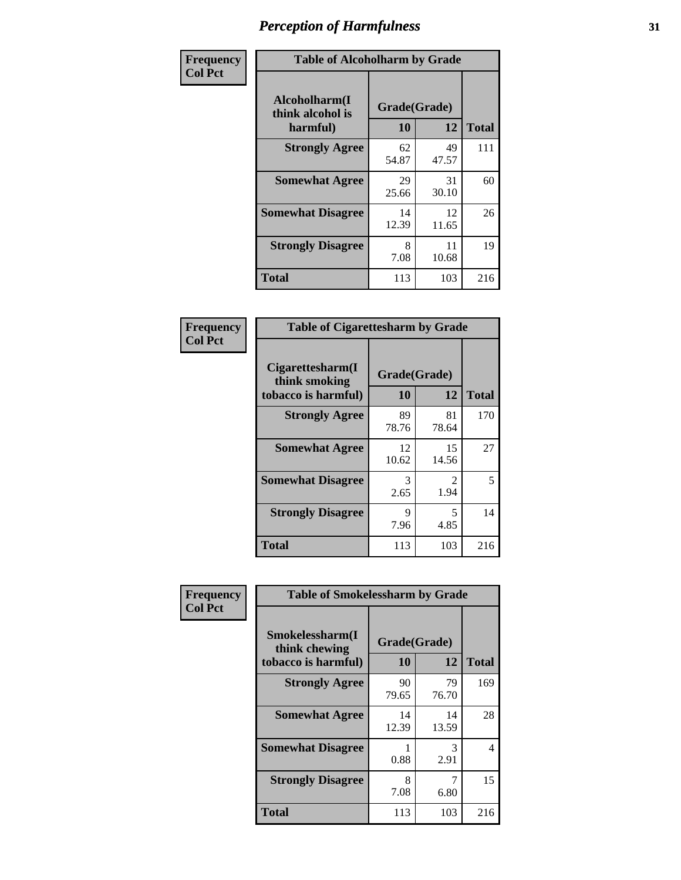# Perception of Harmfulness

| Frequency Col Pct | Table of Alcoholharm by Grade | | |
|---|---|---|---|
| Alcoholharm(I think alcohol is harmful) | Grade(Grade) | | Total |
| | 10 | 12 | |
| Strongly Agree | 62<br>54.87 | 49<br>47.57 | 111 |
| Somewhat Agree | 29<br>25.66 | 31<br>30.10 | 60 |
| Somewhat Disagree | 14<br>12.39 | 12<br>11.65 | 26 |
| Strongly Disagree | 8<br>7.08 | 11<br>10.68 | 19 |
| Total | 113 | 103 | 216 |

| Frequency Col Pct | Table of Cigarettesharm by Grade | | |
|---|---|---|---|
| Cigarettesharm(I think smoking tobacco is harmful) | Grade(Grade) | | Total |
| | 10 | 12 | |
| Strongly Agree | 89<br>78.76 | 81<br>78.64 | 170 |
| Somewhat Agree | 12<br>10.62 | 15<br>14.56 | 27 |
| Somewhat Disagree | 3<br>2.65 | 2<br>1.94 | 5 |
| Strongly Disagree | 9<br>7.96 | 5<br>4.85 | 14 |
| Total | 113 | 103 | 216 |

| Frequency Col Pct | Table of Smokelessharm by Grade | | |
|---|---|---|---|
| Smokelessharm(I think chewing tobacco is harmful) | Grade(Grade) | | Total |
| | 10 | 12 | |
| Strongly Agree | 90<br>79.65 | 79<br>76.70 | 169 |
| Somewhat Agree | 14<br>12.39 | 14<br>13.59 | 28 |
| Somewhat Disagree | 1<br>0.88 | 3<br>2.91 | 4 |
| Strongly Disagree | 8<br>7.08 | 7<br>6.80 | 15 |
| Total | 113 | 103 | 216 |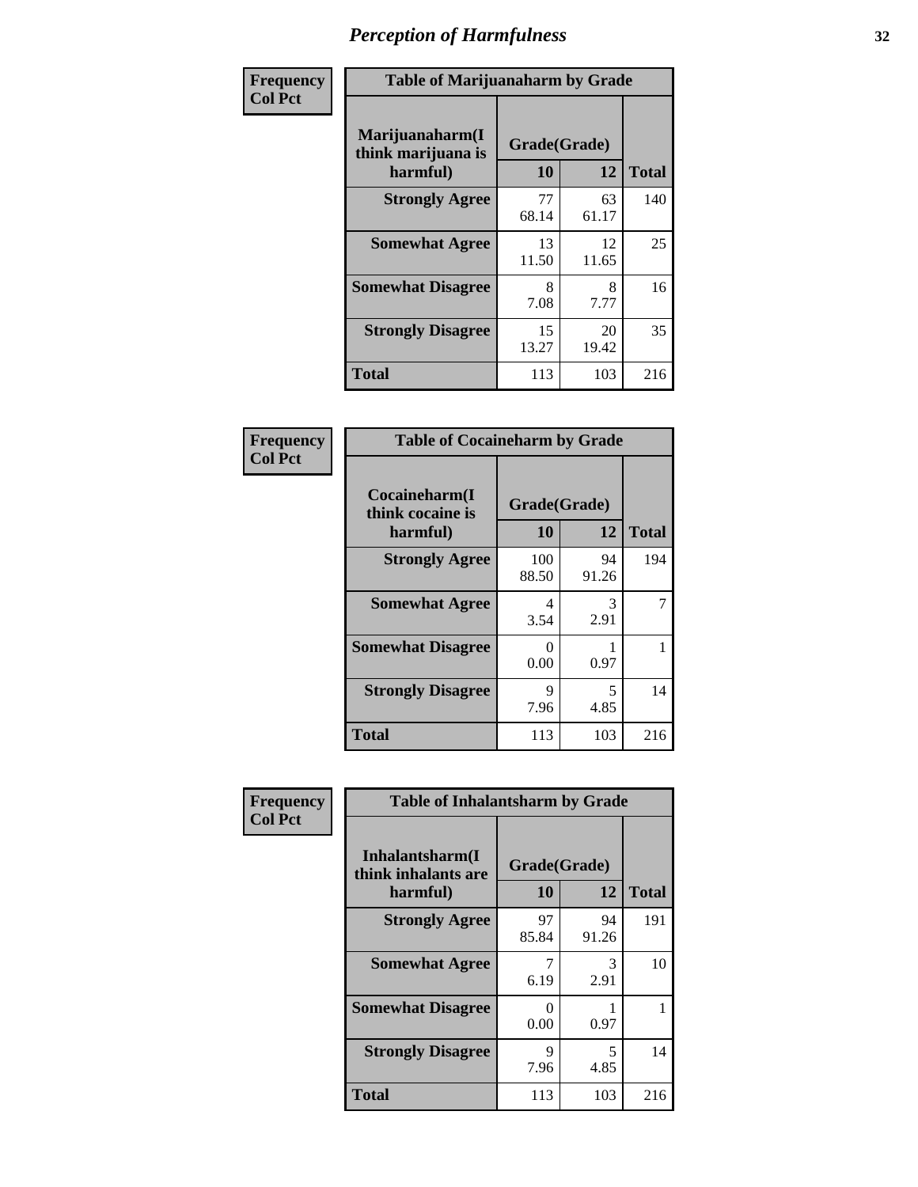# Perception of Harmfulness

**Frequency**
**Col Pct**

| Table of Marijuanaharm by Grade | | | |
|---|---|---|---|
| Marijuanaharm(I think marijuana is harmful) | Grade(Grade) | | Total |
| | 10 | 12 | |
| **Strongly Agree** | 77<br>68.14 | 63<br>61.17 | 140 |
| **Somewhat Agree** | 13<br>11.50 | 12<br>11.65 | 25 |
| **Somewhat Disagree** | 8<br>7.08 | 8<br>7.77 | 16 |
| **Strongly Disagree** | 15<br>13.27 | 20<br>19.42 | 35 |
| **Total** | 113 | 103 | 216 |

**Frequency**
**Col Pct**

| Table of Cocaineharm by Grade | | | |
|---|---|---|---|
| Cocaineharm(I think cocaine is harmful) | Grade(Grade) | | Total |
| | 10 | 12 | |
| **Strongly Agree** | 100<br>88.50 | 94<br>91.26 | 194 |
| **Somewhat Agree** | 4<br>3.54 | 3<br>2.91 | 7 |
| **Somewhat Disagree** | 0<br>0.00 | 1<br>0.97 | 1 |
| **Strongly Disagree** | 9<br>7.96 | 5<br>4.85 | 14 |
| **Total** | 113 | 103 | 216 |

**Frequency**
**Col Pct**

| Table of Inhalantsharm by Grade | | | |
|---|---|---|---|
| Inhalantsharm(I think inhalants are harmful) | Grade(Grade) | | Total |
| | 10 | 12 | |
| **Strongly Agree** | 97<br>85.84 | 94<br>91.26 | 191 |
| **Somewhat Agree** | 7<br>6.19 | 3<br>2.91 | 10 |
| **Somewhat Disagree** | 0<br>0.00 | 1<br>0.97 | 1 |
| **Strongly Disagree** | 9<br>7.96 | 5<br>4.85 | 14 |
| **Total** | 113 | 103 | 216 |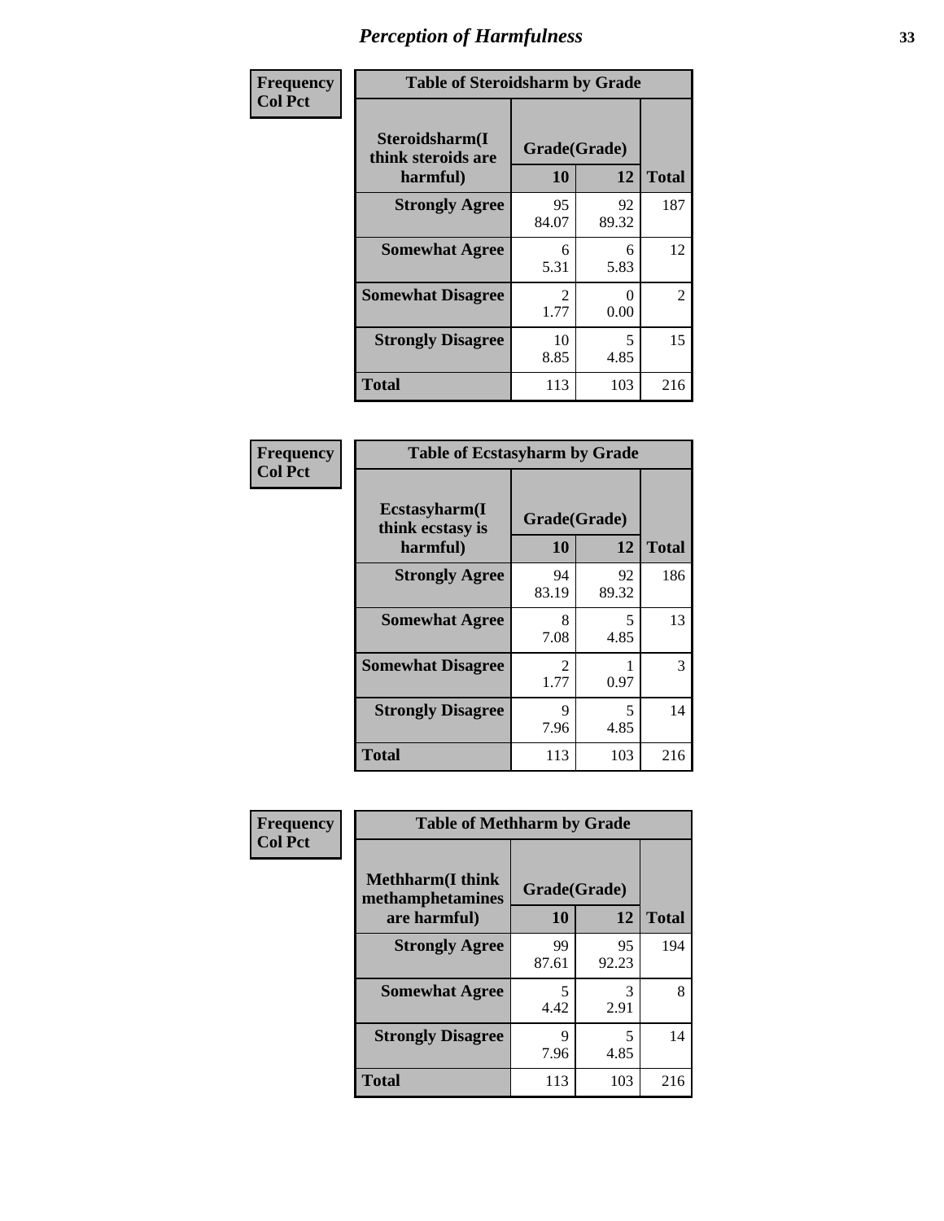# Perception of Harmfulness

| Frequency Col Pct | Table of Steroidsharm by Grade | | |
|---|---|---|---|
| Steroidsharm(I think steroids are harmful) | Grade(Grade) | | |
| | 10 | 12 | Total |
| Strongly Agree | 95<br>84.07 | 92<br>89.32 | 187 |
| Somewhat Agree | 6<br>5.31 | 6<br>5.83 | 12 |
| Somewhat Disagree | 2<br>1.77 | 0<br>0.00 | 2 |
| Strongly Disagree | 10<br>8.85 | 5<br>4.85 | 15 |
| Total | 113 | 103 | 216 |

| Frequency Col Pct | Table of Ecstasyharm by Grade | | |
|---|---|---|---|
| Ecstasyharm(I think ecstasy is harmful) | Grade(Grade) | | |
| | 10 | 12 | Total |
| Strongly Agree | 94<br>83.19 | 92<br>89.32 | 186 |
| Somewhat Agree | 8<br>7.08 | 5<br>4.85 | 13 |
| Somewhat Disagree | 2<br>1.77 | 1<br>0.97 | 3 |
| Strongly Disagree | 9<br>7.96 | 5<br>4.85 | 14 |
| Total | 113 | 103 | 216 |

| Frequency Col Pct | Table of Methharm by Grade | | |
|---|---|---|---|
| Methharm(I think methamphetamines are harmful) | Grade(Grade) | | |
| | 10 | 12 | Total |
| Strongly Agree | 99<br>87.61 | 95<br>92.23 | 194 |
| Somewhat Agree | 5<br>4.42 | 3<br>2.91 | 8 |
| Strongly Disagree | 9<br>7.96 | 5<br>4.85 | 14 |
| Total | 113 | 103 | 216 |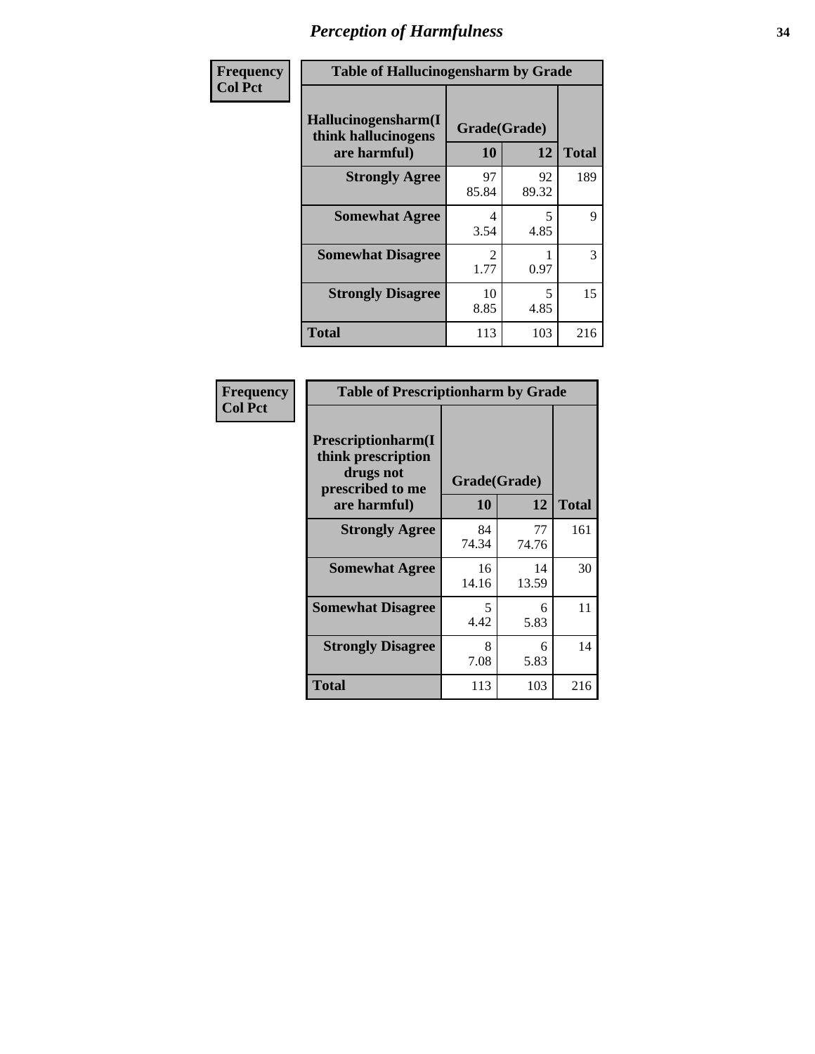# *Perception of Harmfulness*

**Frequency**
**Col Pct**

| Table of Hallucinogensharm by Grade | | | |
|---|---|---|---|
| **Hallucinogensharm(I think hallucinogens are harmful)** | **Grade(Grade)** | | **Total** |
| | **10** | **12** | |
| **Strongly Agree** | 97<br>85.84 | 92<br>89.32 | 189 |
| **Somewhat Agree** | 4<br>3.54 | 5<br>4.85 | 9 |
| **Somewhat Disagree** | 2<br>1.77 | 1<br>0.97 | 3 |
| **Strongly Disagree** | 10<br>8.85 | 5<br>4.85 | 15 |
| **Total** | 113 | 103 | 216 |

**Frequency**
**Col Pct**

| Table of Prescriptionharm by Grade | | | |
|---|---|---|---|
| **Prescriptionharm(I think prescription drugs not prescribed to me are harmful)** | **Grade(Grade)** | | **Total** |
| | **10** | **12** | |
| **Strongly Agree** | 84<br>74.34 | 77<br>74.76 | 161 |
| **Somewhat Agree** | 16<br>14.16 | 14<br>13.59 | 30 |
| **Somewhat Disagree** | 5<br>4.42 | 6<br>5.83 | 11 |
| **Strongly Disagree** | 8<br>7.08 | 6<br>5.83 | 14 |
| **Total** | 113 | 103 | 216 |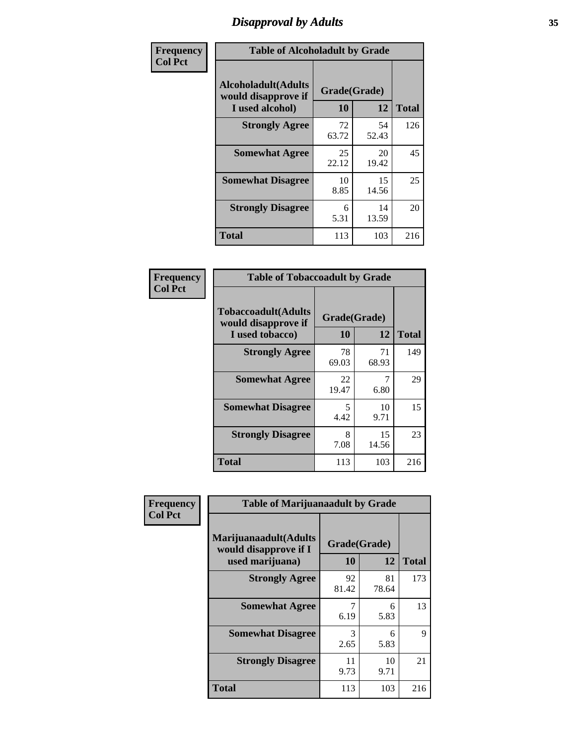# Disapproval by Adults

**Frequency**
**Col Pct**

**Table of Alcoholadult by Grade**

| Alcoholadult(Adults would disapprove if I used alcohol) | Grade(Grade) 10 | 12 | Total |
|---|---|---|---|
| **Strongly Agree** | 72<br>63.72 | 54<br>52.43 | 126 |
| **Somewhat Agree** | 25<br>22.12 | 20<br>19.42 | 45 |
| **Somewhat Disagree** | 10<br>8.85 | 15<br>14.56 | 25 |
| **Strongly Disagree** | 6<br>5.31 | 14<br>13.59 | 20 |
| **Total** | 113 | 103 | 216 |

**Frequency**
**Col Pct**

**Table of Tobaccoadult by Grade**

| Tobaccoadult(Adults would disapprove if I used tobacco) | Grade(Grade) 10 | 12 | Total |
|---|---|---|---|
| **Strongly Agree** | 78<br>69.03 | 71<br>68.93 | 149 |
| **Somewhat Agree** | 22<br>19.47 | 7<br>6.80 | 29 |
| **Somewhat Disagree** | 5<br>4.42 | 10<br>9.71 | 15 |
| **Strongly Disagree** | 8<br>7.08 | 15<br>14.56 | 23 |
| **Total** | 113 | 103 | 216 |

**Frequency**
**Col Pct**

**Table of Marijuanaadult by Grade**

| Marijuanaadult(Adults would disapprove if I used marijuana) | Grade(Grade) 10 | 12 | Total |
|---|---|---|---|
| **Strongly Agree** | 92<br>81.42 | 81<br>78.64 | 173 |
| **Somewhat Agree** | 7<br>6.19 | 6<br>5.83 | 13 |
| **Somewhat Disagree** | 3<br>2.65 | 6<br>5.83 | 9 |
| **Strongly Disagree** | 11<br>9.73 | 10<br>9.71 | 21 |
| **Total** | 113 | 103 | 216 |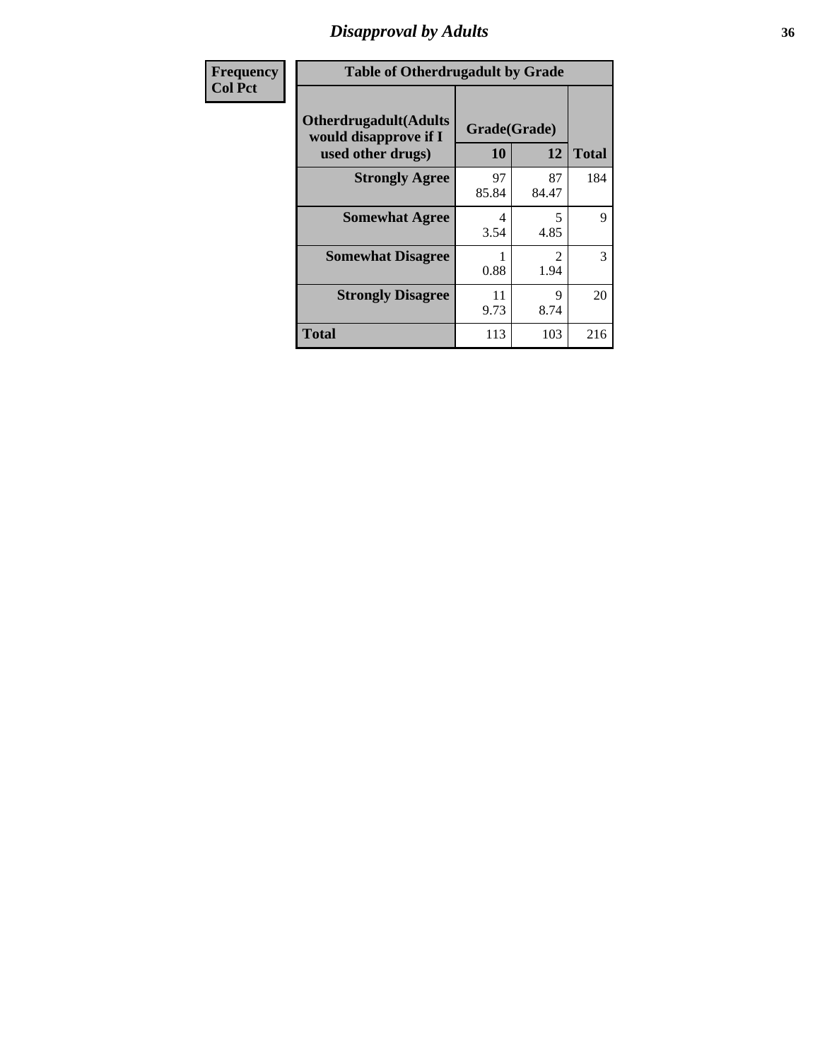# Disapproval by Adults

| Frequency<br>Col Pct |
|---|

**Table of Otherdrugadult by Grade**

| Otherdrugadult(Adults would disapprove if I used other drugs) | Grade(Grade) 10 | 12 | Total |
|---|---|---|---|
| **Strongly Agree** | 97<br>85.84 | 87<br>84.47 | 184 |
| **Somewhat Agree** | 4<br>3.54 | 5<br>4.85 | 9 |
| **Somewhat Disagree** | 1<br>0.88 | 2<br>1.94 | 3 |
| **Strongly Disagree** | 11<br>9.73 | 9<br>8.74 | 20 |
| **Total** | 113 | 103 | 216 |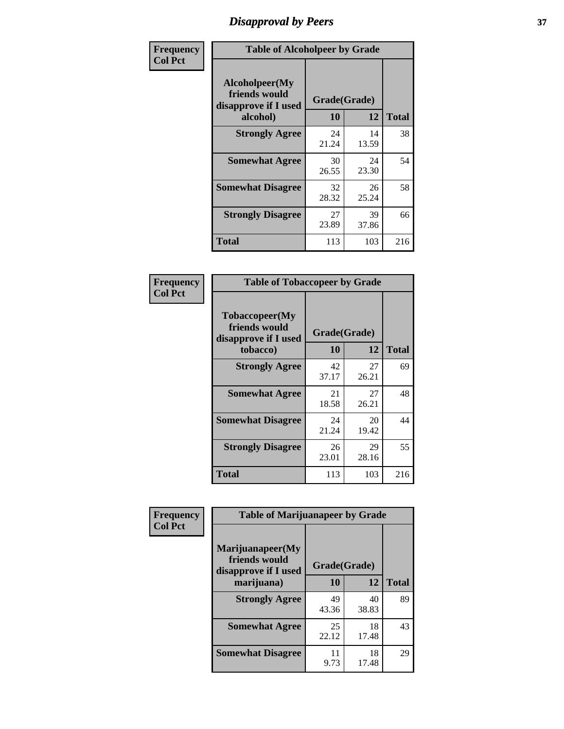# Disapproval by Peers

**Frequency**
**Col Pct**

| Table of Alcoholpeer by Grade | | | |
|---|---|---|---|
| Alcoholpeer(My friends would disapprove if I used alcohol) | Grade(Grade) | | |
| | 10 | 12 | Total |
| Strongly Agree | 24<br>21.24 | 14<br>13.59 | 38 |
| Somewhat Agree | 30<br>26.55 | 24<br>23.30 | 54 |
| Somewhat Disagree | 32<br>28.32 | 26<br>25.24 | 58 |
| Strongly Disagree | 27<br>23.89 | 39<br>37.86 | 66 |
| Total | 113 | 103 | 216 |

**Frequency**
**Col Pct**

| Table of Tobaccopeer by Grade | | | |
|---|---|---|---|
| Tobaccopeer(My friends would disapprove if I used tobacco) | Grade(Grade) | | |
| | 10 | 12 | Total |
| Strongly Agree | 42<br>37.17 | 27<br>26.21 | 69 |
| Somewhat Agree | 21<br>18.58 | 27<br>26.21 | 48 |
| Somewhat Disagree | 24<br>21.24 | 20<br>19.42 | 44 |
| Strongly Disagree | 26<br>23.01 | 29<br>28.16 | 55 |
| Total | 113 | 103 | 216 |

**Frequency**
**Col Pct**

| Table of Marijuanapeer by Grade | | | |
|---|---|---|---|
| Marijuanapeer(My friends would disapprove if I used marijuana) | Grade(Grade) | | |
| | 10 | 12 | Total |
| Strongly Agree | 49<br>43.36 | 40<br>38.83 | 89 |
| Somewhat Agree | 25<br>22.12 | 18<br>17.48 | 43 |
| Somewhat Disagree | 11<br>9.73 | 18<br>17.48 | 29 |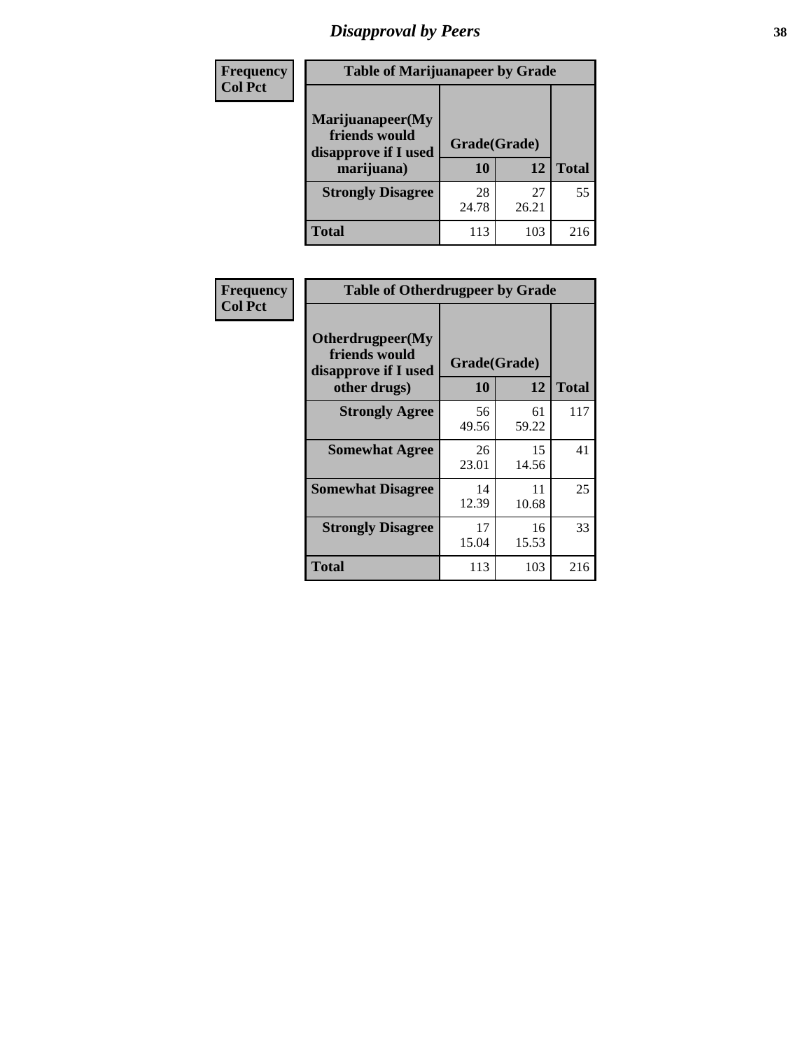# Disapproval by Peers

| Frequency Col Pct | Table of Marijuanapeer by Grade | | |
|---|---|---|---|
| Marijuanapeer(My friends would disapprove if I used marijuana) | Grade(Grade) | | |
| | 10 | 12 | Total |
| Strongly Disagree | 28<br>24.78 | 27<br>26.21 | 55 |
| Total | 113 | 103 | 216 |

| Frequency Col Pct | Table of Otherdrugpeer by Grade | | |
|---|---|---|---|
| Otherdrugpeer(My friends would disapprove if I used other drugs) | Grade(Grade) | | |
| | 10 | 12 | Total |
| Strongly Agree | 56<br>49.56 | 61<br>59.22 | 117 |
| Somewhat Agree | 26<br>23.01 | 15<br>14.56 | 41 |
| Somewhat Disagree | 14<br>12.39 | 11<br>10.68 | 25 |
| Strongly Disagree | 17<br>15.04 | 16<br>15.53 | 33 |
| Total | 113 | 103 | 216 |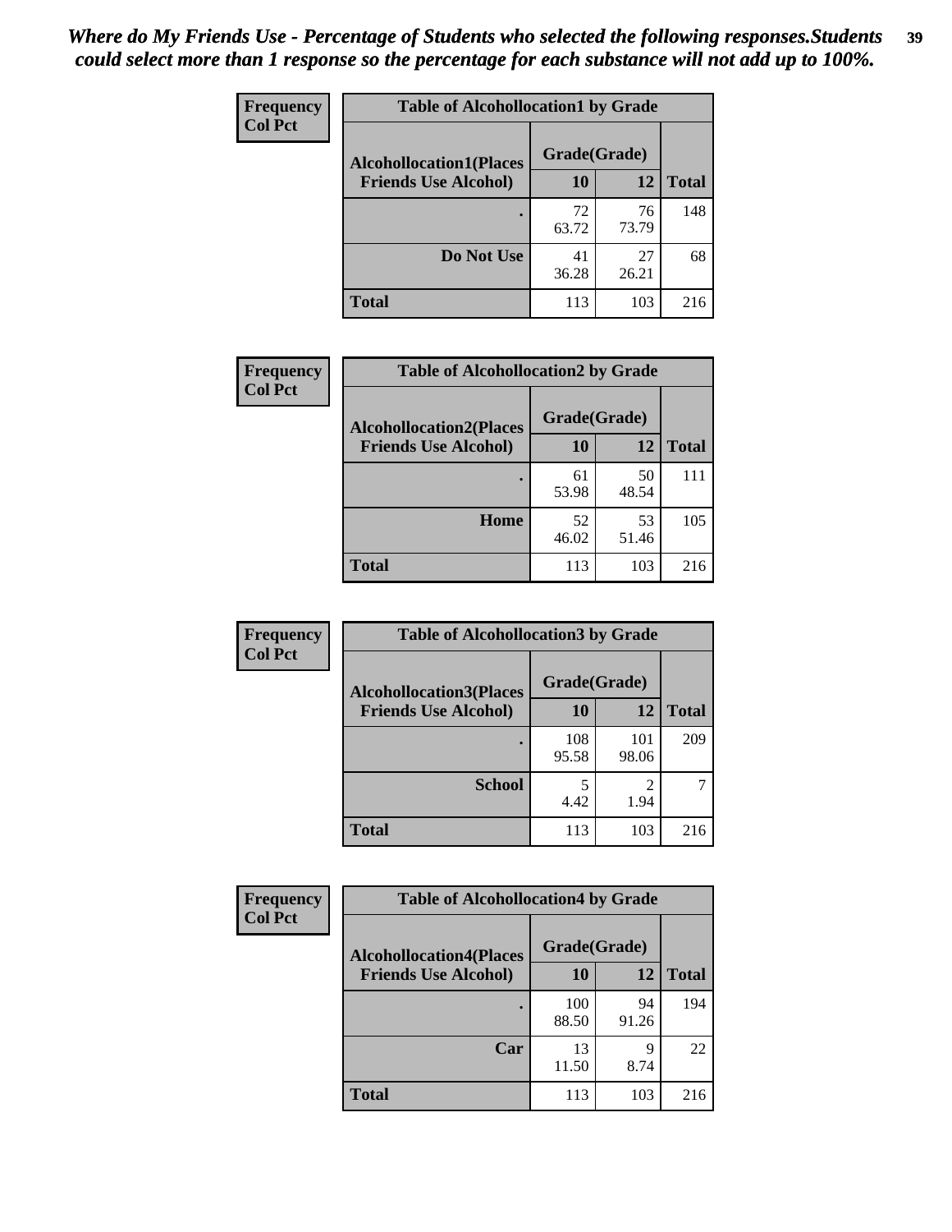*Where do My Friends Use - Percentage of Students who selected the following responses.Students could select more than 1 response so the percentage for each substance will not add up to 100%.*

**Frequency**
**Col Pct**

| Table of Alcohollocation1 by Grade | | | |
|---|---|---|---|
| **Alcohollocation1(Places Friends Use Alcohol)** | **Grade(Grade)** | | **Total** |
| | **10** | **12** | |
| **.** | 72<br>63.72 | 76<br>73.79 | 148 |
| **Do Not Use** | 41<br>36.28 | 27<br>26.21 | 68 |
| **Total** | 113 | 103 | 216 |

**Frequency**
**Col Pct**

| Table of Alcohollocation2 by Grade | | | |
|---|---|---|---|
| **Alcohollocation2(Places Friends Use Alcohol)** | **Grade(Grade)** | | **Total** |
| | **10** | **12** | |
| **.** | 61<br>53.98 | 50<br>48.54 | 111 |
| **Home** | 52<br>46.02 | 53<br>51.46 | 105 |
| **Total** | 113 | 103 | 216 |

**Frequency**
**Col Pct**

| Table of Alcohollocation3 by Grade | | | |
|---|---|---|---|
| **Alcohollocation3(Places Friends Use Alcohol)** | **Grade(Grade)** | | **Total** |
| | **10** | **12** | |
| **.** | 108<br>95.58 | 101<br>98.06 | 209 |
| **School** | 5<br>4.42 | 2<br>1.94 | 7 |
| **Total** | 113 | 103 | 216 |

**Frequency**
**Col Pct**

| Table of Alcohollocation4 by Grade | | | |
|---|---|---|---|
| **Alcohollocation4(Places Friends Use Alcohol)** | **Grade(Grade)** | | **Total** |
| | **10** | **12** | |
| **.** | 100<br>88.50 | 94<br>91.26 | 194 |
| **Car** | 13<br>11.50 | 9<br>8.74 | 22 |
| **Total** | 113 | 103 | 216 |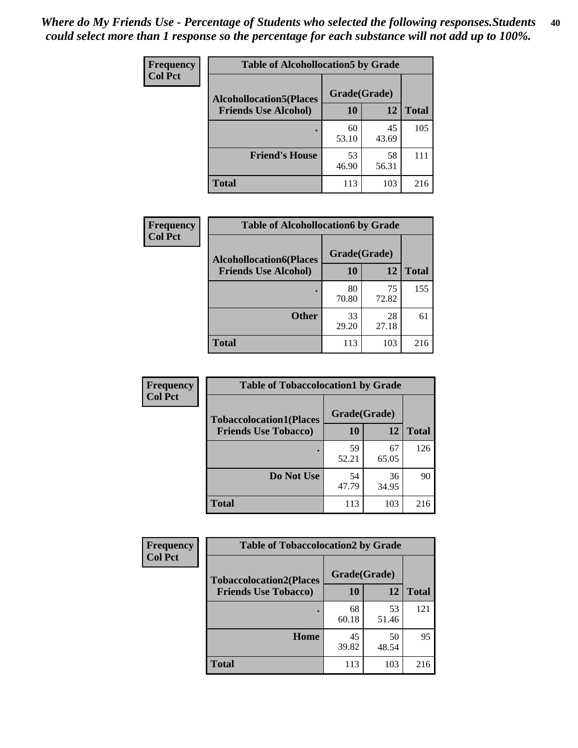*Where do My Friends Use - Percentage of Students who selected the following responses.Students could select more than 1 response so the percentage for each substance will not add up to 100%.*

**Frequency**
**Col Pct**

| Table of Alcohollocation5 by Grade | | | |
|---|---|---|---|
| **Alcohollocation5(Places Friends Use Alcohol)** | **Grade(Grade)** | | |
| | **10** | **12** | **Total** |
| **.** | 60<br>53.10 | 45<br>43.69 | 105 |
| **Friend's House** | 53<br>46.90 | 58<br>56.31 | 111 |
| **Total** | 113 | 103 | 216 |

**Frequency**
**Col Pct**

| Table of Alcohollocation6 by Grade | | | |
|---|---|---|---|
| **Alcohollocation6(Places Friends Use Alcohol)** | **Grade(Grade)** | | |
| | **10** | **12** | **Total** |
| **.** | 80<br>70.80 | 75<br>72.82 | 155 |
| **Other** | 33<br>29.20 | 28<br>27.18 | 61 |
| **Total** | 113 | 103 | 216 |

**Frequency**
**Col Pct**

| Table of Tobaccolocation1 by Grade | | | |
|---|---|---|---|
| **Tobaccolocation1(Places Friends Use Tobacco)** | **Grade(Grade)** | | |
| | **10** | **12** | **Total** |
| **.** | 59<br>52.21 | 67<br>65.05 | 126 |
| **Do Not Use** | 54<br>47.79 | 36<br>34.95 | 90 |
| **Total** | 113 | 103 | 216 |

**Frequency**
**Col Pct**

| Table of Tobaccolocation2 by Grade | | | |
|---|---|---|---|
| **Tobaccolocation2(Places Friends Use Tobacco)** | **Grade(Grade)** | | |
| | **10** | **12** | **Total** |
| **.** | 68<br>60.18 | 53<br>51.46 | 121 |
| **Home** | 45<br>39.82 | 50<br>48.54 | 95 |
| **Total** | 113 | 103 | 216 |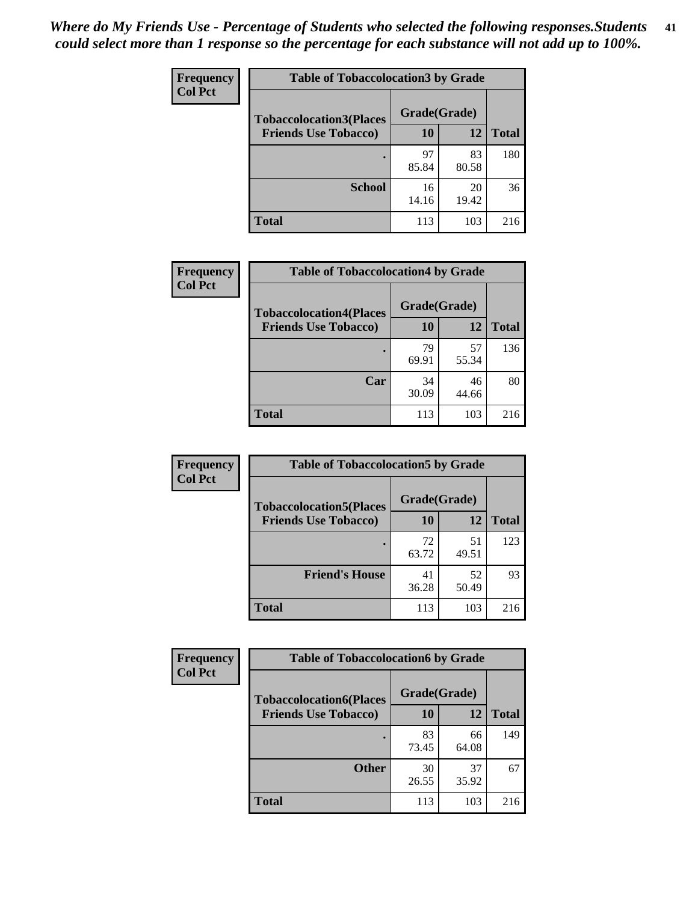*Where do My Friends Use - Percentage of Students who selected the following responses.Students could select more than 1 response so the percentage for each substance will not add up to 100%.*

**Frequency**
**Col Pct**

**Table of Tobaccolocation3 by Grade**

| Tobaccolocation3(Places Friends Use Tobacco) | Grade(Grade) 10 | 12 | Total |
|---|---|---|---|
| . | 97<br>85.84 | 83<br>80.58 | 180 |
| School | 16<br>14.16 | 20<br>19.42 | 36 |
| Total | 113 | 103 | 216 |

**Frequency**
**Col Pct**

**Table of Tobaccolocation4 by Grade**

| Tobaccolocation4(Places Friends Use Tobacco) | Grade(Grade) 10 | 12 | Total |
|---|---|---|---|
| . | 79<br>69.91 | 57<br>55.34 | 136 |
| Car | 34<br>30.09 | 46<br>44.66 | 80 |
| Total | 113 | 103 | 216 |

**Frequency**
**Col Pct**

**Table of Tobaccolocation5 by Grade**

| Tobaccolocation5(Places Friends Use Tobacco) | Grade(Grade) 10 | 12 | Total |
|---|---|---|---|
| . | 72<br>63.72 | 51<br>49.51 | 123 |
| Friend's House | 41<br>36.28 | 52<br>50.49 | 93 |
| Total | 113 | 103 | 216 |

**Frequency**
**Col Pct**

**Table of Tobaccolocation6 by Grade**

| Tobaccolocation6(Places Friends Use Tobacco) | Grade(Grade) 10 | 12 | Total |
|---|---|---|---|
| . | 83<br>73.45 | 66<br>64.08 | 149 |
| Other | 30<br>26.55 | 37<br>35.92 | 67 |
| Total | 113 | 103 | 216 |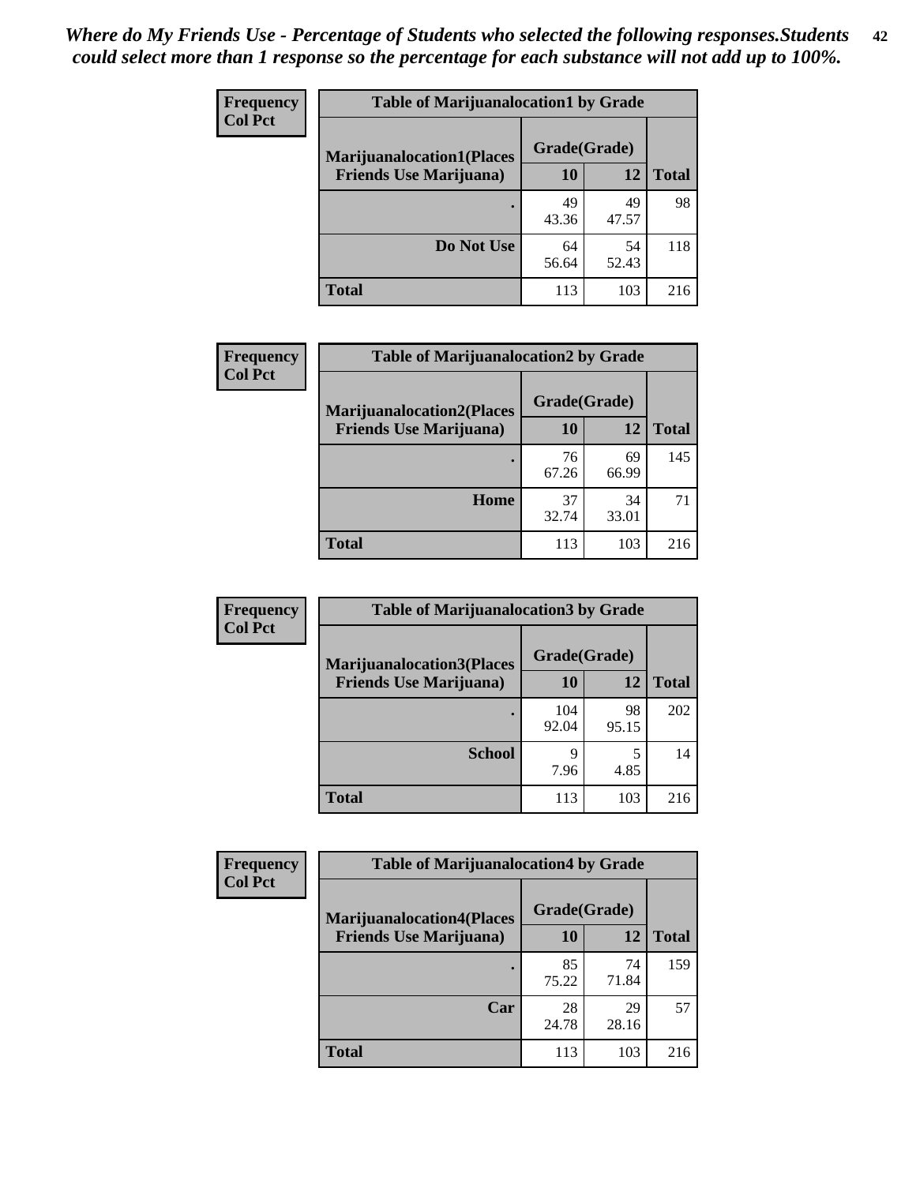*Where do My Friends Use - Percentage of Students who selected the following responses.Students could select more than 1 response so the percentage for each substance will not add up to 100%.*

**Frequency**
**Col Pct**

| Table of Marijuanalocation1 by Grade | | | |
|---|---|---|---|
| **Marijuanalocation1(Places Friends Use Marijuana)** | **Grade(Grade)** | | **Total** |
| | **10** | **12** | |
| **.** | 49<br>43.36 | 49<br>47.57 | 98 |
| **Do Not Use** | 64<br>56.64 | 54<br>52.43 | 118 |
| **Total** | 113 | 103 | 216 |

**Frequency**
**Col Pct**

| Table of Marijuanalocation2 by Grade | | | |
|---|---|---|---|
| **Marijuanalocation2(Places Friends Use Marijuana)** | **Grade(Grade)** | | **Total** |
| | **10** | **12** | |
| **.** | 76<br>67.26 | 69<br>66.99 | 145 |
| **Home** | 37<br>32.74 | 34<br>33.01 | 71 |
| **Total** | 113 | 103 | 216 |

**Frequency**
**Col Pct**

| Table of Marijuanalocation3 by Grade | | | |
|---|---|---|---|
| **Marijuanalocation3(Places Friends Use Marijuana)** | **Grade(Grade)** | | **Total** |
| | **10** | **12** | |
| **.** | 104<br>92.04 | 98<br>95.15 | 202 |
| **School** | 9<br>7.96 | 5<br>4.85 | 14 |
| **Total** | 113 | 103 | 216 |

**Frequency**
**Col Pct**

| Table of Marijuanalocation4 by Grade | | | |
|---|---|---|---|
| **Marijuanalocation4(Places Friends Use Marijuana)** | **Grade(Grade)** | | **Total** |
| | **10** | **12** | |
| **.** | 85<br>75.22 | 74<br>71.84 | 159 |
| **Car** | 28<br>24.78 | 29<br>28.16 | 57 |
| **Total** | 113 | 103 | 216 |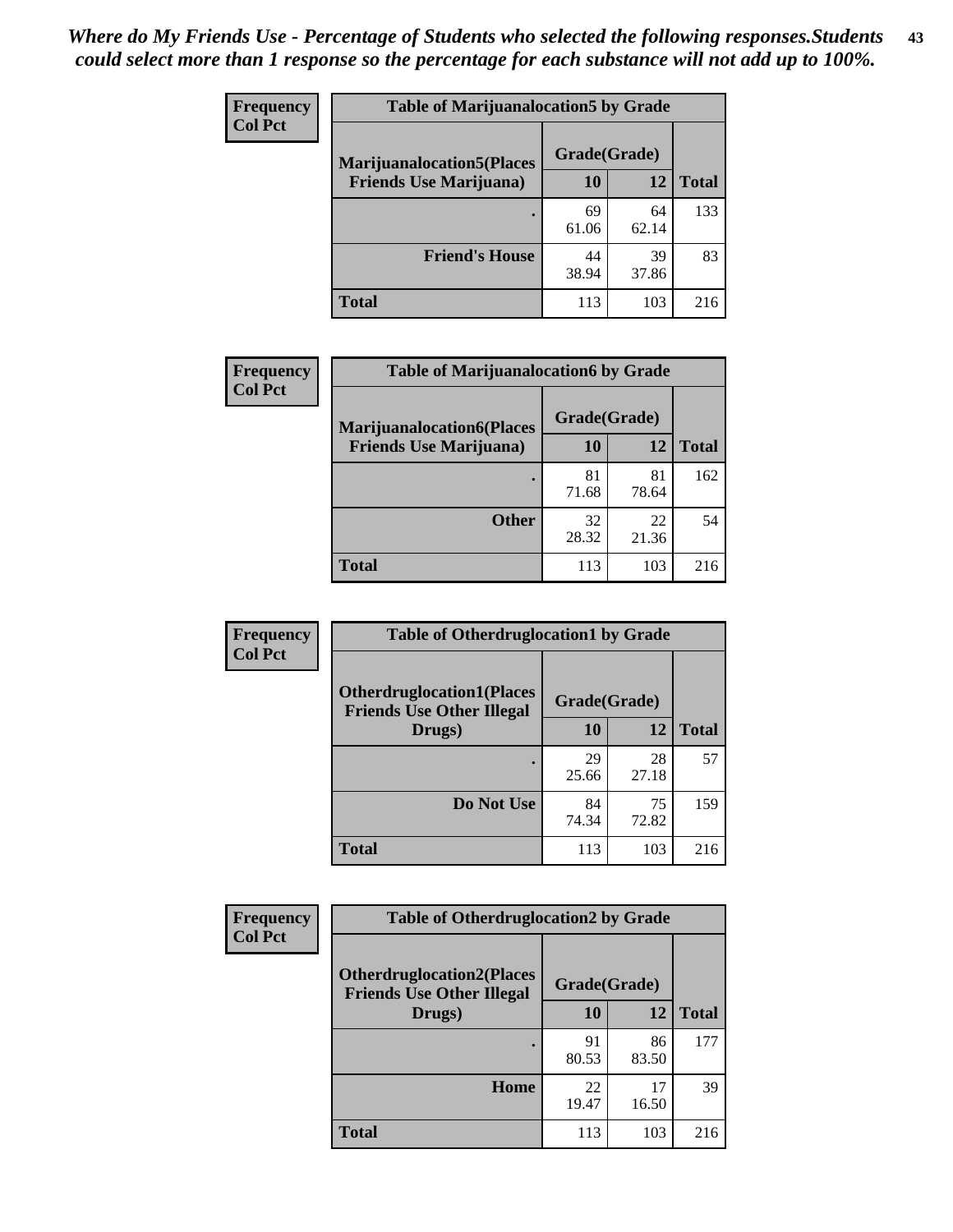*Where do My Friends Use - Percentage of Students who selected the following responses.Students could select more than 1 response so the percentage for each substance will not add up to 100%.*

**Frequency**
**Col Pct**

| Table of Marijuanalocation5 by Grade | | | |
|---|---|---|---|
| **Marijuanalocation5(Places Friends Use Marijuana)** | **Grade(Grade)** | | **Total** |
| | **10** | **12** | |
| **.** | 69<br>61.06 | 64<br>62.14 | 133 |
| **Friend's House** | 44<br>38.94 | 39<br>37.86 | 83 |
| **Total** | 113 | 103 | 216 |

**Frequency**
**Col Pct**

| Table of Marijuanalocation6 by Grade | | | |
|---|---|---|---|
| **Marijuanalocation6(Places Friends Use Marijuana)** | **Grade(Grade)** | | **Total** |
| | **10** | **12** | |
| **.** | 81<br>71.68 | 81<br>78.64 | 162 |
| **Other** | 32<br>28.32 | 22<br>21.36 | 54 |
| **Total** | 113 | 103 | 216 |

**Frequency**
**Col Pct**

| Table of Otherdruglocation1 by Grade | | | |
|---|---|---|---|
| **Otherdruglocation1(Places Friends Use Other Illegal Drugs)** | **Grade(Grade)** | | **Total** |
| | **10** | **12** | |
| **.** | 29<br>25.66 | 28<br>27.18 | 57 |
| **Do Not Use** | 84<br>74.34 | 75<br>72.82 | 159 |
| **Total** | 113 | 103 | 216 |

**Frequency**
**Col Pct**

| Table of Otherdruglocation2 by Grade | | | |
|---|---|---|---|
| **Otherdruglocation2(Places Friends Use Other Illegal Drugs)** | **Grade(Grade)** | | **Total** |
| | **10** | **12** | |
| **.** | 91<br>80.53 | 86<br>83.50 | 177 |
| **Home** | 22<br>19.47 | 17<br>16.50 | 39 |
| **Total** | 113 | 103 | 216 |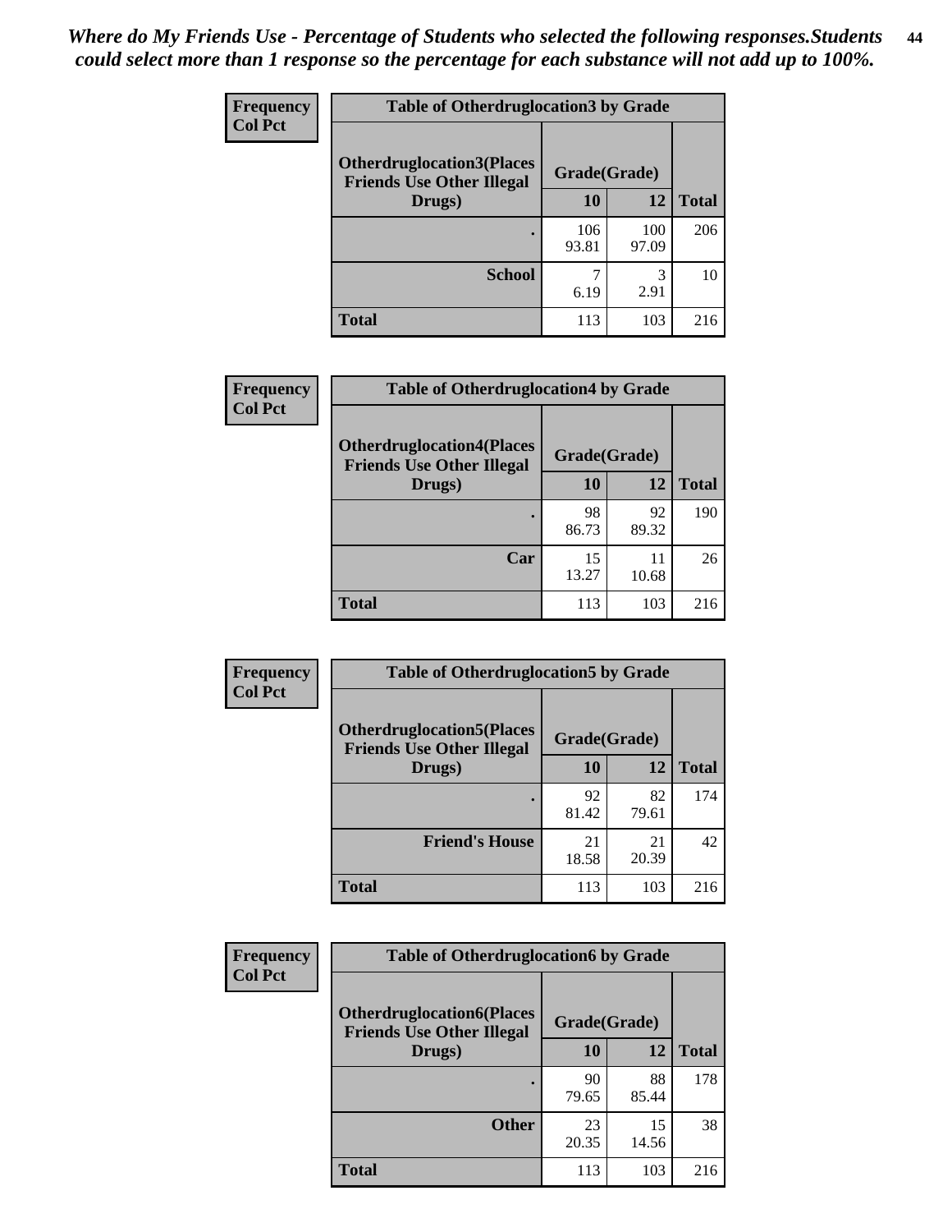*Where do My Friends Use - Percentage of Students who selected the following responses.Students could select more than 1 response so the percentage for each substance will not add up to 100%.*

**Frequency**
**Col Pct**

| Table of Otherdruglocation3 by Grade | | | |
|---|---|---|---|
| **Otherdruglocation3(Places Friends Use Other Illegal Drugs)** | **Grade(Grade)** | | |
| | **10** | **12** | **Total** |
| **.** | 106<br>93.81 | 100<br>97.09 | 206 |
| **School** | 7<br>6.19 | 3<br>2.91 | 10 |
| **Total** | 113 | 103 | 216 |

**Frequency**
**Col Pct**

| Table of Otherdruglocation4 by Grade | | | |
|---|---|---|---|
| **Otherdruglocation4(Places Friends Use Other Illegal Drugs)** | **Grade(Grade)** | | |
| | **10** | **12** | **Total** |
| **.** | 98<br>86.73 | 92<br>89.32 | 190 |
| **Car** | 15<br>13.27 | 11<br>10.68 | 26 |
| **Total** | 113 | 103 | 216 |

**Frequency**
**Col Pct**

| Table of Otherdruglocation5 by Grade | | | |
|---|---|---|---|
| **Otherdruglocation5(Places Friends Use Other Illegal Drugs)** | **Grade(Grade)** | | |
| | **10** | **12** | **Total** |
| **.** | 92<br>81.42 | 82<br>79.61 | 174 |
| **Friend's House** | 21<br>18.58 | 21<br>20.39 | 42 |
| **Total** | 113 | 103 | 216 |

**Frequency**
**Col Pct**

| Table of Otherdruglocation6 by Grade | | | |
|---|---|---|---|
| **Otherdruglocation6(Places Friends Use Other Illegal Drugs)** | **Grade(Grade)** | | |
| | **10** | **12** | **Total** |
| **.** | 90<br>79.65 | 88<br>85.44 | 178 |
| **Other** | 23<br>20.35 | 15<br>14.56 | 38 |
| **Total** | 113 | 103 | 216 |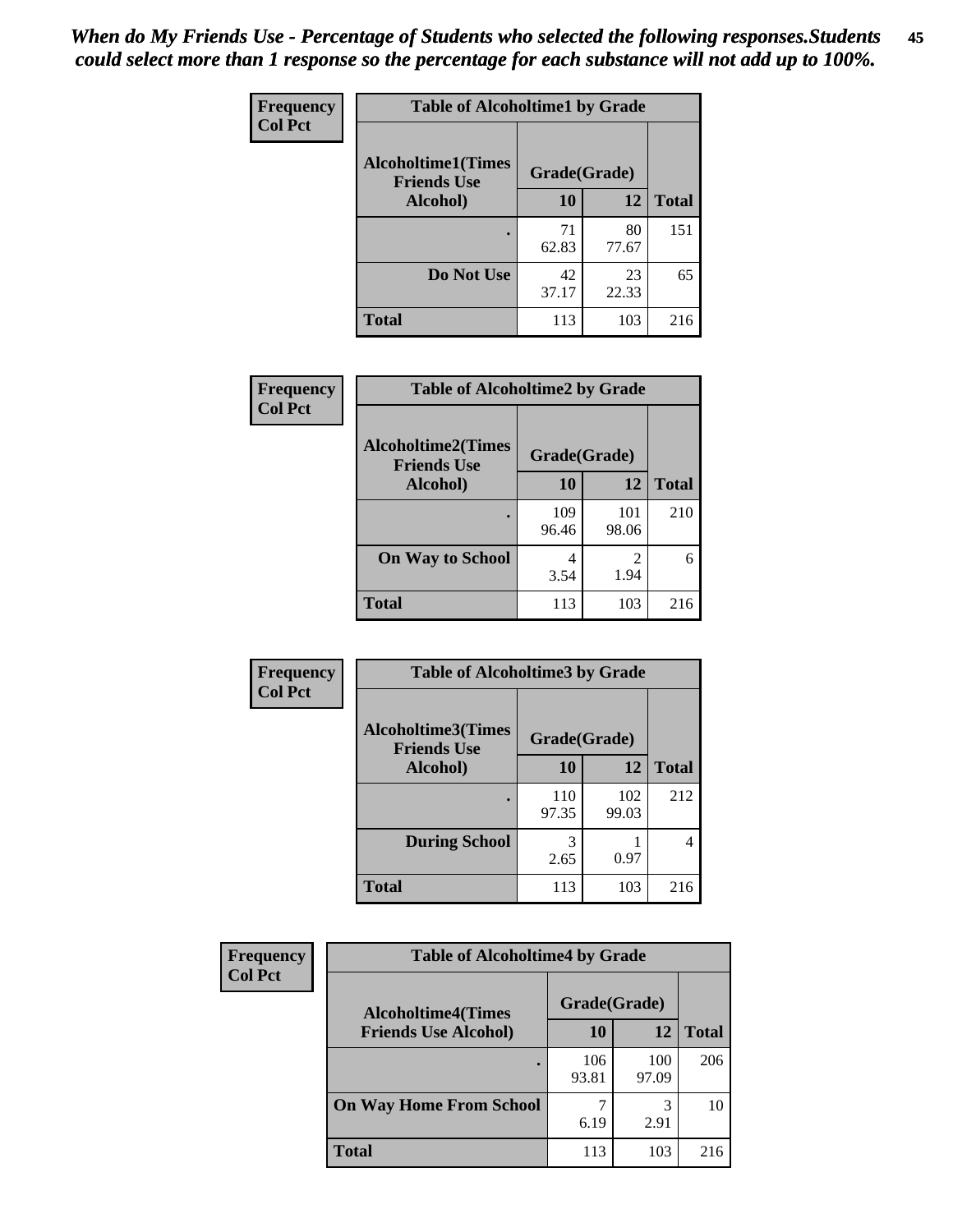*When do My Friends Use - Percentage of Students who selected the following responses.Students could select more than 1 response so the percentage for each substance will not add up to 100%.*

**Frequency / Col Pct**

**Table of Alcoholtime1 by Grade**

| Alcoholtime1(Times Friends Use Alcohol) | Grade(Grade) | | Total |
|---|---|---|---|
| | 10 | 12 | |
| . | 71<br>62.83 | 80<br>77.67 | 151 |
| Do Not Use | 42<br>37.17 | 23<br>22.33 | 65 |
| Total | 113 | 103 | 216 |

**Frequency / Col Pct**

**Table of Alcoholtime2 by Grade**

| Alcoholtime2(Times Friends Use Alcohol) | Grade(Grade) | | Total |
|---|---|---|---|
| | 10 | 12 | |
| . | 109<br>96.46 | 101<br>98.06 | 210 |
| On Way to School | 4<br>3.54 | 2<br>1.94 | 6 |
| Total | 113 | 103 | 216 |

**Frequency / Col Pct**

**Table of Alcoholtime3 by Grade**

| Alcoholtime3(Times Friends Use Alcohol) | Grade(Grade) | | Total |
|---|---|---|---|
| | 10 | 12 | |
| . | 110<br>97.35 | 102<br>99.03 | 212 |
| During School | 3<br>2.65 | 1<br>0.97 | 4 |
| Total | 113 | 103 | 216 |

**Frequency / Col Pct**

**Table of Alcoholtime4 by Grade**

| Alcoholtime4(Times Friends Use Alcohol) | Grade(Grade) | | Total |
|---|---|---|---|
| | 10 | 12 | |
| . | 106<br>93.81 | 100<br>97.09 | 206 |
| On Way Home From School | 7<br>6.19 | 3<br>2.91 | 10 |
| Total | 113 | 103 | 216 |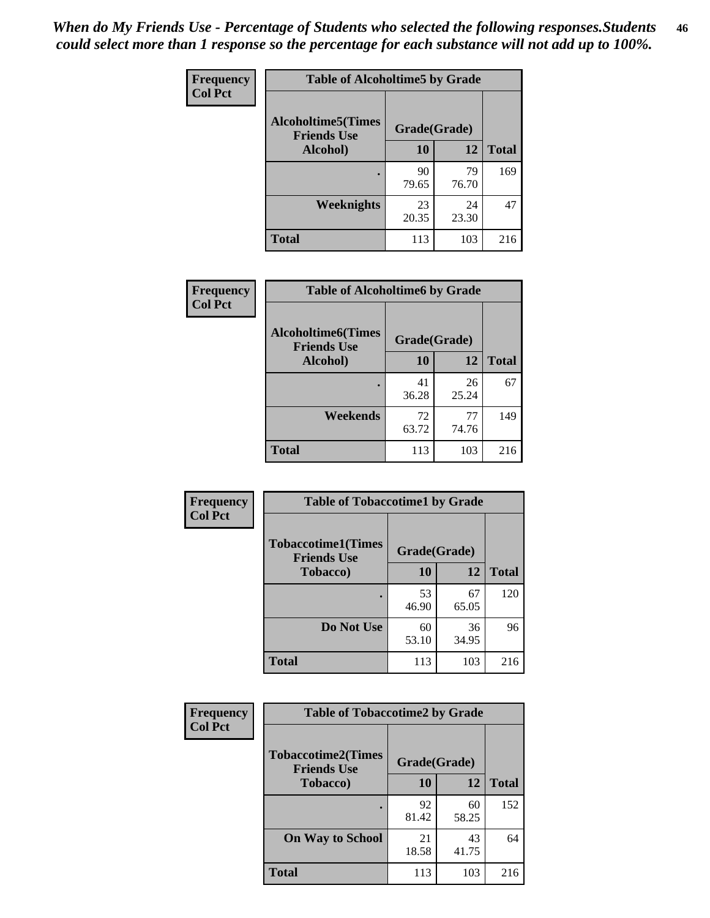*When do My Friends Use - Percentage of Students who selected the following responses.Students could select more than 1 response so the percentage for each substance will not add up to 100%.*

**Frequency / Col Pct**

**Table of Alcoholtime5 by Grade**

| Alcoholtime5(Times Friends Use Alcohol) | Grade(Grade) | | Total |
|---|---|---|---|
| | 10 | 12 | |
| . | 90<br>79.65 | 79<br>76.70 | 169 |
| Weeknights | 23<br>20.35 | 24<br>23.30 | 47 |
| Total | 113 | 103 | 216 |

**Frequency / Col Pct**

**Table of Alcoholtime6 by Grade**

| Alcoholtime6(Times Friends Use Alcohol) | Grade(Grade) | | Total |
|---|---|---|---|
| | 10 | 12 | |
| . | 41<br>36.28 | 26<br>25.24 | 67 |
| Weekends | 72<br>63.72 | 77<br>74.76 | 149 |
| Total | 113 | 103 | 216 |

**Frequency / Col Pct**

**Table of Tobaccotime1 by Grade**

| Tobaccotime1(Times Friends Use Tobacco) | Grade(Grade) | | Total |
|---|---|---|---|
| | 10 | 12 | |
| . | 53<br>46.90 | 67<br>65.05 | 120 |
| Do Not Use | 60<br>53.10 | 36<br>34.95 | 96 |
| Total | 113 | 103 | 216 |

**Frequency / Col Pct**

**Table of Tobaccotime2 by Grade**

| Tobaccotime2(Times Friends Use Tobacco) | Grade(Grade) | | Total |
|---|---|---|---|
| | 10 | 12 | |
| . | 92<br>81.42 | 60<br>58.25 | 152 |
| On Way to School | 21<br>18.58 | 43<br>41.75 | 64 |
| Total | 113 | 103 | 216 |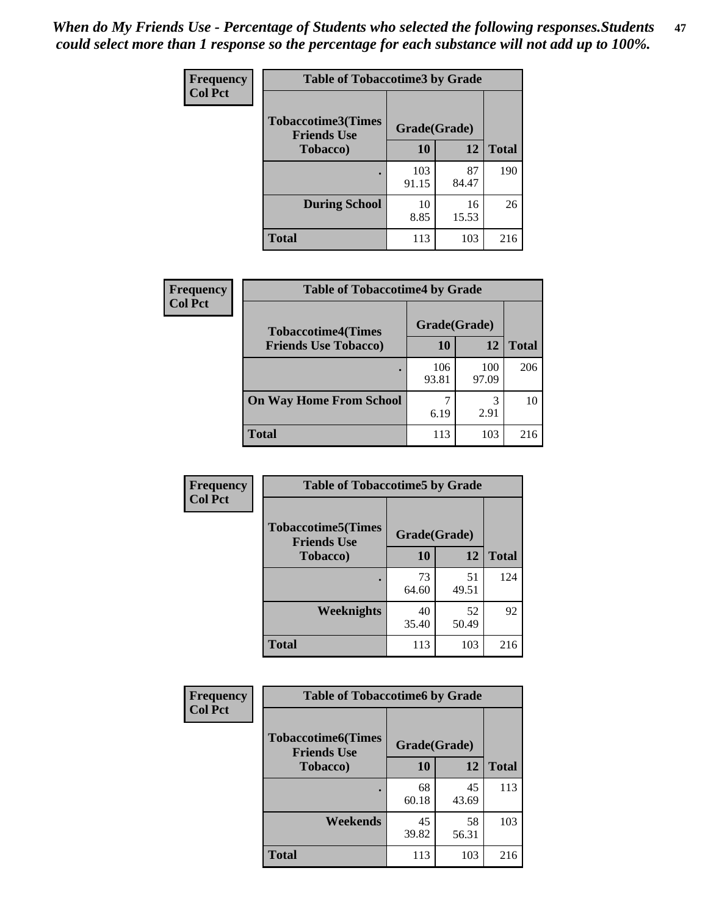*When do My Friends Use - Percentage of Students who selected the following responses.Students could select more than 1 response so the percentage for each substance will not add up to 100%.*

**Frequency**
**Col Pct**

| Table of Tobaccotime3 by Grade | | | |
|---|---|---|---|
| **Tobaccotime3(Times Friends Use Tobacco)** | **Grade(Grade)** | | **Total** |
| | **10** | **12** | |
| **.** | 103<br>91.15 | 87<br>84.47 | 190 |
| **During School** | 10<br>8.85 | 16<br>15.53 | 26 |
| **Total** | 113 | 103 | 216 |

**Frequency**
**Col Pct**

| Table of Tobaccotime4 by Grade | | | |
|---|---|---|---|
| **Tobaccotime4(Times Friends Use Tobacco)** | **Grade(Grade)** | | **Total** |
| | **10** | **12** | |
| **.** | 106<br>93.81 | 100<br>97.09 | 206 |
| **On Way Home From School** | 7<br>6.19 | 3<br>2.91 | 10 |
| **Total** | 113 | 103 | 216 |

**Frequency**
**Col Pct**

| Table of Tobaccotime5 by Grade | | | |
|---|---|---|---|
| **Tobaccotime5(Times Friends Use Tobacco)** | **Grade(Grade)** | | **Total** |
| | **10** | **12** | |
| **.** | 73<br>64.60 | 51<br>49.51 | 124 |
| **Weeknights** | 40<br>35.40 | 52<br>50.49 | 92 |
| **Total** | 113 | 103 | 216 |

**Frequency**
**Col Pct**

| Table of Tobaccotime6 by Grade | | | |
|---|---|---|---|
| **Tobaccotime6(Times Friends Use Tobacco)** | **Grade(Grade)** | | **Total** |
| | **10** | **12** | |
| **.** | 68<br>60.18 | 45<br>43.69 | 113 |
| **Weekends** | 45<br>39.82 | 58<br>56.31 | 103 |
| **Total** | 113 | 103 | 216 |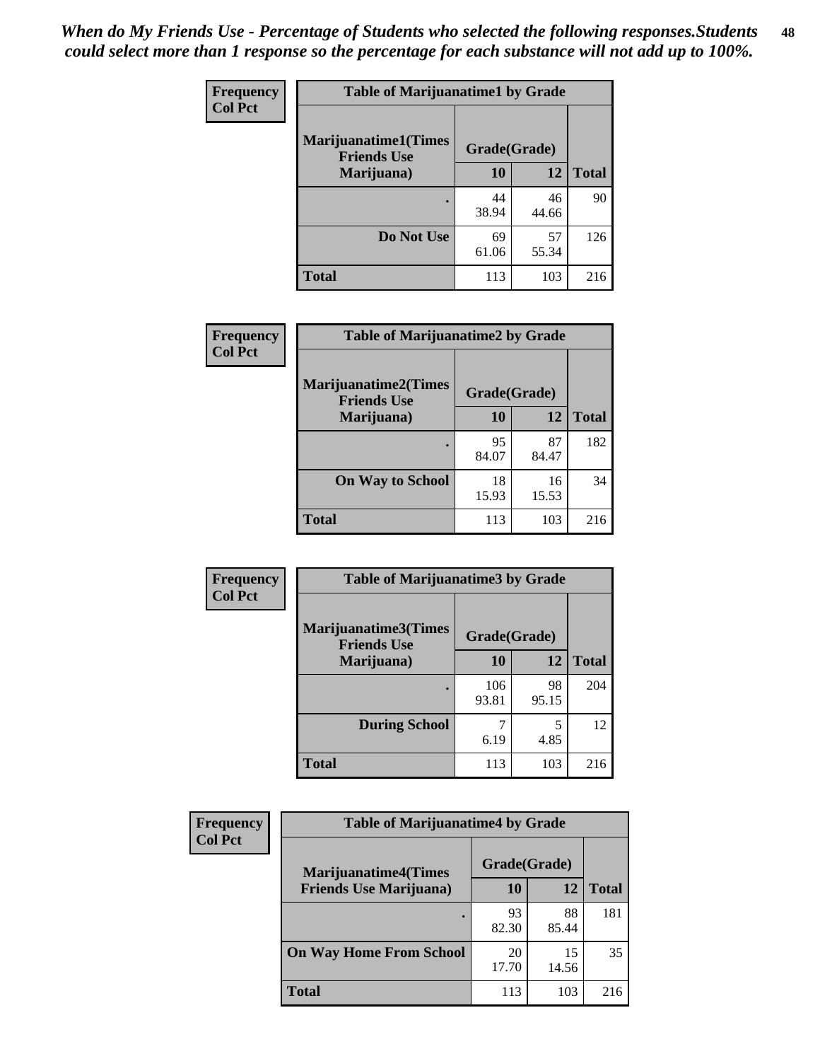*When do My Friends Use - Percentage of Students who selected the following responses.Students could select more than 1 response so the percentage for each substance will not add up to 100%.*

**Frequency**
**Col Pct**

**Table of Marijuanatime1 by Grade**

| Marijuanatime1(Times Friends Use Marijuana) | Grade(Grade) | | |
|---|---|---|---|
| | 10 | 12 | Total |
| . | 44<br>38.94 | 46<br>44.66 | 90 |
| Do Not Use | 69<br>61.06 | 57<br>55.34 | 126 |
| Total | 113 | 103 | 216 |

**Frequency**
**Col Pct**

**Table of Marijuanatime2 by Grade**

| Marijuanatime2(Times Friends Use Marijuana) | Grade(Grade) | | |
|---|---|---|---|
| | 10 | 12 | Total |
| . | 95<br>84.07 | 87<br>84.47 | 182 |
| On Way to School | 18<br>15.93 | 16<br>15.53 | 34 |
| Total | 113 | 103 | 216 |

**Frequency**
**Col Pct**

**Table of Marijuanatime3 by Grade**

| Marijuanatime3(Times Friends Use Marijuana) | Grade(Grade) | | |
|---|---|---|---|
| | 10 | 12 | Total |
| . | 106<br>93.81 | 98<br>95.15 | 204 |
| During School | 7<br>6.19 | 5<br>4.85 | 12 |
| Total | 113 | 103 | 216 |

**Frequency**
**Col Pct**

**Table of Marijuanatime4 by Grade**

| Marijuanatime4(Times Friends Use Marijuana) | Grade(Grade) | | |
|---|---|---|---|
| | 10 | 12 | Total |
| . | 93<br>82.30 | 88<br>85.44 | 181 |
| On Way Home From School | 20<br>17.70 | 15<br>14.56 | 35 |
| Total | 113 | 103 | 216 |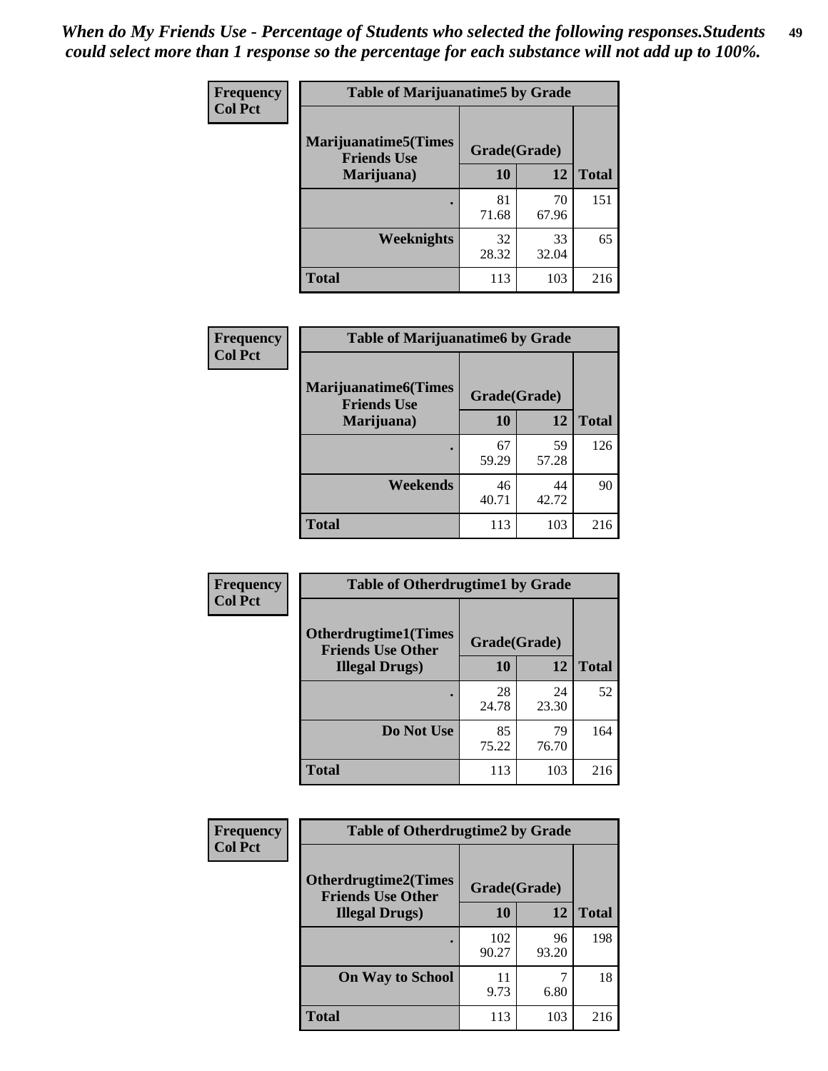*When do My Friends Use - Percentage of Students who selected the following responses.Students could select more than 1 response so the percentage for each substance will not add up to 100%.*

| Frequency<br>Col Pct | Table of Marijuanatime5 by Grade | | |
|---|---|---|---|
| Marijuanatime5(Times Friends Use Marijuana) | Grade(Grade) | | |
| | 10 | 12 | Total |
| . | 81<br>71.68 | 70<br>67.96 | 151 |
| Weeknights | 32<br>28.32 | 33<br>32.04 | 65 |
| Total | 113 | 103 | 216 |

| Frequency<br>Col Pct | Table of Marijuanatime6 by Grade | | |
|---|---|---|---|
| Marijuanatime6(Times Friends Use Marijuana) | Grade(Grade) | | |
| | 10 | 12 | Total |
| . | 67<br>59.29 | 59<br>57.28 | 126 |
| Weekends | 46<br>40.71 | 44<br>42.72 | 90 |
| Total | 113 | 103 | 216 |

| Frequency<br>Col Pct | Table of Otherdrugtime1 by Grade | | |
|---|---|---|---|
| Otherdrugtime1(Times Friends Use Other Illegal Drugs) | Grade(Grade) | | |
| | 10 | 12 | Total |
| . | 28<br>24.78 | 24<br>23.30 | 52 |
| Do Not Use | 85<br>75.22 | 79<br>76.70 | 164 |
| Total | 113 | 103 | 216 |

| Frequency<br>Col Pct | Table of Otherdrugtime2 by Grade | | |
|---|---|---|---|
| Otherdrugtime2(Times Friends Use Other Illegal Drugs) | Grade(Grade) | | |
| | 10 | 12 | Total |
| . | 102<br>90.27 | 96<br>93.20 | 198 |
| On Way to School | 11<br>9.73 | 7<br>6.80 | 18 |
| Total | 113 | 103 | 216 |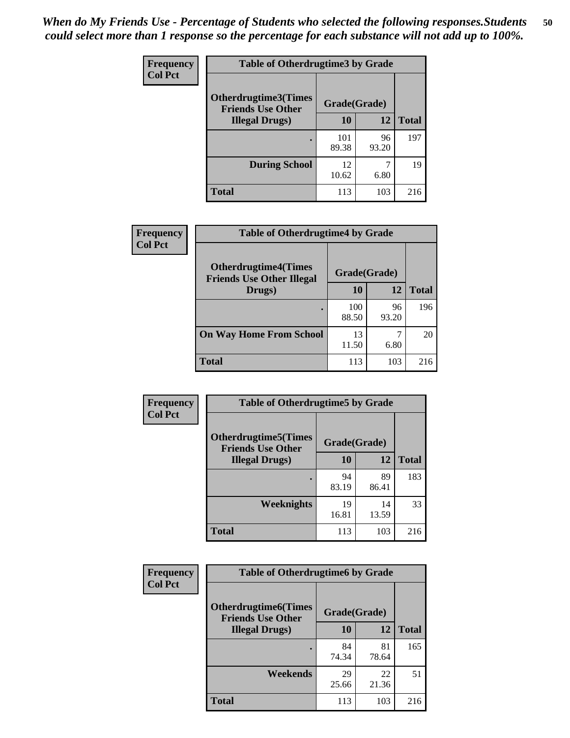*When do My Friends Use - Percentage of Students who selected the following responses.Students could select more than 1 response so the percentage for each substance will not add up to 100%.*

**Frequency**
**Col Pct**

| Table of Otherdrugtime3 by Grade | | | |
|---|---|---|---|
| Otherdrugtime3(Times Friends Use Other Illegal Drugs) | Grade(Grade) | | Total |
| | 10 | 12 | |
| . | 101<br>89.38 | 96<br>93.20 | 197 |
| During School | 12<br>10.62 | 7<br>6.80 | 19 |
| Total | 113 | 103 | 216 |

**Frequency**
**Col Pct**

| Table of Otherdrugtime4 by Grade | | | |
|---|---|---|---|
| Otherdrugtime4(Times Friends Use Other Illegal Drugs) | Grade(Grade) | | Total |
| | 10 | 12 | |
| . | 100<br>88.50 | 96<br>93.20 | 196 |
| On Way Home From School | 13<br>11.50 | 7<br>6.80 | 20 |
| Total | 113 | 103 | 216 |

**Frequency**
**Col Pct**

| Table of Otherdrugtime5 by Grade | | | |
|---|---|---|---|
| Otherdrugtime5(Times Friends Use Other Illegal Drugs) | Grade(Grade) | | Total |
| | 10 | 12 | |
| . | 94<br>83.19 | 89<br>86.41 | 183 |
| Weeknights | 19<br>16.81 | 14<br>13.59 | 33 |
| Total | 113 | 103 | 216 |

**Frequency**
**Col Pct**

| Table of Otherdrugtime6 by Grade | | | |
|---|---|---|---|
| Otherdrugtime6(Times Friends Use Other Illegal Drugs) | Grade(Grade) | | Total |
| | 10 | 12 | |
| . | 84<br>74.34 | 81<br>78.64 | 165 |
| Weekends | 29<br>25.66 | 22<br>21.36 | 51 |
| Total | 113 | 103 | 216 |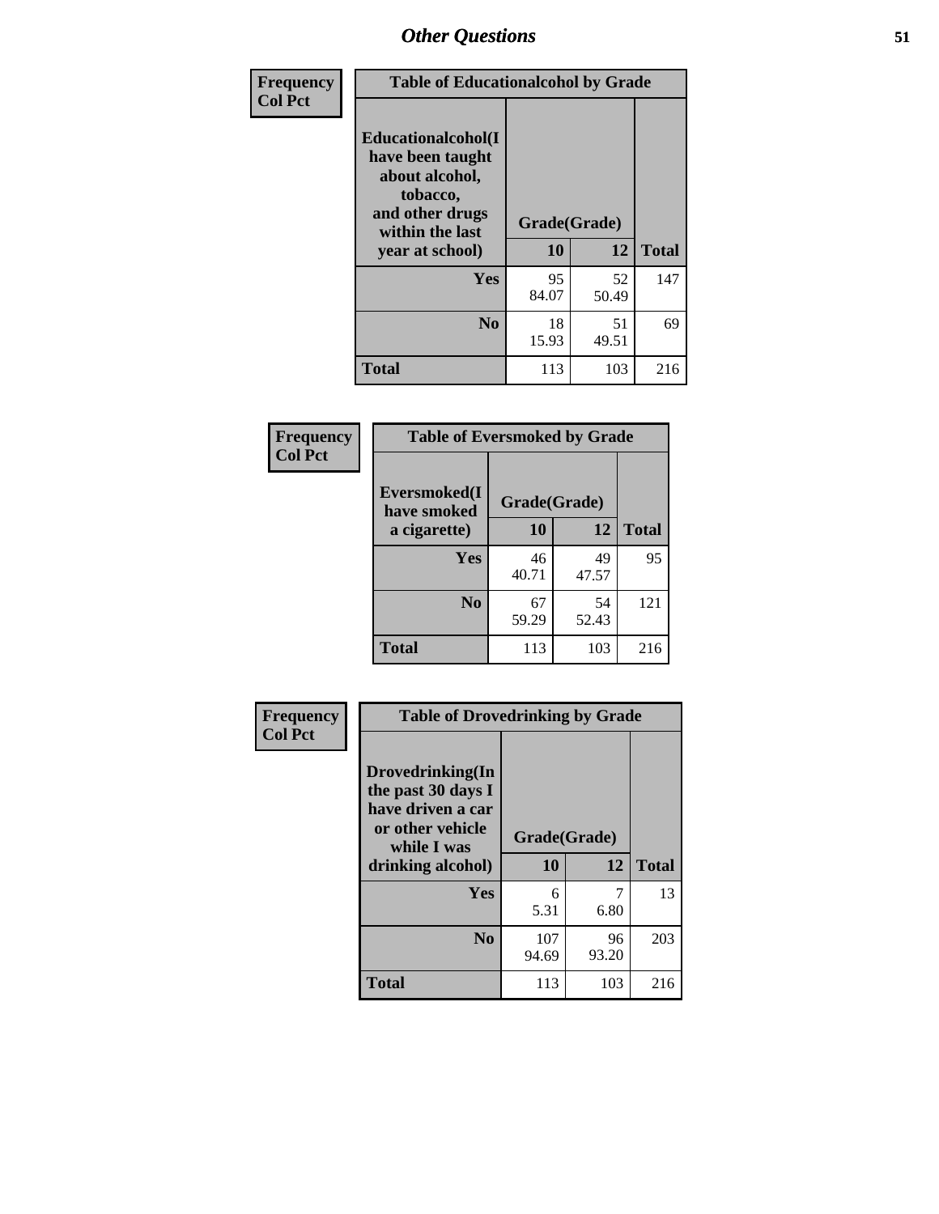# Other Questions

**Frequency**
**Col Pct**

| Table of Educationalcohol by Grade | | | |
|---|---|---|---|
| Educationalcohol(I have been taught about alcohol, tobacco, and other drugs within the last year at school) | Grade(Grade) | | |
| | 10 | 12 | Total |
| Yes | 95<br>84.07 | 52<br>50.49 | 147 |
| No | 18<br>15.93 | 51<br>49.51 | 69 |
| Total | 113 | 103 | 216 |

**Frequency**
**Col Pct**

| Table of Eversmoked by Grade | | | |
|---|---|---|---|
| Eversmoked(I have smoked a cigarette) | Grade(Grade) | | |
| | 10 | 12 | Total |
| Yes | 46<br>40.71 | 49<br>47.57 | 95 |
| No | 67<br>59.29 | 54<br>52.43 | 121 |
| Total | 113 | 103 | 216 |

**Frequency**
**Col Pct**

| Table of Drovedrinking by Grade | | | |
|---|---|---|---|
| Drovedrinking(In the past 30 days I have driven a car or other vehicle while I was drinking alcohol) | Grade(Grade) | | |
| | 10 | 12 | Total |
| Yes | 6<br>5.31 | 7<br>6.80 | 13 |
| No | 107<br>94.69 | 96<br>93.20 | 203 |
| Total | 113 | 103 | 216 |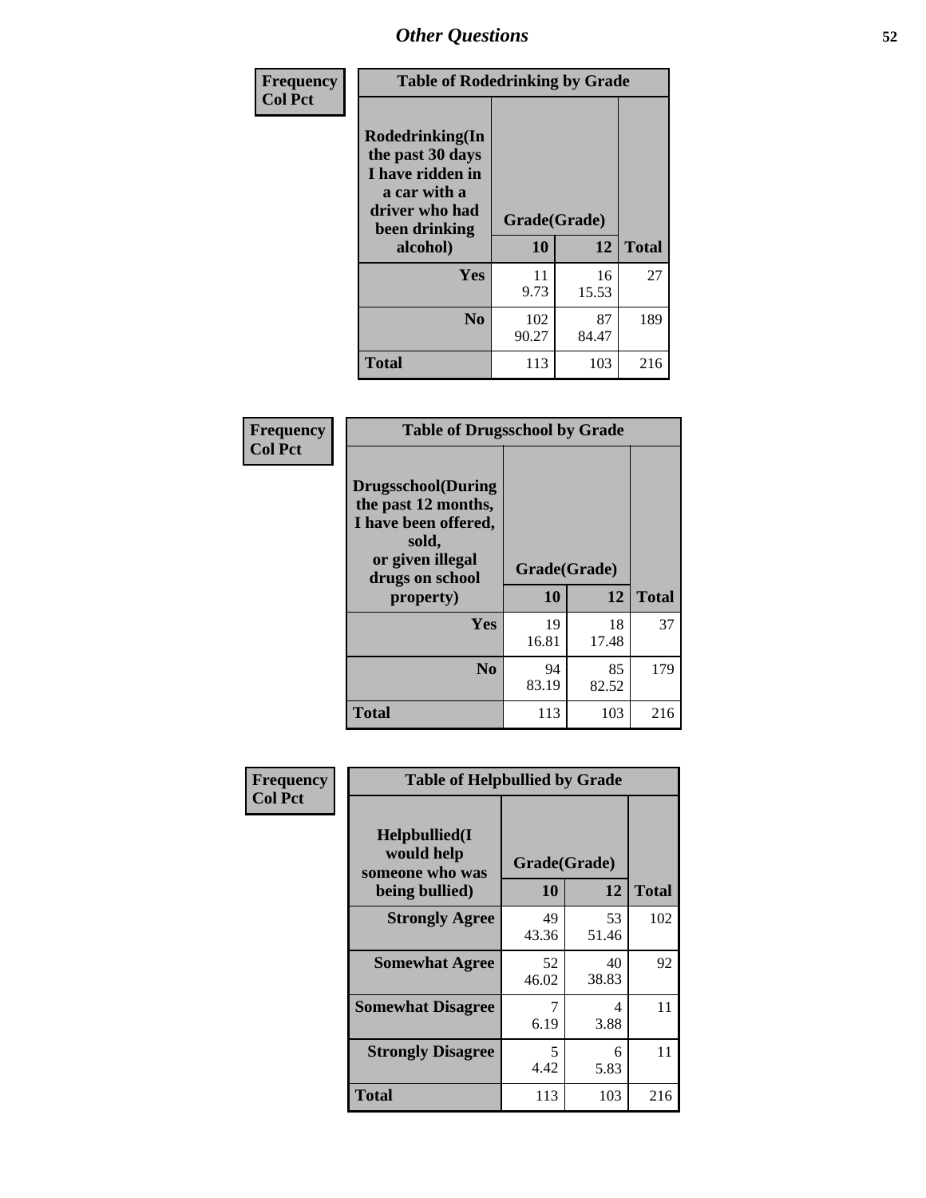## Other Questions

**Frequency**
**Col Pct**

| Table of Rodedrinking by Grade | | | |
|---|---|---|---|
| **Rodedrinking(In the past 30 days I have ridden in a car with a driver who had been drinking alcohol)** | **Grade(Grade)** | | |
| | **10** | **12** | **Total** |
| **Yes** | 11<br>9.73 | 16<br>15.53 | 27 |
| **No** | 102<br>90.27 | 87<br>84.47 | 189 |
| **Total** | 113 | 103 | 216 |

**Frequency**
**Col Pct**

| Table of Drugsschool by Grade | | | |
|---|---|---|---|
| **Drugsschool(During the past 12 months, I have been offered, sold, or given illegal drugs on school property)** | **Grade(Grade)** | | |
| | **10** | **12** | **Total** |
| **Yes** | 19<br>16.81 | 18<br>17.48 | 37 |
| **No** | 94<br>83.19 | 85<br>82.52 | 179 |
| **Total** | 113 | 103 | 216 |

**Frequency**
**Col Pct**

| Table of Helpbullied by Grade | | | |
|---|---|---|---|
| **Helpbullied(I would help someone who was being bullied)** | **Grade(Grade)** | | |
| | **10** | **12** | **Total** |
| **Strongly Agree** | 49<br>43.36 | 53<br>51.46 | 102 |
| **Somewhat Agree** | 52<br>46.02 | 40<br>38.83 | 92 |
| **Somewhat Disagree** | 7<br>6.19 | 4<br>3.88 | 11 |
| **Strongly Disagree** | 5<br>4.42 | 6<br>5.83 | 11 |
| **Total** | 113 | 103 | 216 |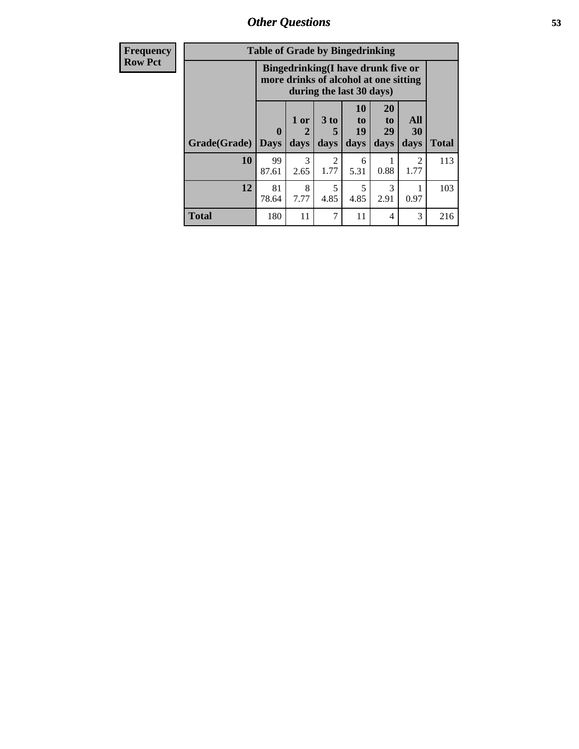| Frequency<br>Row Pct |
|---|

**Table of Grade by Bingedrinking**

| Grade(Grade) | Bingedrinking(I have drunk five or more drinks of alcohol at one sitting during the last 30 days) | | | | | | Total |
|---|---|---|---|---|---|---|---|
| | 0 Days | 1 or 2 days | 3 to 5 days | 10 to 19 days | 20 to 29 days | All 30 days | |
| **10** | 99<br>87.61 | 3<br>2.65 | 2<br>1.77 | 6<br>5.31 | 1<br>0.88 | 2<br>1.77 | 113 |
| **12** | 81<br>78.64 | 8<br>7.77 | 5<br>4.85 | 5<br>4.85 | 3<br>2.91 | 1<br>0.97 | 103 |
| **Total** | 180 | 11 | 7 | 11 | 4 | 3 | 216 |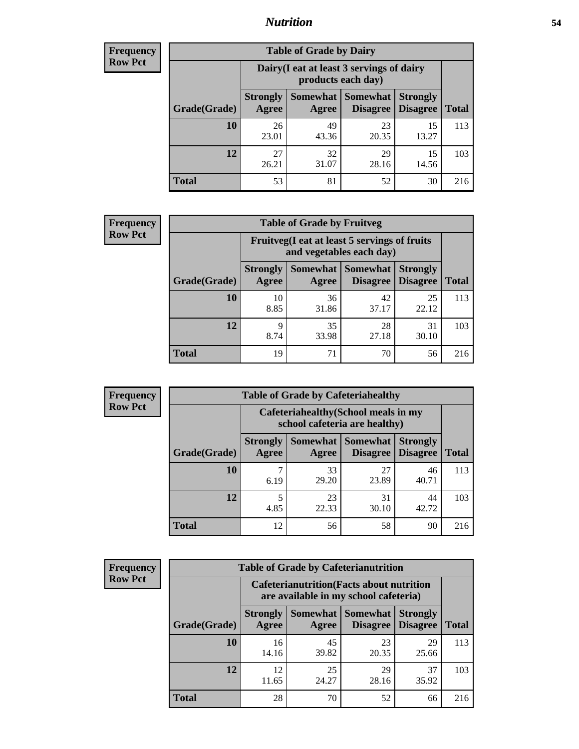## Nutrition

**Frequency**
**Row Pct**

| Table of Grade by Dairy | | | | | |
|---|---|---|---|---|---|
| | Dairy(I eat at least 3 servings of dairy products each day) | | | | |
| Grade(Grade) | Strongly Agree | Somewhat Agree | Somewhat Disagree | Strongly Disagree | Total |
| **10** | 26<br>23.01 | 49<br>43.36 | 23<br>20.35 | 15<br>13.27 | 113 |
| **12** | 27<br>26.21 | 32<br>31.07 | 29<br>28.16 | 15<br>14.56 | 103 |
| **Total** | 53 | 81 | 52 | 30 | 216 |

**Frequency**
**Row Pct**

| Table of Grade by Fruitveg | | | | | |
|---|---|---|---|---|---|
| | Fruitveg(I eat at least 5 servings of fruits and vegetables each day) | | | | |
| Grade(Grade) | Strongly Agree | Somewhat Agree | Somewhat Disagree | Strongly Disagree | Total |
| **10** | 10<br>8.85 | 36<br>31.86 | 42<br>37.17 | 25<br>22.12 | 113 |
| **12** | 9<br>8.74 | 35<br>33.98 | 28<br>27.18 | 31<br>30.10 | 103 |
| **Total** | 19 | 71 | 70 | 56 | 216 |

**Frequency**
**Row Pct**

| Table of Grade by Cafeteriahealthy | | | | | |
|---|---|---|---|---|---|
| | Cafeteriahealthy(School meals in my school cafeteria are healthy) | | | | |
| Grade(Grade) | Strongly Agree | Somewhat Agree | Somewhat Disagree | Strongly Disagree | Total |
| **10** | 7<br>6.19 | 33<br>29.20 | 27<br>23.89 | 46<br>40.71 | 113 |
| **12** | 5<br>4.85 | 23<br>22.33 | 31<br>30.10 | 44<br>42.72 | 103 |
| **Total** | 12 | 56 | 58 | 90 | 216 |

**Frequency**
**Row Pct**

| Table of Grade by Cafeterianutrition | | | | | |
|---|---|---|---|---|---|
| | Cafeterianutrition(Facts about nutrition are available in my school cafeteria) | | | | |
| Grade(Grade) | Strongly Agree | Somewhat Agree | Somewhat Disagree | Strongly Disagree | Total |
| **10** | 16<br>14.16 | 45<br>39.82 | 23<br>20.35 | 29<br>25.66 | 113 |
| **12** | 12<br>11.65 | 25<br>24.27 | 29<br>28.16 | 37<br>35.92 | 103 |
| **Total** | 28 | 70 | 52 | 66 | 216 |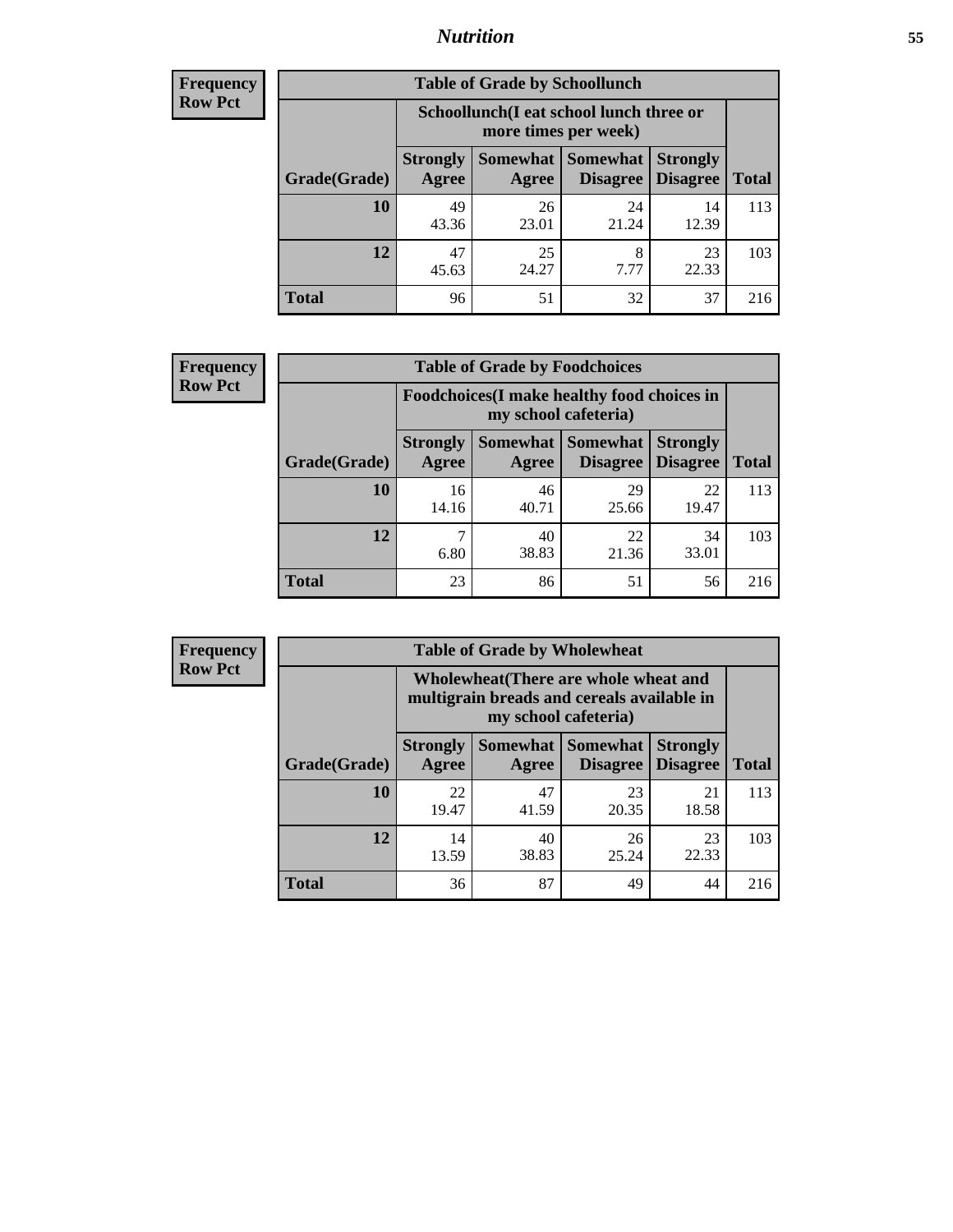| Frequency<br>Row Pct |
|---|

**Table of Grade by Schoollunch**

| | Schoollunch(I eat school lunch three or more times per week) | | | | |
|---|---|---|---|---|---|
| Grade(Grade) | Strongly Agree | Somewhat Agree | Somewhat Disagree | Strongly Disagree | Total |
| 10 | 49<br>43.36 | 26<br>23.01 | 24<br>21.24 | 14<br>12.39 | 113 |
| 12 | 47<br>45.63 | 25<br>24.27 | 8<br>7.77 | 23<br>22.33 | 103 |
| Total | 96 | 51 | 32 | 37 | 216 |

| Frequency<br>Row Pct |
|---|

**Table of Grade by Foodchoices**

| | Foodchoices(I make healthy food choices in my school cafeteria) | | | | |
|---|---|---|---|---|---|
| Grade(Grade) | Strongly Agree | Somewhat Agree | Somewhat Disagree | Strongly Disagree | Total |
| 10 | 16<br>14.16 | 46<br>40.71 | 29<br>25.66 | 22<br>19.47 | 113 |
| 12 | 7<br>6.80 | 40<br>38.83 | 22<br>21.36 | 34<br>33.01 | 103 |
| Total | 23 | 86 | 51 | 56 | 216 |

| Frequency<br>Row Pct |
|---|

**Table of Grade by Wholewheat**

| | Wholewheat(There are whole wheat and multigrain breads and cereals available in my school cafeteria) | | | | |
|---|---|---|---|---|---|
| Grade(Grade) | Strongly Agree | Somewhat Agree | Somewhat Disagree | Strongly Disagree | Total |
| 10 | 22<br>19.47 | 47<br>41.59 | 23<br>20.35 | 21<br>18.58 | 113 |
| 12 | 14<br>13.59 | 40<br>38.83 | 26<br>25.24 | 23<br>22.33 | 103 |
| Total | 36 | 87 | 49 | 44 | 216 |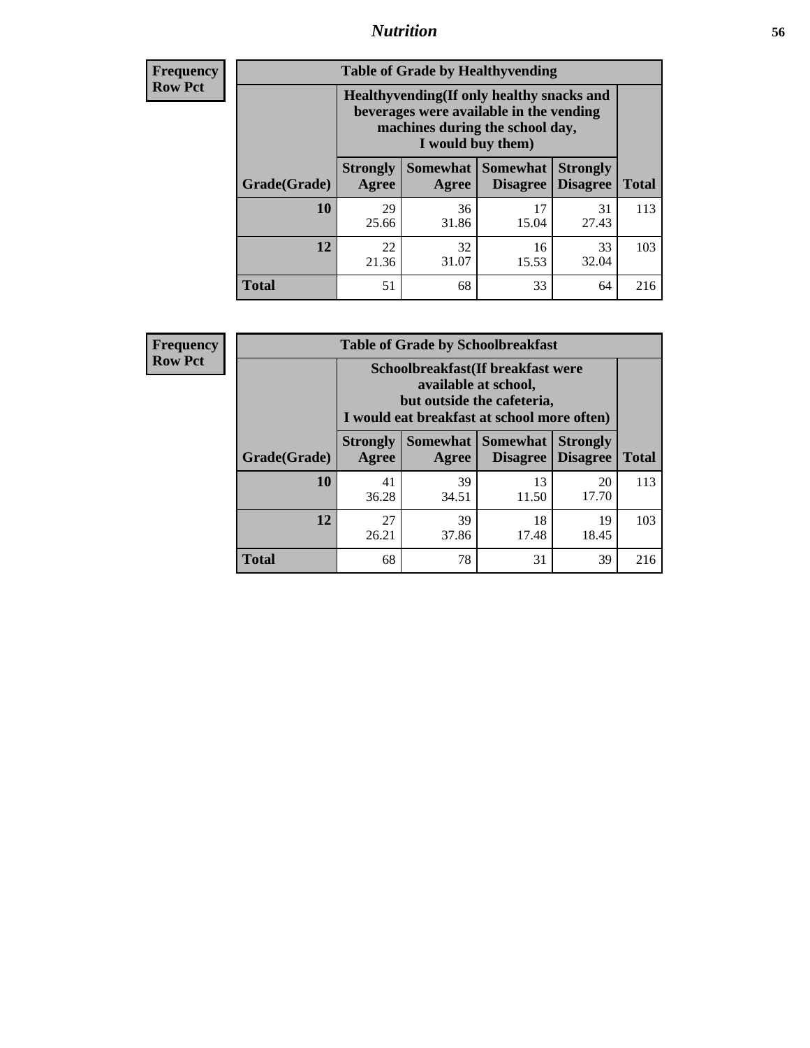## Nutrition

**Frequency**
**Row Pct**

**Table of Grade by Healthyvending**

| Grade(Grade) | Healthyvending(If only healthy snacks and beverages were available in the vending machines during the school day, I would buy them) | | | | Total |
|---|---|---|---|---|---|
| | Strongly Agree | Somewhat Agree | Somewhat Disagree | Strongly Disagree | |
| **10** | 29<br>25.66 | 36<br>31.86 | 17<br>15.04 | 31<br>27.43 | 113 |
| **12** | 22<br>21.36 | 32<br>31.07 | 16<br>15.53 | 33<br>32.04 | 103 |
| **Total** | 51 | 68 | 33 | 64 | 216 |

**Frequency**
**Row Pct**

**Table of Grade by Schoolbreakfast**

| Grade(Grade) | Schoolbreakfast(If breakfast were available at school, but outside the cafeteria, I would eat breakfast at school more often) | | | | Total |
|---|---|---|---|---|---|
| | Strongly Agree | Somewhat Agree | Somewhat Disagree | Strongly Disagree | |
| **10** | 41<br>36.28 | 39<br>34.51 | 13<br>11.50 | 20<br>17.70 | 113 |
| **12** | 27<br>26.21 | 39<br>37.86 | 18<br>17.48 | 19<br>18.45 | 103 |
| **Total** | 68 | 78 | 31 | 39 | 216 |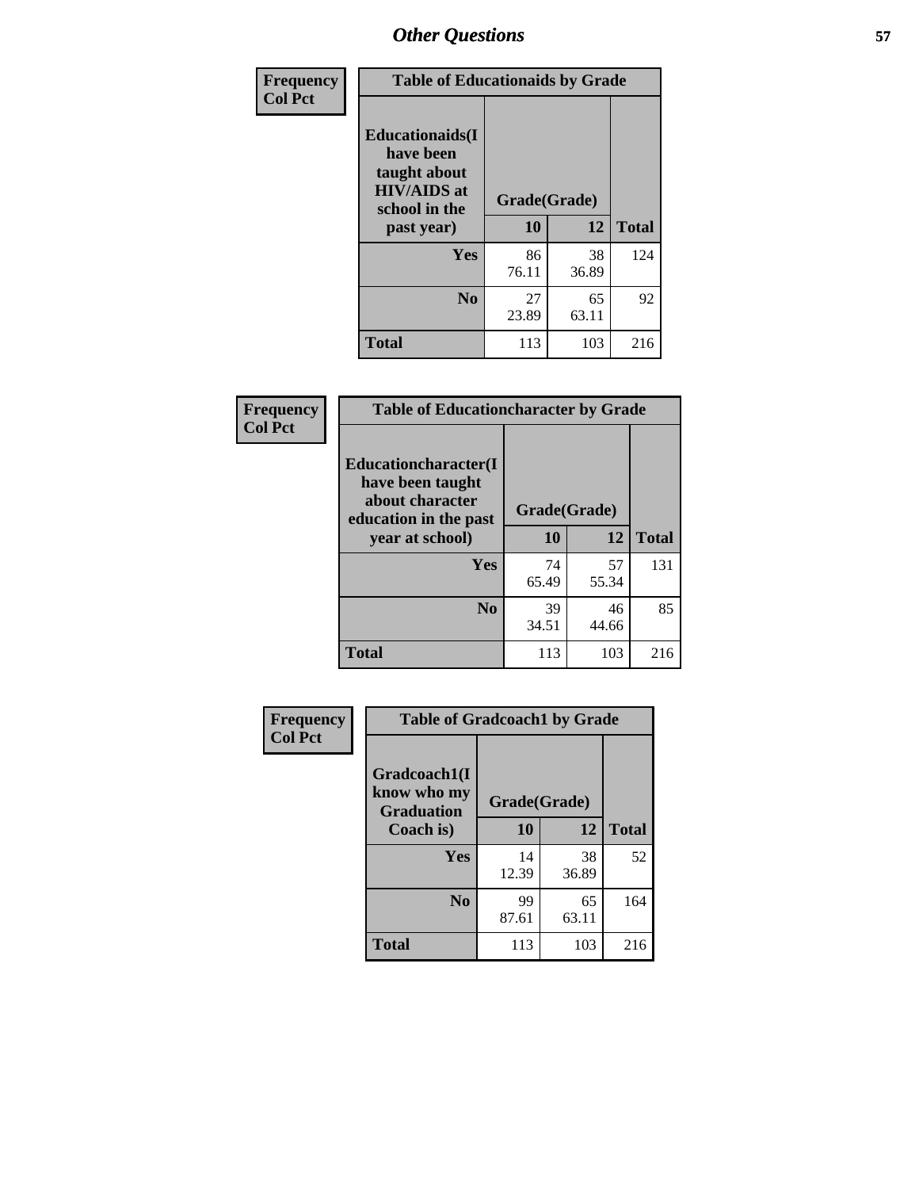## Other Questions

Frequency
Col Pct

| Table of Educationaids by Grade | | | |
|---|---|---|---|
| Educationaids(I have been taught about HIV/AIDS at school in the past year) | Grade(Grade) | | |
| | 10 | 12 | Total |
| Yes | 86<br>76.11 | 38<br>36.89 | 124 |
| No | 27<br>23.89 | 65<br>63.11 | 92 |
| Total | 113 | 103 | 216 |

Frequency
Col Pct

| Table of Educationcharacter by Grade | | | |
|---|---|---|---|
| Educationcharacter(I have been taught about character education in the past year at school) | Grade(Grade) | | |
| | 10 | 12 | Total |
| Yes | 74<br>65.49 | 57<br>55.34 | 131 |
| No | 39<br>34.51 | 46<br>44.66 | 85 |
| Total | 113 | 103 | 216 |

Frequency
Col Pct

| Table of Gradcoach1 by Grade | | | |
|---|---|---|---|
| Gradcoach1(I know who my Graduation Coach is) | Grade(Grade) | | |
| | 10 | 12 | Total |
| Yes | 14<br>12.39 | 38<br>36.89 | 52 |
| No | 99<br>87.61 | 65<br>63.11 | 164 |
| Total | 113 | 103 | 216 |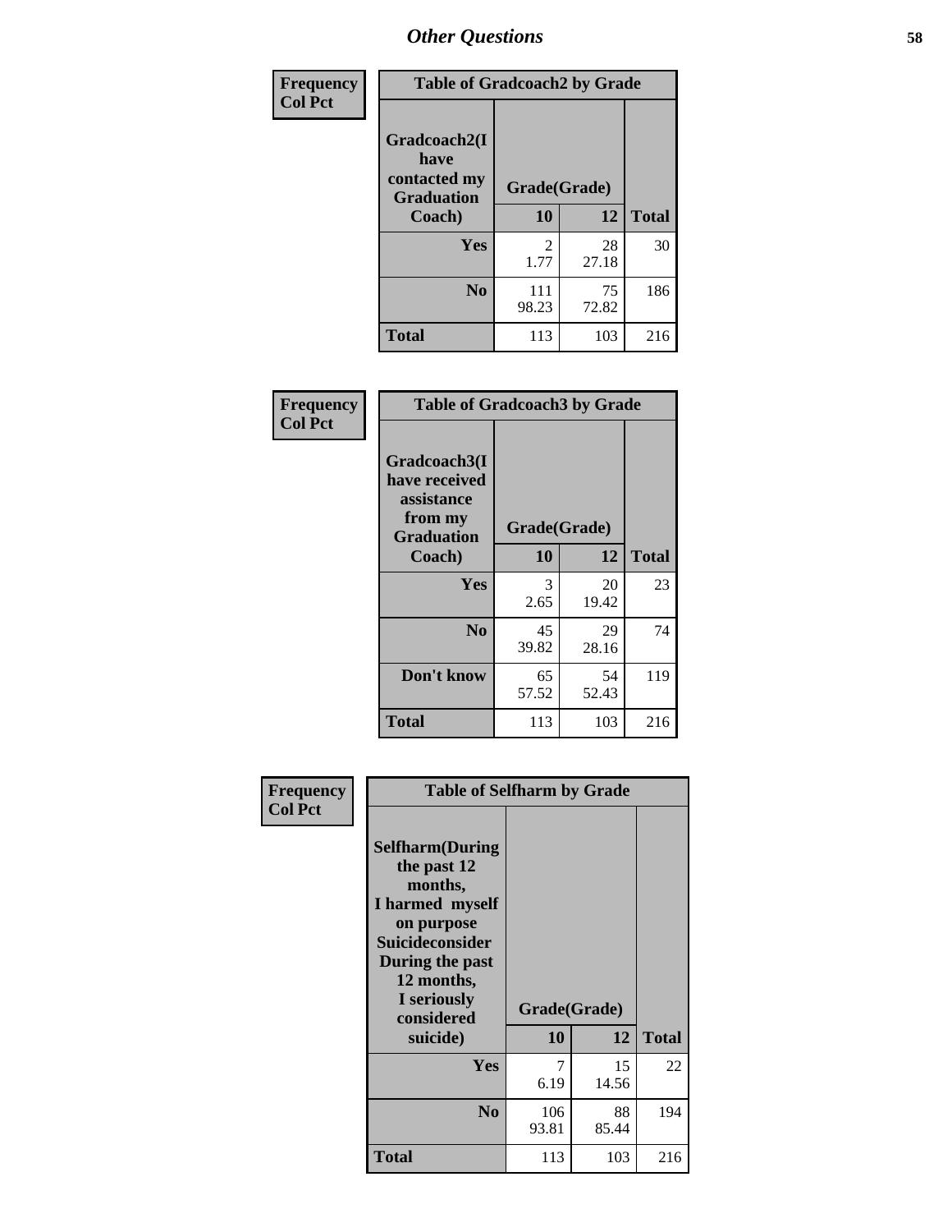## Other Questions

**Frequency**
**Col Pct**

| Table of Gradcoach2 by Grade | | | |
|---|---|---|---|
| Gradcoach2(I have contacted my Graduation Coach) | Grade(Grade) | | |
| | 10 | 12 | Total |
| **Yes** | 2<br>1.77 | 28<br>27.18 | 30 |
| **No** | 111<br>98.23 | 75<br>72.82 | 186 |
| **Total** | 113 | 103 | 216 |

**Frequency**
**Col Pct**

| Table of Gradcoach3 by Grade | | | |
|---|---|---|---|
| Gradcoach3(I have received assistance from my Graduation Coach) | Grade(Grade) | | |
| | 10 | 12 | Total |
| **Yes** | 3<br>2.65 | 20<br>19.42 | 23 |
| **No** | 45<br>39.82 | 29<br>28.16 | 74 |
| **Don't know** | 65<br>57.52 | 54<br>52.43 | 119 |
| **Total** | 113 | 103 | 216 |

**Frequency**
**Col Pct**

| Table of Selfharm by Grade | | | |
|---|---|---|---|
| Selfharm(During the past 12 months, I harmed myself on purpose Suicideconsider During the past 12 months, I seriously considered suicide) | Grade(Grade) | | |
| | 10 | 12 | Total |
| **Yes** | 7<br>6.19 | 15<br>14.56 | 22 |
| **No** | 106<br>93.81 | 88<br>85.44 | 194 |
| **Total** | 113 | 103 | 216 |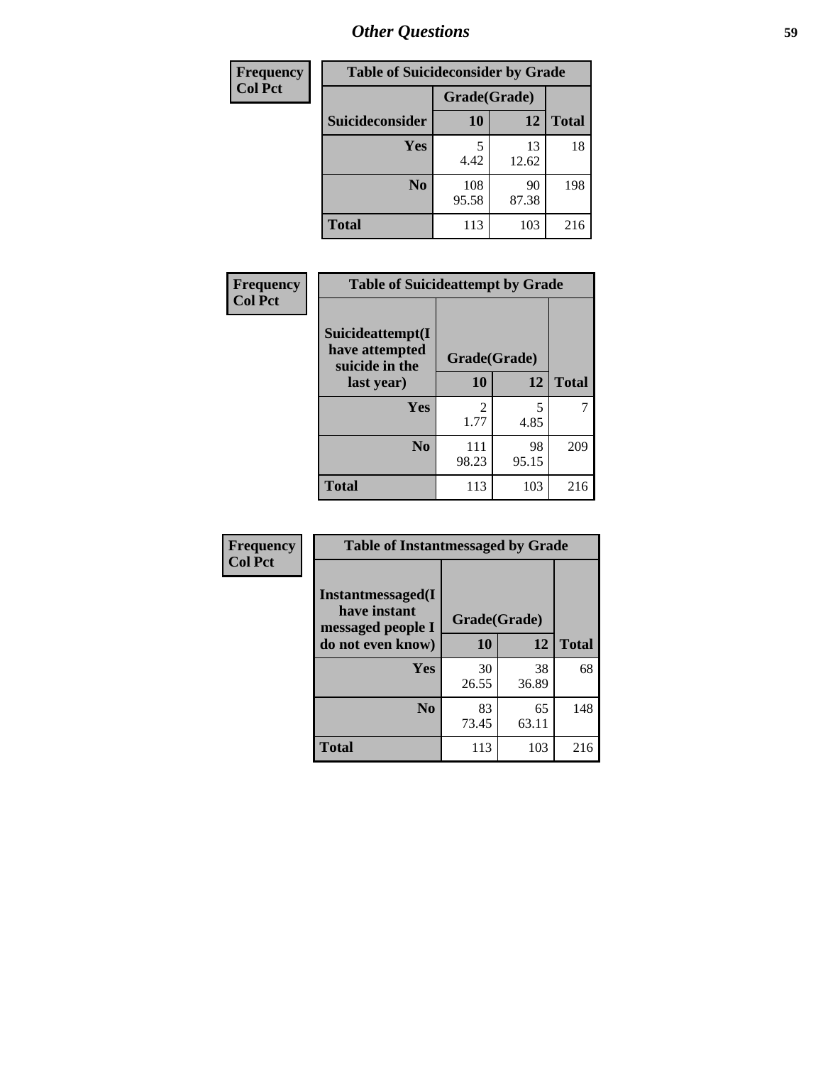# Other Questions

| Frequency<br>Col Pct |
|---|

| Table of Suicideconsider by Grade | | | |
|---|---|---|---|
| | Grade(Grade) | | |
| Suicideconsider | 10 | 12 | Total |
| Yes | 5<br>4.42 | 13<br>12.62 | 18 |
| No | 108<br>95.58 | 90<br>87.38 | 198 |
| Total | 113 | 103 | 216 |

| Frequency<br>Col Pct |
|---|

| Table of Suicideattempt by Grade | | | |
|---|---|---|---|
| Suicideattempt(I have attempted suicide in the last year) | Grade(Grade) | | |
| | 10 | 12 | Total |
| Yes | 2<br>1.77 | 5<br>4.85 | 7 |
| No | 111<br>98.23 | 98<br>95.15 | 209 |
| Total | 113 | 103 | 216 |

| Frequency<br>Col Pct |
|---|

| Table of Instantmessaged by Grade | | | |
|---|---|---|---|
| Instantmessaged(I have instant messaged people I do not even know) | Grade(Grade) | | |
| | 10 | 12 | Total |
| Yes | 30<br>26.55 | 38<br>36.89 | 68 |
| No | 83<br>73.45 | 65<br>63.11 | 148 |
| Total | 113 | 103 | 216 |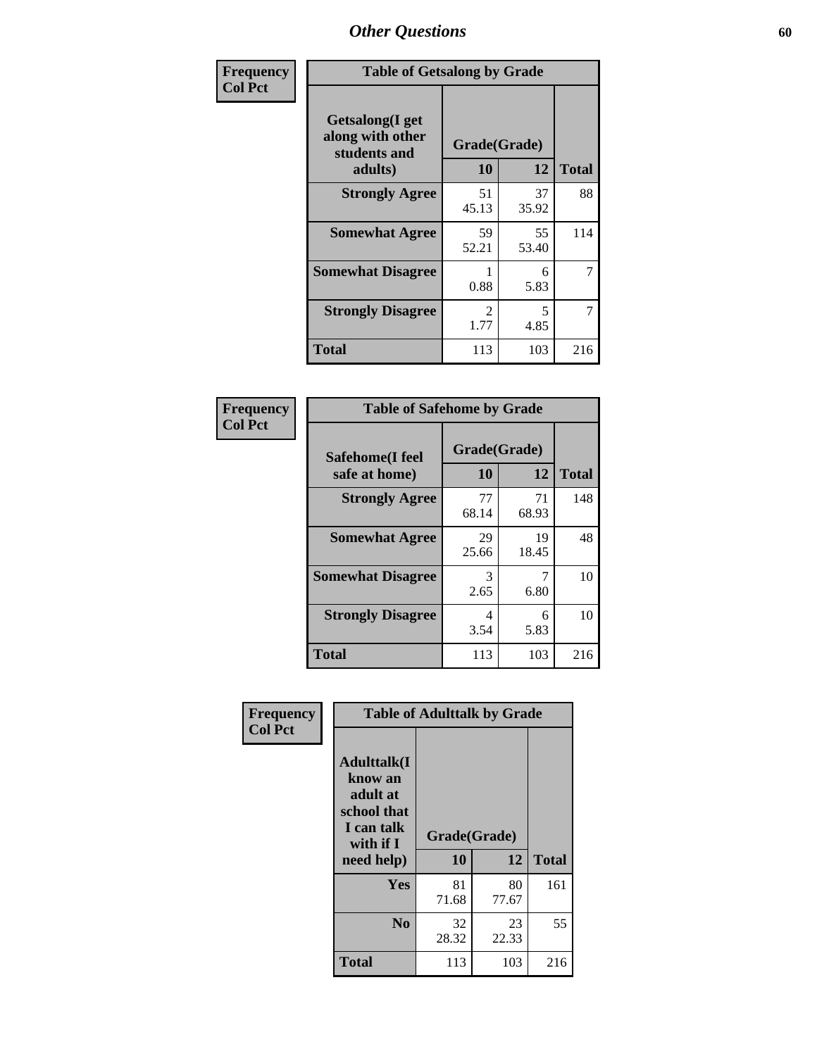## Other Questions

**Frequency**
**Col Pct**

**Table of Getsalong by Grade**

| Getsalong(I get along with other students and adults) | Grade(Grade) | | |
|---|---|---|---|
| | 10 | 12 | Total |
| **Strongly Agree** | 51<br>45.13 | 37<br>35.92 | 88 |
| **Somewhat Agree** | 59<br>52.21 | 55<br>53.40 | 114 |
| **Somewhat Disagree** | 1<br>0.88 | 6<br>5.83 | 7 |
| **Strongly Disagree** | 2<br>1.77 | 5<br>4.85 | 7 |
| **Total** | 113 | 103 | 216 |

**Frequency**
**Col Pct**

**Table of Safehome by Grade**

| Safehome(I feel safe at home) | Grade(Grade) | | |
|---|---|---|---|
| | 10 | 12 | Total |
| **Strongly Agree** | 77<br>68.14 | 71<br>68.93 | 148 |
| **Somewhat Agree** | 29<br>25.66 | 19<br>18.45 | 48 |
| **Somewhat Disagree** | 3<br>2.65 | 7<br>6.80 | 10 |
| **Strongly Disagree** | 4<br>3.54 | 6<br>5.83 | 10 |
| **Total** | 113 | 103 | 216 |

**Frequency**
**Col Pct**

**Table of Adulttalk by Grade**

| Adulttalk(I know an adult at school that I can talk with if I need help) | Grade(Grade) | | |
|---|---|---|---|
| | 10 | 12 | Total |
| **Yes** | 81<br>71.68 | 80<br>77.67 | 161 |
| **No** | 32<br>28.32 | 23<br>22.33 | 55 |
| **Total** | 113 | 103 | 216 |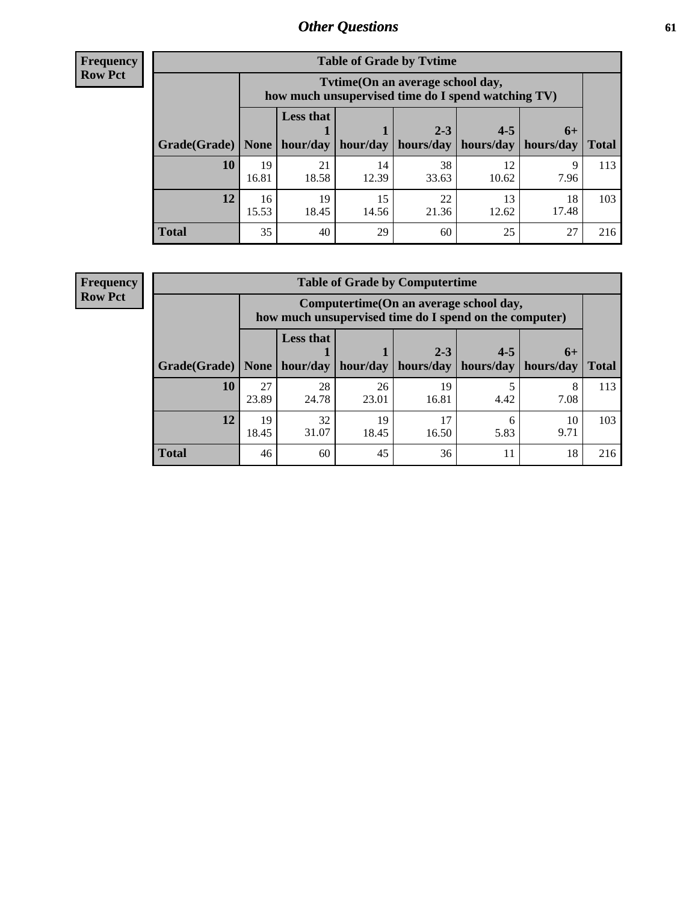## Other Questions

**Frequency**
**Row Pct**

| Table of Grade by Tvtime | | | | | | | |
|---|---|---|---|---|---|---|---|
| | Tvtime(On an average school day, how much unsupervised time do I spend watching TV) | | | | | | |
| Grade(Grade) | None | Less that 1 hour/day | 1 hour/day | 2-3 hours/day | 4-5 hours/day | 6+ hours/day | Total |
| **10** | 19<br>16.81 | 21<br>18.58 | 14<br>12.39 | 38<br>33.63 | 12<br>10.62 | 9<br>7.96 | 113 |
| **12** | 16<br>15.53 | 19<br>18.45 | 15<br>14.56 | 22<br>21.36 | 13<br>12.62 | 18<br>17.48 | 103 |
| **Total** | 35 | 40 | 29 | 60 | 25 | 27 | 216 |

**Frequency**
**Row Pct**

| Table of Grade by Computertime | | | | | | | |
|---|---|---|---|---|---|---|---|
| | Computertime(On an average school day, how much unsupervised time do I spend on the computer) | | | | | | |
| Grade(Grade) | None | Less that 1 hour/day | 1 hour/day | 2-3 hours/day | 4-5 hours/day | 6+ hours/day | Total |
| **10** | 27<br>23.89 | 28<br>24.78 | 26<br>23.01 | 19<br>16.81 | 5<br>4.42 | 8<br>7.08 | 113 |
| **12** | 19<br>18.45 | 32<br>31.07 | 19<br>18.45 | 17<br>16.50 | 6<br>5.83 | 10<br>9.71 | 103 |
| **Total** | 46 | 60 | 45 | 36 | 11 | 18 | 216 |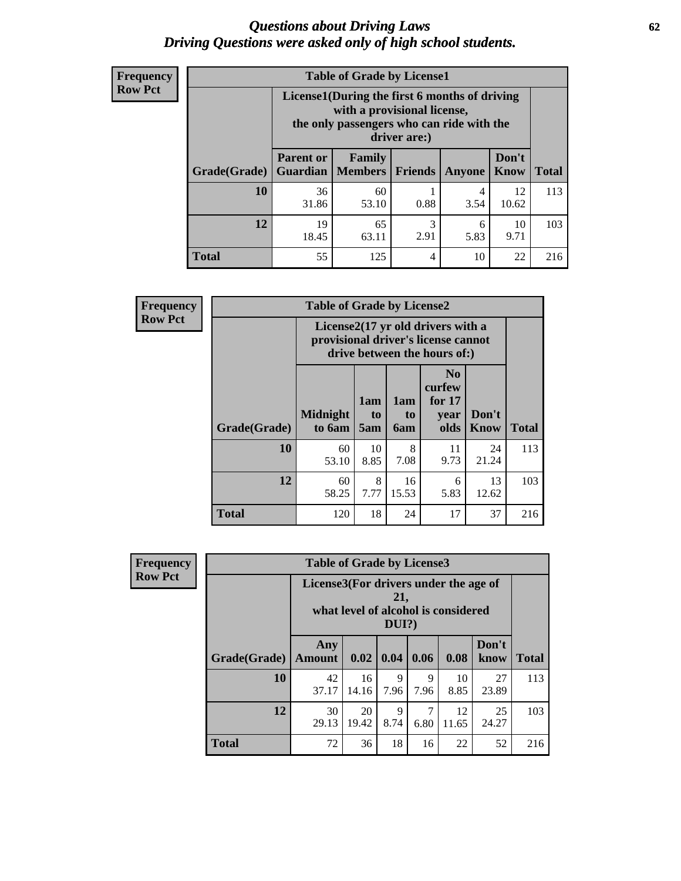# Questions about Driving Laws
## Driving Questions were asked only of high school students.

**Frequency Row Pct**

| Table of Grade by License1 | | | | | | |
|---|---|---|---|---|---|---|
| | License1(During the first 6 months of driving with a provisional license, the only passengers who can ride with the driver are:) | | | | | |
| Grade(Grade) | Parent or Guardian | Family Members | Friends | Anyone | Don't Know | Total |
| 10 | 36 31.86 | 60 53.10 | 1 0.88 | 4 3.54 | 12 10.62 | 113 |
| 12 | 19 18.45 | 65 63.11 | 3 2.91 | 6 5.83 | 10 9.71 | 103 |
| Total | 55 | 125 | 4 | 10 | 22 | 216 |

**Frequency Row Pct**

| Table of Grade by License2 | | | | | | |
|---|---|---|---|---|---|---|
| | License2(17 yr old drivers with a provisional driver's license cannot drive between the hours of:) | | | | | |
| Grade(Grade) | Midnight to 6am | 1am to 5am | 1am to 6am | No curfew for 17 year olds | Don't Know | Total |
| 10 | 60 53.10 | 10 8.85 | 8 7.08 | 11 9.73 | 24 21.24 | 113 |
| 12 | 60 58.25 | 8 7.77 | 16 15.53 | 6 5.83 | 13 12.62 | 103 |
| Total | 120 | 18 | 24 | 17 | 37 | 216 |

**Frequency Row Pct**

| Table of Grade by License3 | | | | | | | |
|---|---|---|---|---|---|---|---|
| | License3(For drivers under the age of 21, what level of alcohol is considered DUI?) | | | | | | |
| Grade(Grade) | Any Amount | 0.02 | 0.04 | 0.06 | 0.08 | Don't know | Total |
| 10 | 42 37.17 | 16 14.16 | 9 7.96 | 9 7.96 | 10 8.85 | 27 23.89 | 113 |
| 12 | 30 29.13 | 20 19.42 | 9 8.74 | 7 6.80 | 12 11.65 | 25 24.27 | 103 |
| Total | 72 | 36 | 18 | 16 | 22 | 52 | 216 |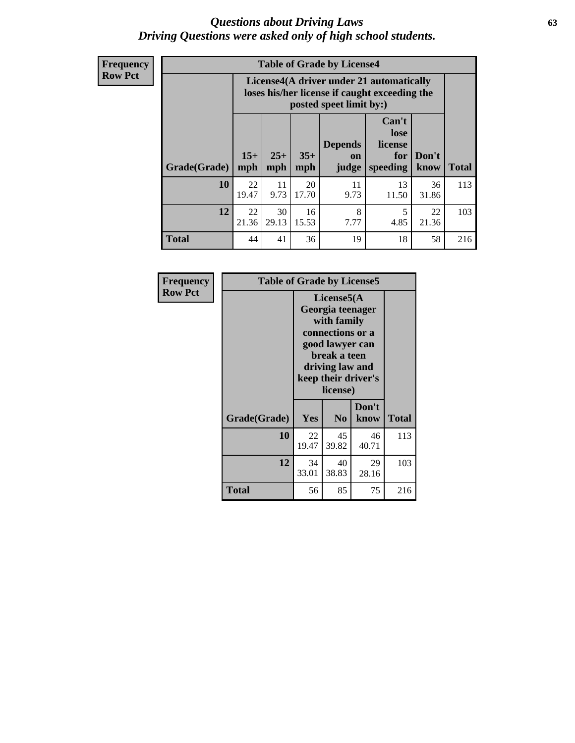# *Questions about Driving Laws*
## *Driving Questions were asked only of high school students.*

**Frequency**
**Row Pct**

**Table of Grade by License4**

| Grade(Grade) | License4(A driver under 21 automatically loses his/her license if caught exceeding the posted speet limit by:) | | | | | | Total |
|---|---|---|---|---|---|---|---|
| | 15+ mph | 25+ mph | 35+ mph | Depends on judge | Can't lose license for speeding | Don't know | |
| **10** | 22<br>19.47 | 11<br>9.73 | 20<br>17.70 | 11<br>9.73 | 13<br>11.50 | 36<br>31.86 | 113 |
| **12** | 22<br>21.36 | 30<br>29.13 | 16<br>15.53 | 8<br>7.77 | 5<br>4.85 | 22<br>21.36 | 103 |
| **Total** | 44 | 41 | 36 | 19 | 18 | 58 | 216 |

**Frequency**
**Row Pct**

**Table of Grade by License5**

| Grade(Grade) | License5(A Georgia teenager with family connections or a good lawyer can break a teen driving law and keep their driver's license) | | | Total |
|---|---|---|---|---|
| | Yes | No | Don't know | |
| **10** | 22<br>19.47 | 45<br>39.82 | 46<br>40.71 | 113 |
| **12** | 34<br>33.01 | 40<br>38.83 | 29<br>28.16 | 103 |
| **Total** | 56 | 85 | 75 | 216 |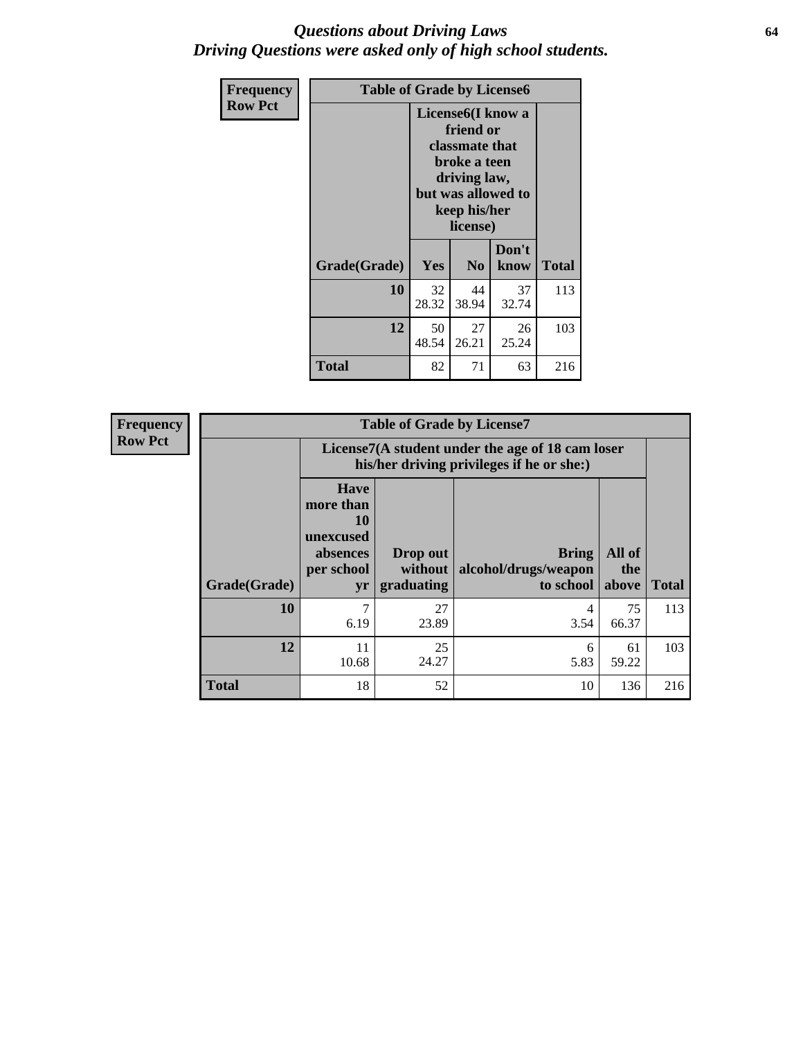# *Questions about Driving Laws*
## *Driving Questions were asked only of high school students.*

**Frequency**
**Row Pct**

| Table of Grade by License6 | | | | |
|---|---|---|---|---|
| | License6(I know a friend or classmate that broke a teen driving law, but was allowed to keep his/her license) | | | |
| Grade(Grade) | Yes | No | Don't know | Total |
| **10** | 32<br>28.32 | 44<br>38.94 | 37<br>32.74 | 113 |
| **12** | 50<br>48.54 | 27<br>26.21 | 26<br>25.24 | 103 |
| **Total** | 82 | 71 | 63 | 216 |

**Frequency**
**Row Pct**

| Table of Grade by License7 | | | | | |
|---|---|---|---|---|---|
| | License7(A student under the age of 18 cam loser his/her driving privileges if he or she:) | | | | |
| Grade(Grade) | Have more than 10 unexcused absences per school yr | Drop out without graduating | Bring alcohol/drugs/weapon to school | All of the above | Total |
| **10** | 7<br>6.19 | 27<br>23.89 | 4<br>3.54 | 75<br>66.37 | 113 |
| **12** | 11<br>10.68 | 25<br>24.27 | 6<br>5.83 | 61<br>59.22 | 103 |
| **Total** | 18 | 52 | 10 | 136 | 216 |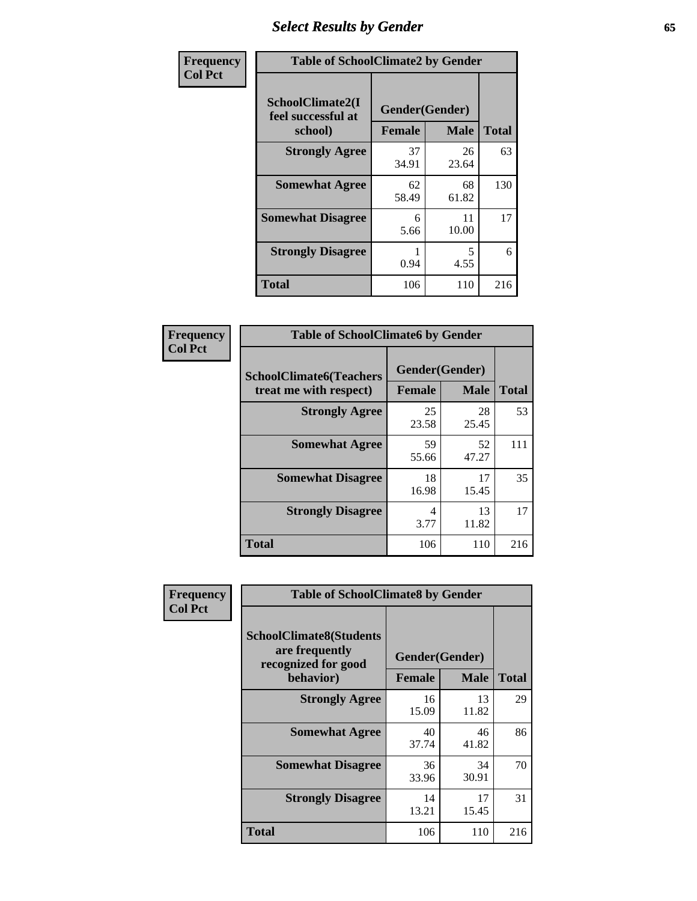# Select Results by Gender

**Frequency**
**Col Pct**

| Table of SchoolClimate2 by Gender | | | |
|---|---|---|---|
| SchoolClimate2(I feel successful at school) | Gender(Gender) | | |
| | Female | Male | Total |
| Strongly Agree | 37<br>34.91 | 26<br>23.64 | 63 |
| Somewhat Agree | 62<br>58.49 | 68<br>61.82 | 130 |
| Somewhat Disagree | 6<br>5.66 | 11<br>10.00 | 17 |
| Strongly Disagree | 1<br>0.94 | 5<br>4.55 | 6 |
| Total | 106 | 110 | 216 |

**Frequency**
**Col Pct**

| Table of SchoolClimate6 by Gender | | | |
|---|---|---|---|
| SchoolClimate6(Teachers treat me with respect) | Gender(Gender) | | |
| | Female | Male | Total |
| Strongly Agree | 25<br>23.58 | 28<br>25.45 | 53 |
| Somewhat Agree | 59<br>55.66 | 52<br>47.27 | 111 |
| Somewhat Disagree | 18<br>16.98 | 17<br>15.45 | 35 |
| Strongly Disagree | 4<br>3.77 | 13<br>11.82 | 17 |
| Total | 106 | 110 | 216 |

**Frequency**
**Col Pct**

| Table of SchoolClimate8 by Gender | | | |
|---|---|---|---|
| SchoolClimate8(Students are frequently recognized for good behavior) | Gender(Gender) | | |
| | Female | Male | Total |
| Strongly Agree | 16<br>15.09 | 13<br>11.82 | 29 |
| Somewhat Agree | 40<br>37.74 | 46<br>41.82 | 86 |
| Somewhat Disagree | 36<br>33.96 | 34<br>30.91 | 70 |
| Strongly Disagree | 14<br>13.21 | 17<br>15.45 | 31 |
| Total | 106 | 110 | 216 |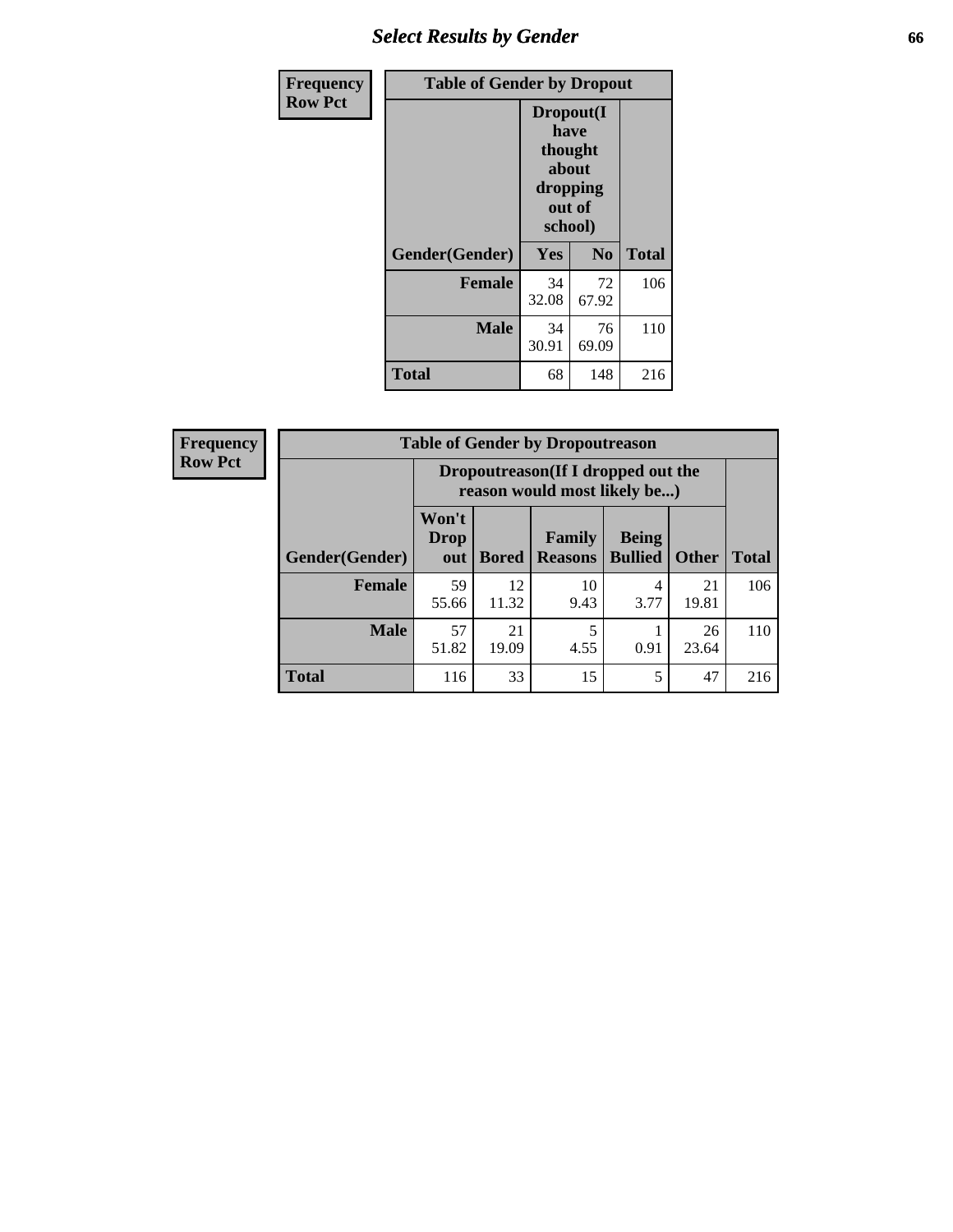| Frequency<br>Row Pct | Table of Gender by Dropout | | |
|---|---|---|---|
| | Dropout(I have thought about dropping out of school) | | |
| Gender(Gender) | Yes | No | Total |
| Female | 34<br>32.08 | 72<br>67.92 | 106 |
| Male | 34<br>30.91 | 76<br>69.09 | 110 |
| Total | 68 | 148 | 216 |

| Frequency<br>Row Pct | Table of Gender by Dropoutreason | | | | | |
|---|---|---|---|---|---|---|
| | Dropoutreason(If I dropped out the reason would most likely be...) | | | | | |
| Gender(Gender) | Won't Drop out | Bored | Family Reasons | Being Bullied | Other | Total |
| Female | 59<br>55.66 | 12<br>11.32 | 10<br>9.43 | 4<br>3.77 | 21<br>19.81 | 106 |
| Male | 57<br>51.82 | 21<br>19.09 | 5<br>4.55 | 1<br>0.91 | 26<br>23.64 | 110 |
| Total | 116 | 33 | 15 | 5 | 47 | 216 |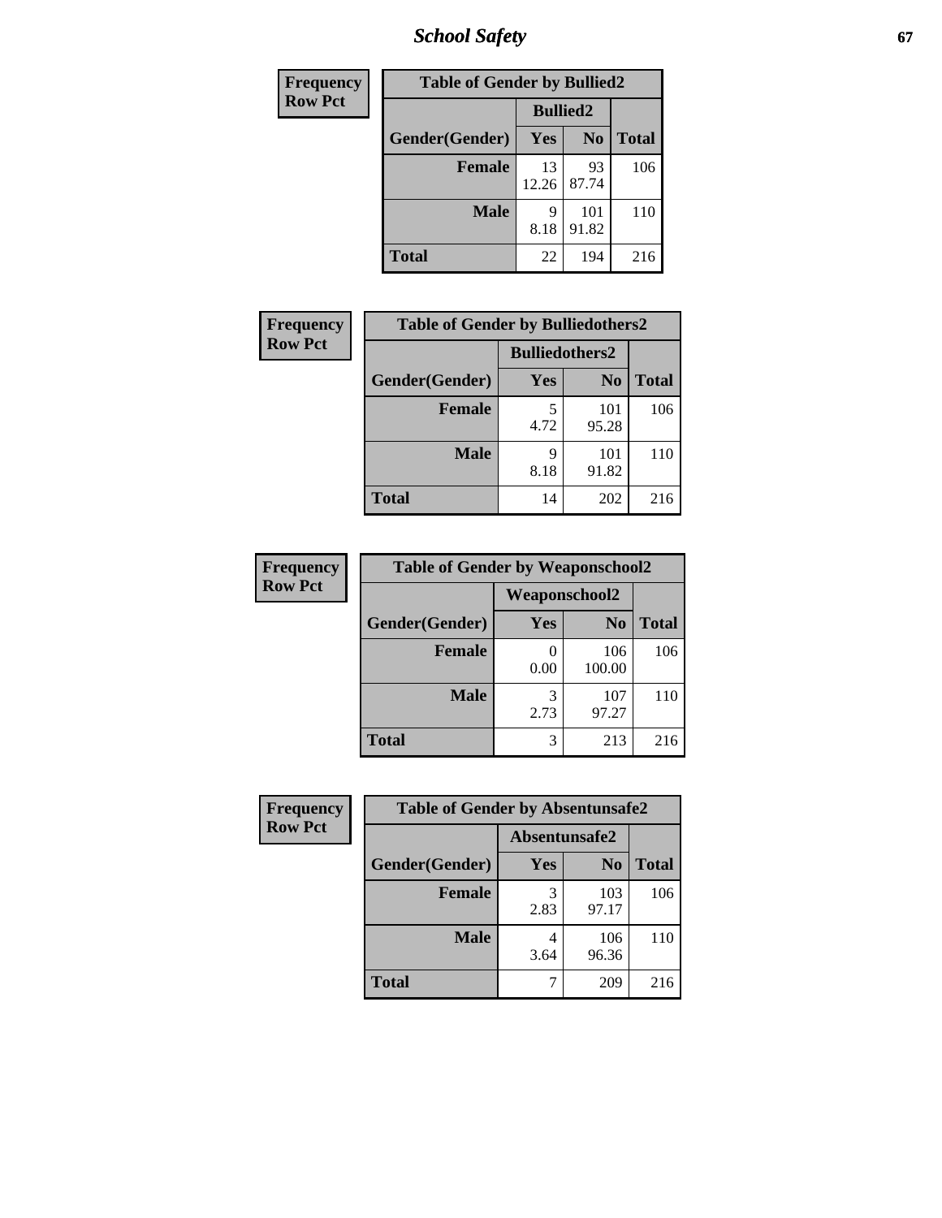| Frequency Row Pct | Table of Gender by Bullied2 | | |
|---|---|---|---|
| | Bullied2 | | |
| Gender(Gender) | Yes | No | Total |
| Female | 13<br>12.26 | 93<br>87.74 | 106 |
| Male | 9<br>8.18 | 101<br>91.82 | 110 |
| Total | 22 | 194 | 216 |

| Frequency Row Pct | Table of Gender by Bulliedothers2 | | |
|---|---|---|---|
| | Bulliedothers2 | | |
| Gender(Gender) | Yes | No | Total |
| Female | 5<br>4.72 | 101<br>95.28 | 106 |
| Male | 9<br>8.18 | 101<br>91.82 | 110 |
| Total | 14 | 202 | 216 |

| Frequency Row Pct | Table of Gender by Weaponschool2 | | |
|---|---|---|---|
| | Weaponschool2 | | |
| Gender(Gender) | Yes | No | Total |
| Female | 0<br>0.00 | 106<br>100.00 | 106 |
| Male | 3<br>2.73 | 107<br>97.27 | 110 |
| Total | 3 | 213 | 216 |

| Frequency Row Pct | Table of Gender by Absentunsafe2 | | |
|---|---|---|---|
| | Absentunsafe2 | | |
| Gender(Gender) | Yes | No | Total |
| Female | 3<br>2.83 | 103<br>97.17 | 106 |
| Male | 4<br>3.64 | 106<br>96.36 | 110 |
| Total | 7 | 209 | 216 |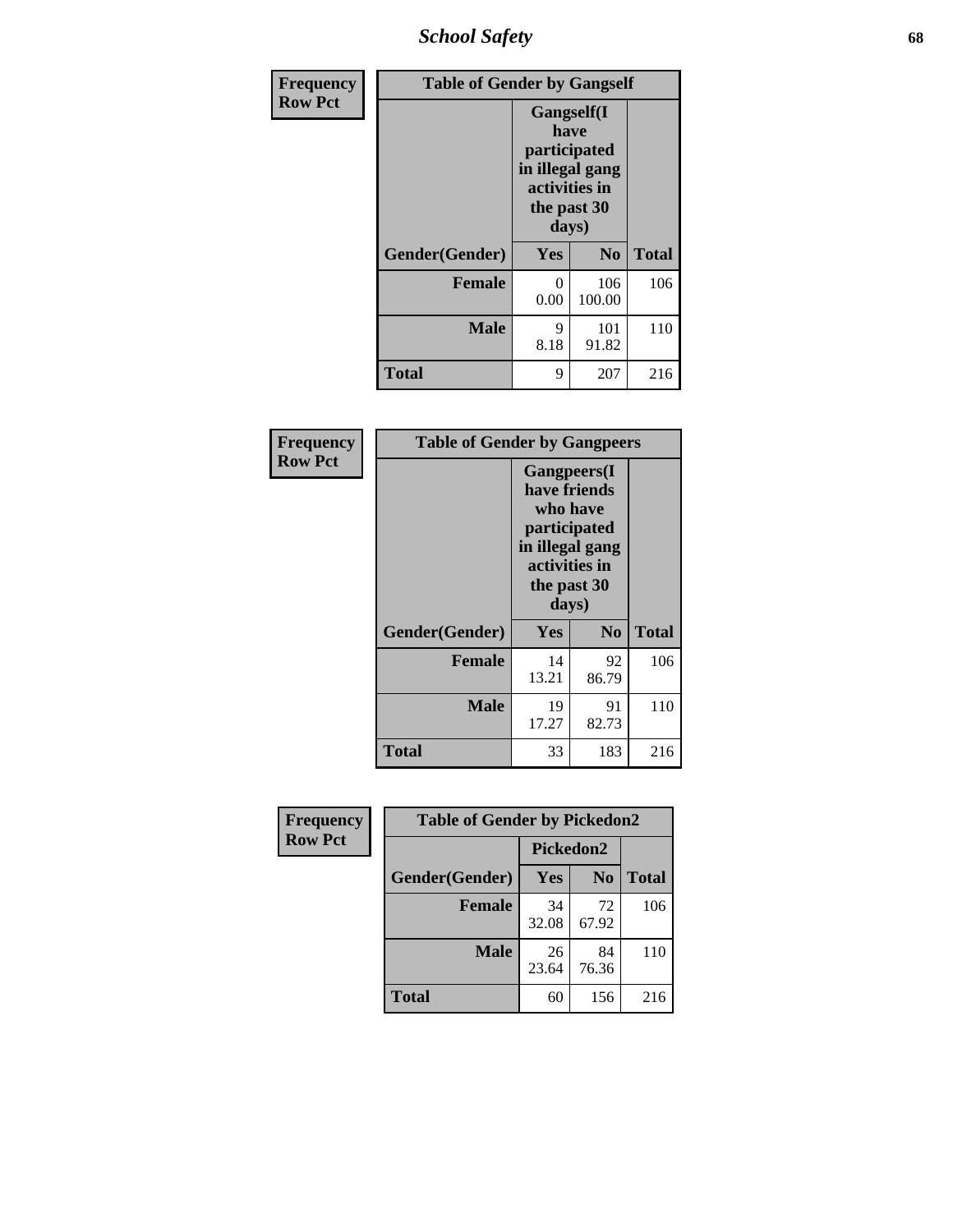| Frequency Row Pct | Table of Gender by Gangself | | |
|---|---|---|---|
| | Gangself(I have participated in illegal gang activities in the past 30 days) | | |
| Gender(Gender) | Yes | No | Total |
| Female | 0<br>0.00 | 106<br>100.00 | 106 |
| Male | 9<br>8.18 | 101<br>91.82 | 110 |
| Total | 9 | 207 | 216 |

| Frequency Row Pct | Table of Gender by Gangpeers | | |
|---|---|---|---|
| | Gangpeers(I have friends who have participated in illegal gang activities in the past 30 days) | | |
| Gender(Gender) | Yes | No | Total |
| Female | 14<br>13.21 | 92<br>86.79 | 106 |
| Male | 19<br>17.27 | 91<br>82.73 | 110 |
| Total | 33 | 183 | 216 |

| Frequency Row Pct | Table of Gender by Pickedon2 | | |
|---|---|---|---|
| | Pickedon2 | | |
| Gender(Gender) | Yes | No | Total |
| Female | 34<br>32.08 | 72<br>67.92 | 106 |
| Male | 26<br>23.64 | 84<br>76.36 | 110 |
| Total | 60 | 156 | 216 |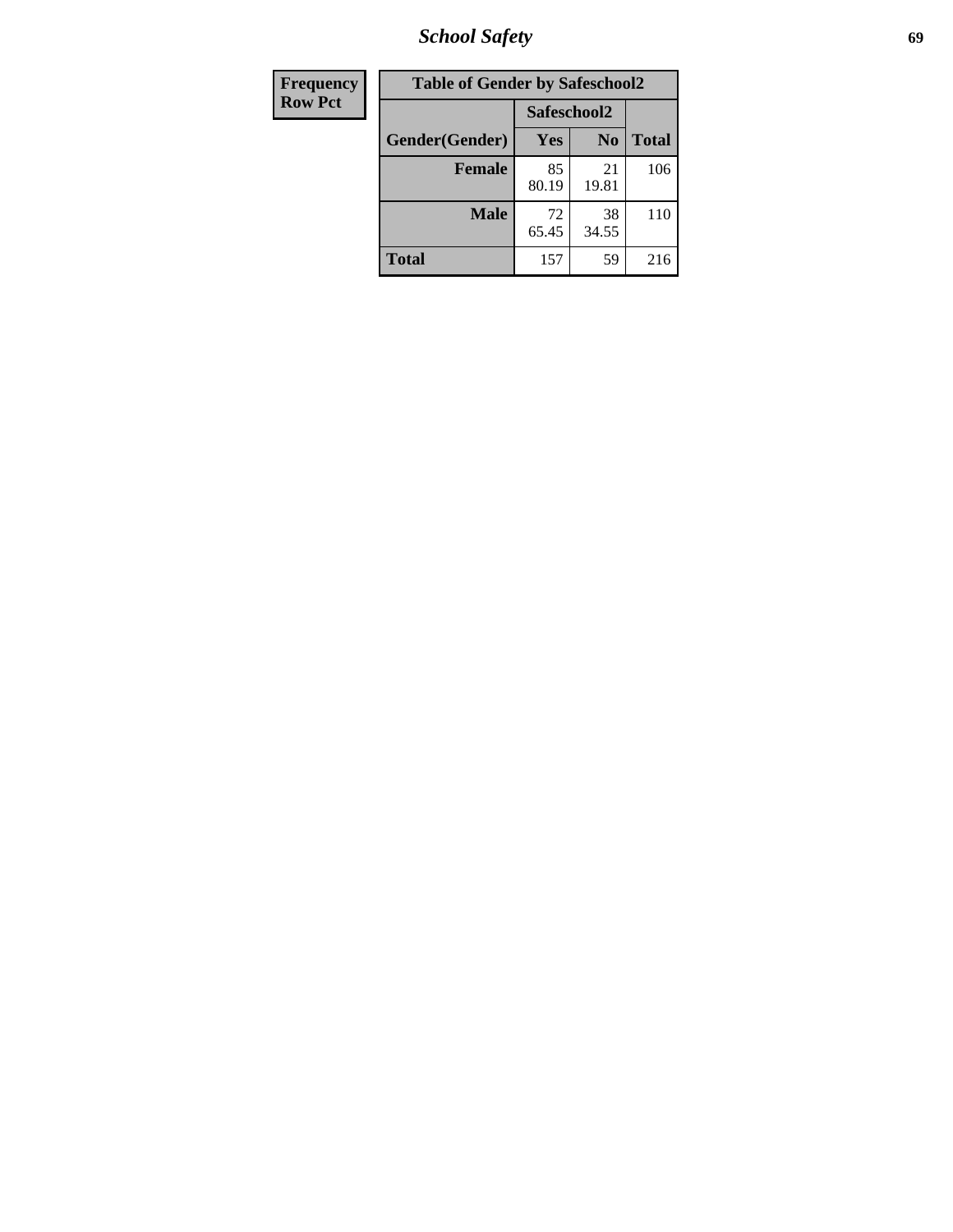| Frequency Row Pct | Table of Gender by Safeschool2 | | |
|---|---|---|---|
| | Safeschool2 | | |
| Gender(Gender) | Yes | No | Total |
| Female | 85 80.19 | 21 19.81 | 106 |
| Male | 72 65.45 | 38 34.55 | 110 |
| Total | 157 | 59 | 216 |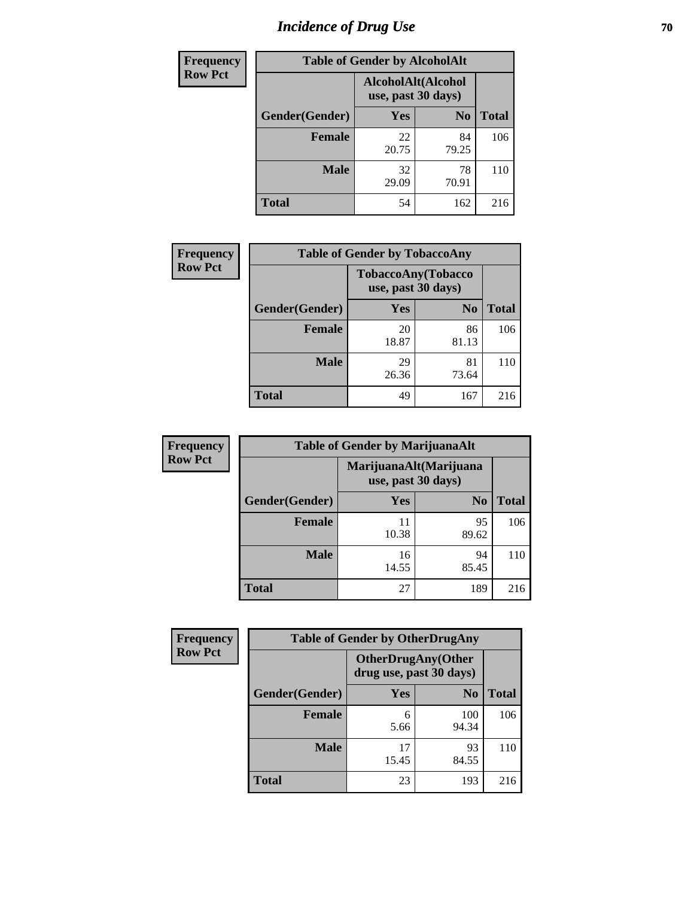# Incidence of Drug Use

**Frequency**
**Row Pct**

| Table of Gender by AlcoholAlt | | | |
|---|---|---|---|
| | AlcoholAlt(Alcohol use, past 30 days) | | |
| Gender(Gender) | Yes | No | Total |
| Female | 22<br>20.75 | 84<br>79.25 | 106 |
| Male | 32<br>29.09 | 78<br>70.91 | 110 |
| Total | 54 | 162 | 216 |

**Frequency**
**Row Pct**

| Table of Gender by TobaccoAny | | | |
|---|---|---|---|
| | TobaccoAny(Tobacco use, past 30 days) | | |
| Gender(Gender) | Yes | No | Total |
| Female | 20<br>18.87 | 86<br>81.13 | 106 |
| Male | 29<br>26.36 | 81<br>73.64 | 110 |
| Total | 49 | 167 | 216 |

**Frequency**
**Row Pct**

| Table of Gender by MarijuanaAlt | | | |
|---|---|---|---|
| | MarijuanaAlt(Marijuana use, past 30 days) | | |
| Gender(Gender) | Yes | No | Total |
| Female | 11<br>10.38 | 95<br>89.62 | 106 |
| Male | 16<br>14.55 | 94<br>85.45 | 110 |
| Total | 27 | 189 | 216 |

**Frequency**
**Row Pct**

| Table of Gender by OtherDrugAny | | | |
|---|---|---|---|
| | OtherDrugAny(Other drug use, past 30 days) | | |
| Gender(Gender) | Yes | No | Total |
| Female | 6<br>5.66 | 100<br>94.34 | 106 |
| Male | 17<br>15.45 | 93<br>84.55 | 110 |
| Total | 23 | 193 | 216 |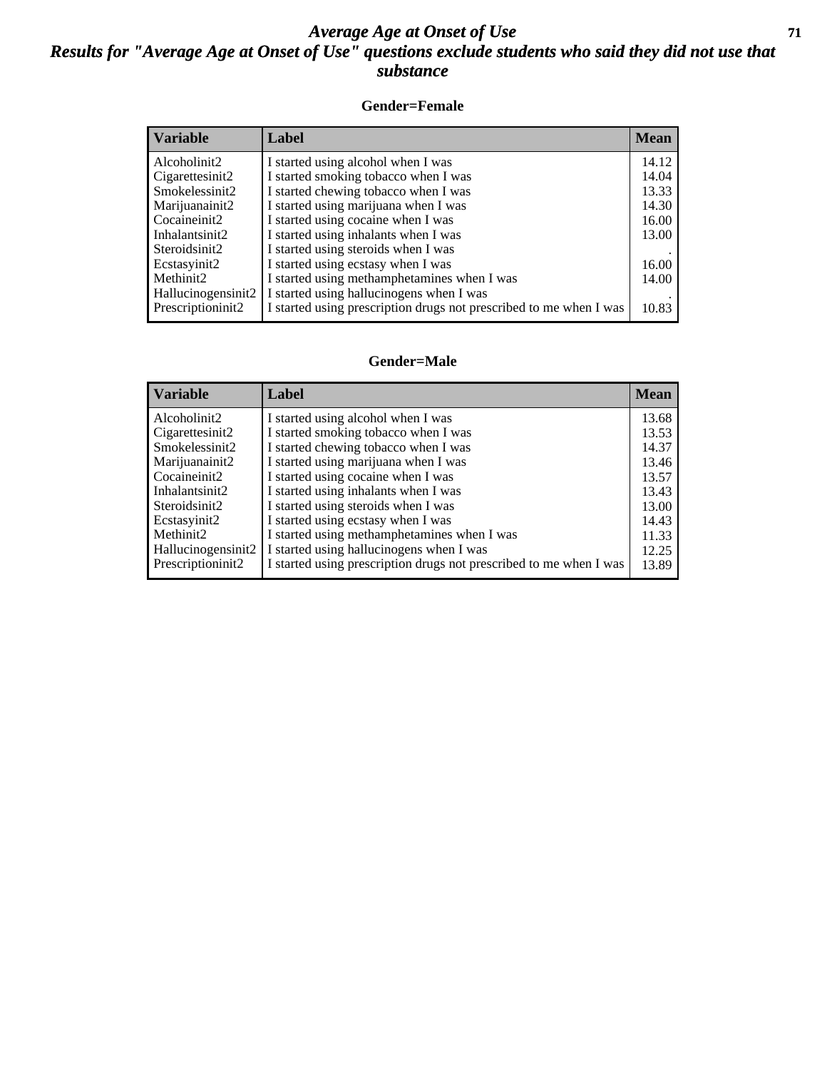# Average Age at Onset of Use

## Results for "Average Age at Onset of Use" questions exclude students who said they did not use that substance

### Gender=Female

| Variable | Label | Mean |
|---|---|---|
| Alcoholinit2 | I started using alcohol when I was | 14.12 |
| Cigarettesinit2 | I started smoking tobacco when I was | 14.04 |
| Smokelessinit2 | I started chewing tobacco when I was | 13.33 |
| Marijuanainit2 | I started using marijuana when I was | 14.30 |
| Cocaineinit2 | I started using cocaine when I was | 16.00 |
| Inhalantsinit2 | I started using inhalants when I was | 13.00 |
| Steroidsinit2 | I started using steroids when I was | . |
| Ecstasyinit2 | I started using ecstasy when I was | 16.00 |
| Methinit2 | I started using methamphetamines when I was | 14.00 |
| Hallucinogensinit2 | I started using hallucinogens when I was | . |
| Prescriptioninit2 | I started using prescription drugs not prescribed to me when I was | 10.83 |

### Gender=Male

| Variable | Label | Mean |
|---|---|---|
| Alcoholinit2 | I started using alcohol when I was | 13.68 |
| Cigarettesinit2 | I started smoking tobacco when I was | 13.53 |
| Smokelessinit2 | I started chewing tobacco when I was | 14.37 |
| Marijuanainit2 | I started using marijuana when I was | 13.46 |
| Cocaineinit2 | I started using cocaine when I was | 13.57 |
| Inhalantsinit2 | I started using inhalants when I was | 13.43 |
| Steroidsinit2 | I started using steroids when I was | 13.00 |
| Ecstasyinit2 | I started using ecstasy when I was | 14.43 |
| Methinit2 | I started using methamphetamines when I was | 11.33 |
| Hallucinogensinit2 | I started using hallucinogens when I was | 12.25 |
| Prescriptioninit2 | I started using prescription drugs not prescribed to me when I was | 13.89 |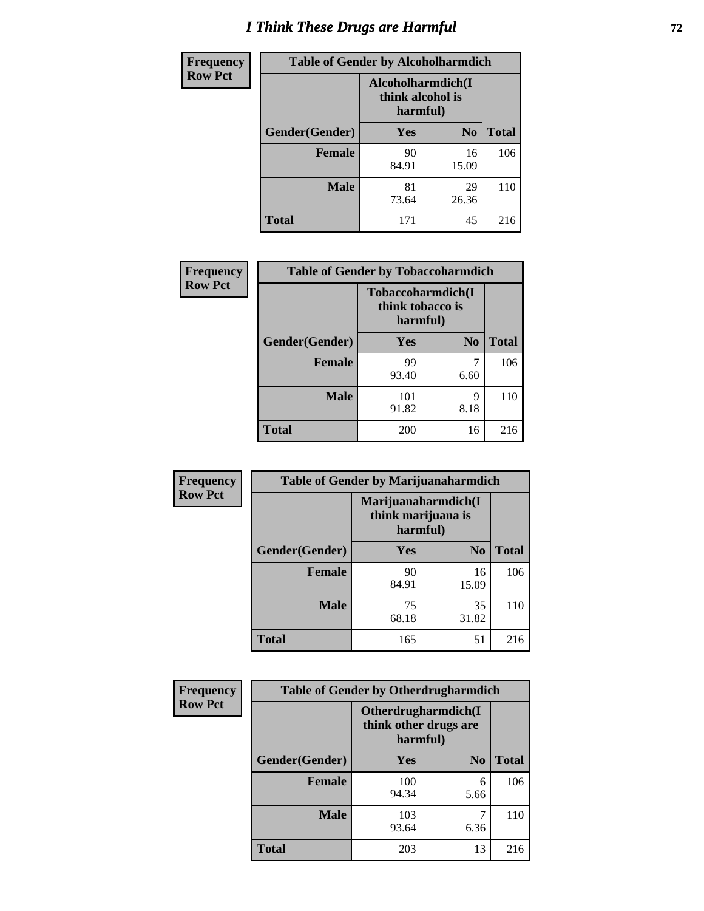# I Think These Drugs are Harmful

| Frequency Row Pct | Table of Gender by Alcoholharmdich | | |
|---|---|---|---|
| | Alcoholharmdich(I think alcohol is harmful) | | |
| Gender(Gender) | Yes | No | Total |
| Female | 90<br>84.91 | 16<br>15.09 | 106 |
| Male | 81<br>73.64 | 29<br>26.36 | 110 |
| Total | 171 | 45 | 216 |

| Frequency Row Pct | Table of Gender by Tobaccoharmdich | | |
|---|---|---|---|
| | Tobaccoharmdich(I think tobacco is harmful) | | |
| Gender(Gender) | Yes | No | Total |
| Female | 99<br>93.40 | 7<br>6.60 | 106 |
| Male | 101<br>91.82 | 9<br>8.18 | 110 |
| Total | 200 | 16 | 216 |

| Frequency Row Pct | Table of Gender by Marijuanaharmdich | | |
|---|---|---|---|
| | Marijuanaharmdich(I think marijuana is harmful) | | |
| Gender(Gender) | Yes | No | Total |
| Female | 90<br>84.91 | 16<br>15.09 | 106 |
| Male | 75<br>68.18 | 35<br>31.82 | 110 |
| Total | 165 | 51 | 216 |

| Frequency Row Pct | Table of Gender by Otherdrugharmdich | | |
|---|---|---|---|
| | Otherdrugharmdich(I think other drugs are harmful) | | |
| Gender(Gender) | Yes | No | Total |
| Female | 100<br>94.34 | 6<br>5.66 | 106 |
| Male | 103<br>93.64 | 7<br>6.36 | 110 |
| Total | 203 | 13 | 216 |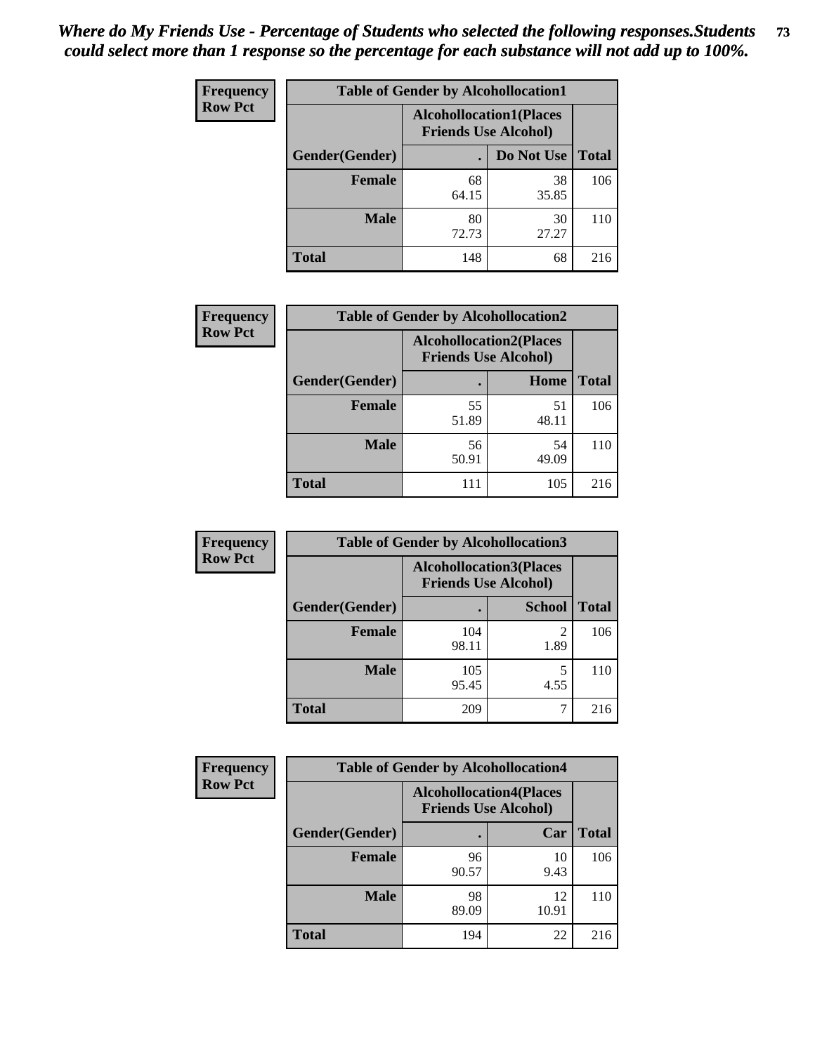*Where do My Friends Use - Percentage of Students who selected the following responses.Students could select more than 1 response so the percentage for each substance will not add up to 100%.*

**Frequency**
**Row Pct**

| Table of Gender by Alcohollocation1 | | | |
|---|---|---|---|
| | Alcohollocation1(Places Friends Use Alcohol) | | |
| Gender(Gender) | . | Do Not Use | Total |
| **Female** | 68<br>64.15 | 38<br>35.85 | 106 |
| **Male** | 80<br>72.73 | 30<br>27.27 | 110 |
| **Total** | 148 | 68 | 216 |

**Frequency**
**Row Pct**

| Table of Gender by Alcohollocation2 | | | |
|---|---|---|---|
| | Alcohollocation2(Places Friends Use Alcohol) | | |
| Gender(Gender) | . | Home | Total |
| **Female** | 55<br>51.89 | 51<br>48.11 | 106 |
| **Male** | 56<br>50.91 | 54<br>49.09 | 110 |
| **Total** | 111 | 105 | 216 |

**Frequency**
**Row Pct**

| Table of Gender by Alcohollocation3 | | | |
|---|---|---|---|
| | Alcohollocation3(Places Friends Use Alcohol) | | |
| Gender(Gender) | . | School | Total |
| **Female** | 104<br>98.11 | 2<br>1.89 | 106 |
| **Male** | 105<br>95.45 | 5<br>4.55 | 110 |
| **Total** | 209 | 7 | 216 |

**Frequency**
**Row Pct**

| Table of Gender by Alcohollocation4 | | | |
|---|---|---|---|
| | Alcohollocation4(Places Friends Use Alcohol) | | |
| Gender(Gender) | . | Car | Total |
| **Female** | 96<br>90.57 | 10<br>9.43 | 106 |
| **Male** | 98<br>89.09 | 12<br>10.91 | 110 |
| **Total** | 194 | 22 | 216 |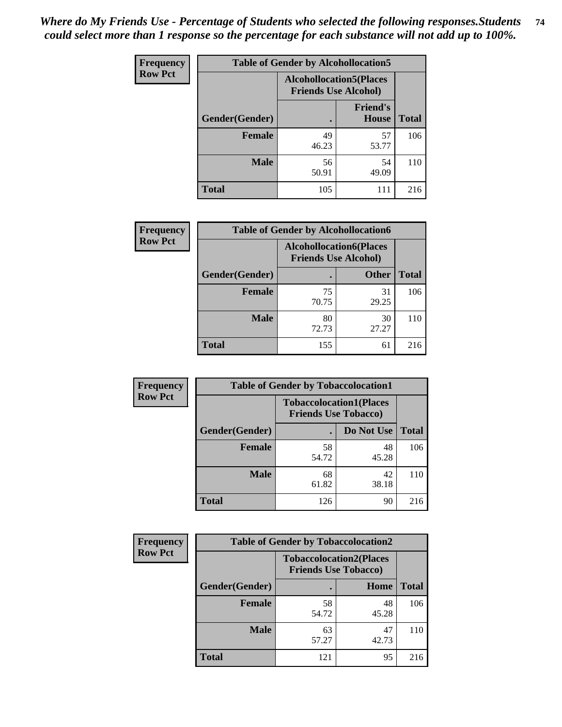*Where do My Friends Use - Percentage of Students who selected the following responses.Students could select more than 1 response so the percentage for each substance will not add up to 100%.*

**Frequency**
**Row Pct**

| Table of Gender by Alcohollocation5 | | | |
|---|---|---|---|
| | Alcohollocation5(Places Friends Use Alcohol) | | |
| Gender(Gender) | . | Friend's House | Total |
| **Female** | 49<br>46.23 | 57<br>53.77 | 106 |
| **Male** | 56<br>50.91 | 54<br>49.09 | 110 |
| **Total** | 105 | 111 | 216 |

**Frequency**
**Row Pct**

| Table of Gender by Alcohollocation6 | | | |
|---|---|---|---|
| | Alcohollocation6(Places Friends Use Alcohol) | | |
| Gender(Gender) | . | Other | Total |
| **Female** | 75<br>70.75 | 31<br>29.25 | 106 |
| **Male** | 80<br>72.73 | 30<br>27.27 | 110 |
| **Total** | 155 | 61 | 216 |

**Frequency**
**Row Pct**

| Table of Gender by Tobaccolocation1 | | | |
|---|---|---|---|
| | Tobaccolocation1(Places Friends Use Tobacco) | | |
| Gender(Gender) | . | Do Not Use | Total |
| **Female** | 58<br>54.72 | 48<br>45.28 | 106 |
| **Male** | 68<br>61.82 | 42<br>38.18 | 110 |
| **Total** | 126 | 90 | 216 |

**Frequency**
**Row Pct**

| Table of Gender by Tobaccolocation2 | | | |
|---|---|---|---|
| | Tobaccolocation2(Places Friends Use Tobacco) | | |
| Gender(Gender) | . | Home | Total |
| **Female** | 58<br>54.72 | 48<br>45.28 | 106 |
| **Male** | 63<br>57.27 | 47<br>42.73 | 110 |
| **Total** | 121 | 95 | 216 |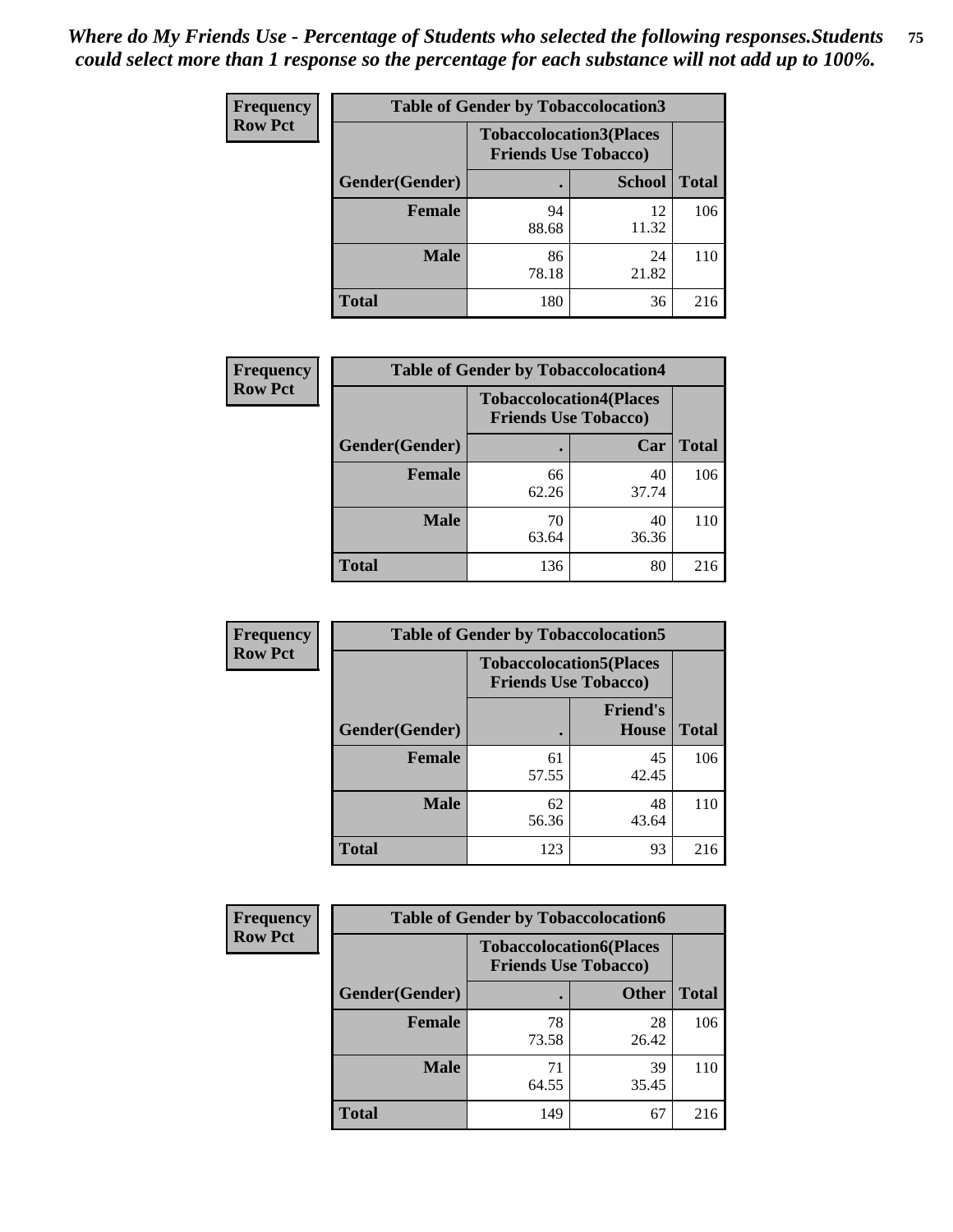*Where do My Friends Use - Percentage of Students who selected the following responses.Students could select more than 1 response so the percentage for each substance will not add up to 100%.*

| Frequency Row Pct | Table of Gender by Tobaccolocation3 | | |
|---|---|---|---|
| | Tobaccolocation3(Places Friends Use Tobacco) | | |
| Gender(Gender) | . | School | Total |
| Female | 94<br>88.68 | 12<br>11.32 | 106 |
| Male | 86<br>78.18 | 24<br>21.82 | 110 |
| Total | 180 | 36 | 216 |

| Frequency Row Pct | Table of Gender by Tobaccolocation4 | | |
|---|---|---|---|
| | Tobaccolocation4(Places Friends Use Tobacco) | | |
| Gender(Gender) | . | Car | Total |
| Female | 66<br>62.26 | 40<br>37.74 | 106 |
| Male | 70<br>63.64 | 40<br>36.36 | 110 |
| Total | 136 | 80 | 216 |

| Frequency Row Pct | Table of Gender by Tobaccolocation5 | | |
|---|---|---|---|
| | Tobaccolocation5(Places Friends Use Tobacco) | | |
| Gender(Gender) | . | Friend's House | Total |
| Female | 61<br>57.55 | 45<br>42.45 | 106 |
| Male | 62<br>56.36 | 48<br>43.64 | 110 |
| Total | 123 | 93 | 216 |

| Frequency Row Pct | Table of Gender by Tobaccolocation6 | | |
|---|---|---|---|
| | Tobaccolocation6(Places Friends Use Tobacco) | | |
| Gender(Gender) | . | Other | Total |
| Female | 78<br>73.58 | 28<br>26.42 | 106 |
| Male | 71<br>64.55 | 39<br>35.45 | 110 |
| Total | 149 | 67 | 216 |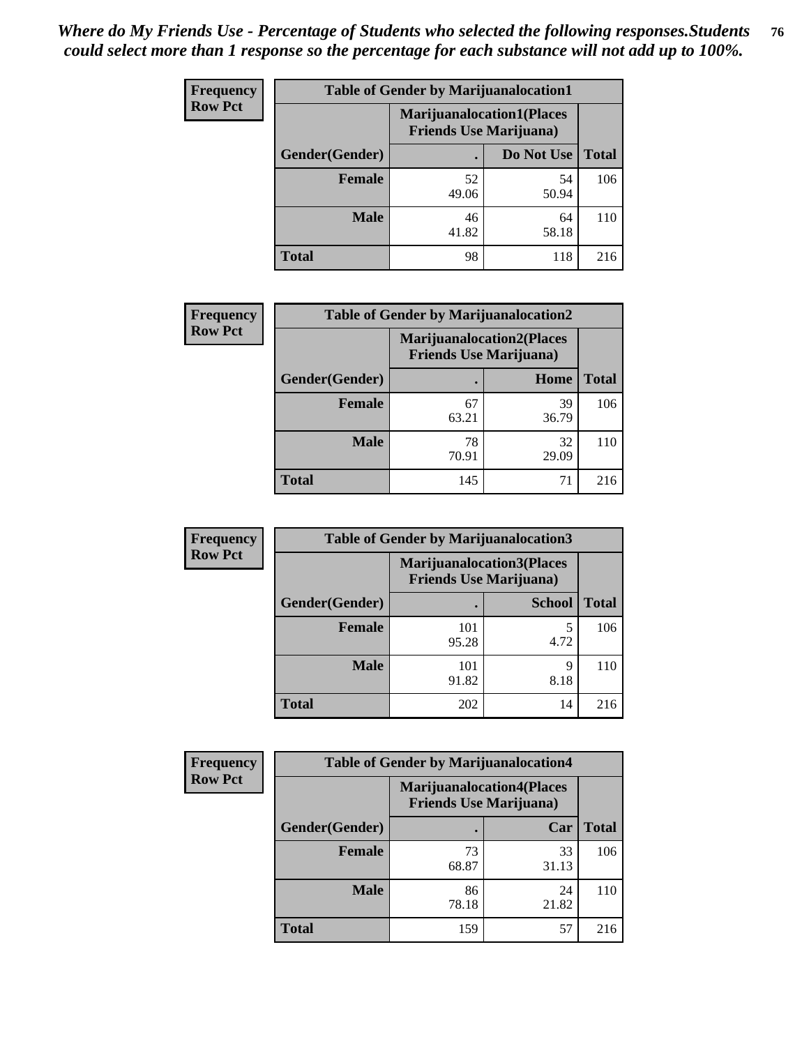*Where do My Friends Use - Percentage of Students who selected the following responses.Students could select more than 1 response so the percentage for each substance will not add up to 100%.*

**Frequency**
**Row Pct**

| Table of Gender by Marijuanalocation1 | | | |
|---|---|---|---|
| | Marijuanalocation1(Places Friends Use Marijuana) | | |
| Gender(Gender) | . | Do Not Use | Total |
| Female | 52<br>49.06 | 54<br>50.94 | 106 |
| Male | 46<br>41.82 | 64<br>58.18 | 110 |
| Total | 98 | 118 | 216 |

**Frequency**
**Row Pct**

| Table of Gender by Marijuanalocation2 | | | |
|---|---|---|---|
| | Marijuanalocation2(Places Friends Use Marijuana) | | |
| Gender(Gender) | . | Home | Total |
| Female | 67<br>63.21 | 39<br>36.79 | 106 |
| Male | 78<br>70.91 | 32<br>29.09 | 110 |
| Total | 145 | 71 | 216 |

**Frequency**
**Row Pct**

| Table of Gender by Marijuanalocation3 | | | |
|---|---|---|---|
| | Marijuanalocation3(Places Friends Use Marijuana) | | |
| Gender(Gender) | . | School | Total |
| Female | 101<br>95.28 | 5<br>4.72 | 106 |
| Male | 101<br>91.82 | 9<br>8.18 | 110 |
| Total | 202 | 14 | 216 |

**Frequency**
**Row Pct**

| Table of Gender by Marijuanalocation4 | | | |
|---|---|---|---|
| | Marijuanalocation4(Places Friends Use Marijuana) | | |
| Gender(Gender) | . | Car | Total |
| Female | 73<br>68.87 | 33<br>31.13 | 106 |
| Male | 86<br>78.18 | 24<br>21.82 | 110 |
| Total | 159 | 57 | 216 |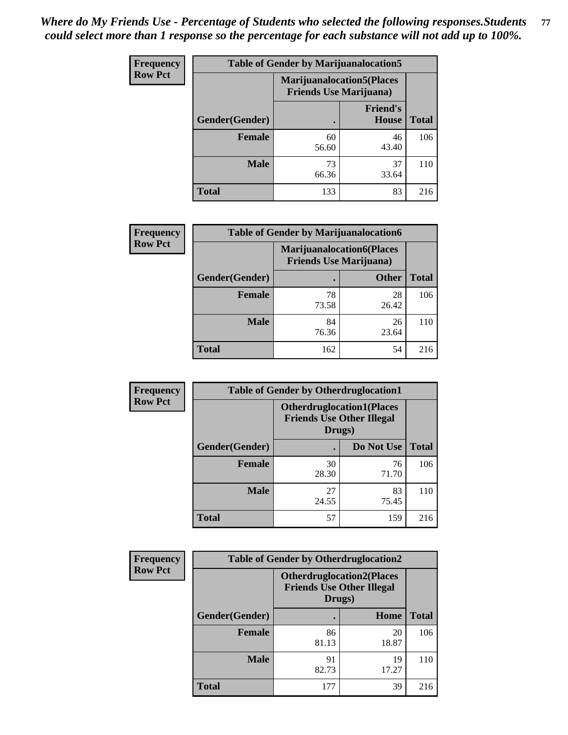*Where do My Friends Use - Percentage of Students who selected the following responses.Students could select more than 1 response so the percentage for each substance will not add up to 100%.*

**Frequency**
**Row Pct**

| Table of Gender by Marijuanalocation5 | | | |
|---|---|---|---|
| | Marijuanalocation5(Places Friends Use Marijuana) | | |
| Gender(Gender) | . | Friend's House | Total |
| **Female** | 60<br>56.60 | 46<br>43.40 | 106 |
| **Male** | 73<br>66.36 | 37<br>33.64 | 110 |
| **Total** | 133 | 83 | 216 |

**Frequency**
**Row Pct**

| Table of Gender by Marijuanalocation6 | | | |
|---|---|---|---|
| | Marijuanalocation6(Places Friends Use Marijuana) | | |
| Gender(Gender) | . | Other | Total |
| **Female** | 78<br>73.58 | 28<br>26.42 | 106 |
| **Male** | 84<br>76.36 | 26<br>23.64 | 110 |
| **Total** | 162 | 54 | 216 |

**Frequency**
**Row Pct**

| Table of Gender by Otherdruglocation1 | | | |
|---|---|---|---|
| | Otherdruglocation1(Places Friends Use Other Illegal Drugs) | | |
| Gender(Gender) | . | Do Not Use | Total |
| **Female** | 30<br>28.30 | 76<br>71.70 | 106 |
| **Male** | 27<br>24.55 | 83<br>75.45 | 110 |
| **Total** | 57 | 159 | 216 |

**Frequency**
**Row Pct**

| Table of Gender by Otherdruglocation2 | | | |
|---|---|---|---|
| | Otherdruglocation2(Places Friends Use Other Illegal Drugs) | | |
| Gender(Gender) | . | Home | Total |
| **Female** | 86<br>81.13 | 20<br>18.87 | 106 |
| **Male** | 91<br>82.73 | 19<br>17.27 | 110 |
| **Total** | 177 | 39 | 216 |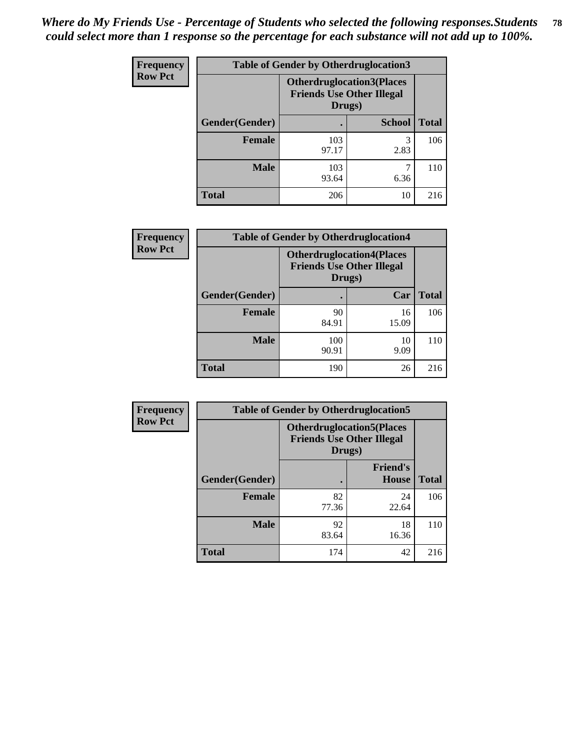*Where do My Friends Use - Percentage of Students who selected the following responses.Students could select more than 1 response so the percentage for each substance will not add up to 100%.*

**Frequency**
**Row Pct**

| Table of Gender by Otherdruglocation3 | | | |
|---|---|---|---|
| | Otherdruglocation3(Places Friends Use Other Illegal Drugs) | | |
| Gender(Gender) | . | School | Total |
| **Female** | 103<br>97.17 | 3<br>2.83 | 106 |
| **Male** | 103<br>93.64 | 7<br>6.36 | 110 |
| **Total** | 206 | 10 | 216 |

**Frequency**
**Row Pct**

| Table of Gender by Otherdruglocation4 | | | |
|---|---|---|---|
| | Otherdruglocation4(Places Friends Use Other Illegal Drugs) | | |
| Gender(Gender) | . | Car | Total |
| **Female** | 90<br>84.91 | 16<br>15.09 | 106 |
| **Male** | 100<br>90.91 | 10<br>9.09 | 110 |
| **Total** | 190 | 26 | 216 |

**Frequency**
**Row Pct**

| Table of Gender by Otherdruglocation5 | | | |
|---|---|---|---|
| | Otherdruglocation5(Places Friends Use Other Illegal Drugs) | | |
| Gender(Gender) | . | Friend's House | Total |
| **Female** | 82<br>77.36 | 24<br>22.64 | 106 |
| **Male** | 92<br>83.64 | 18<br>16.36 | 110 |
| **Total** | 174 | 42 | 216 |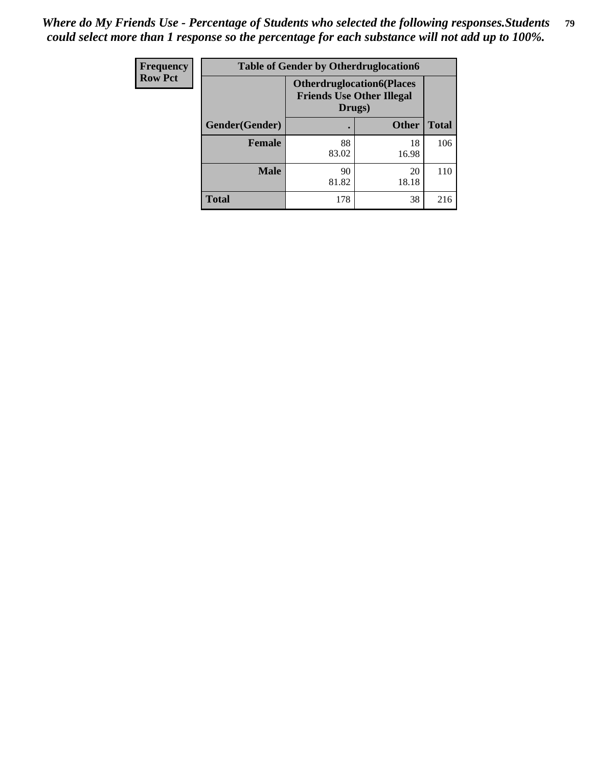*Where do My Friends Use - Percentage of Students who selected the following responses.Students could select more than 1 response so the percentage for each substance will not add up to 100%.*

| Frequency<br>Row Pct | Table of Gender by Otherdruglocation6 | | |
|---|---|---|---|
| | Otherdruglocation6(Places Friends Use Other Illegal Drugs) | | |
| Gender(Gender) | . | Other | Total |
| Female | 88<br>83.02 | 18<br>16.98 | 106 |
| Male | 90<br>81.82 | 20<br>18.18 | 110 |
| Total | 178 | 38 | 216 |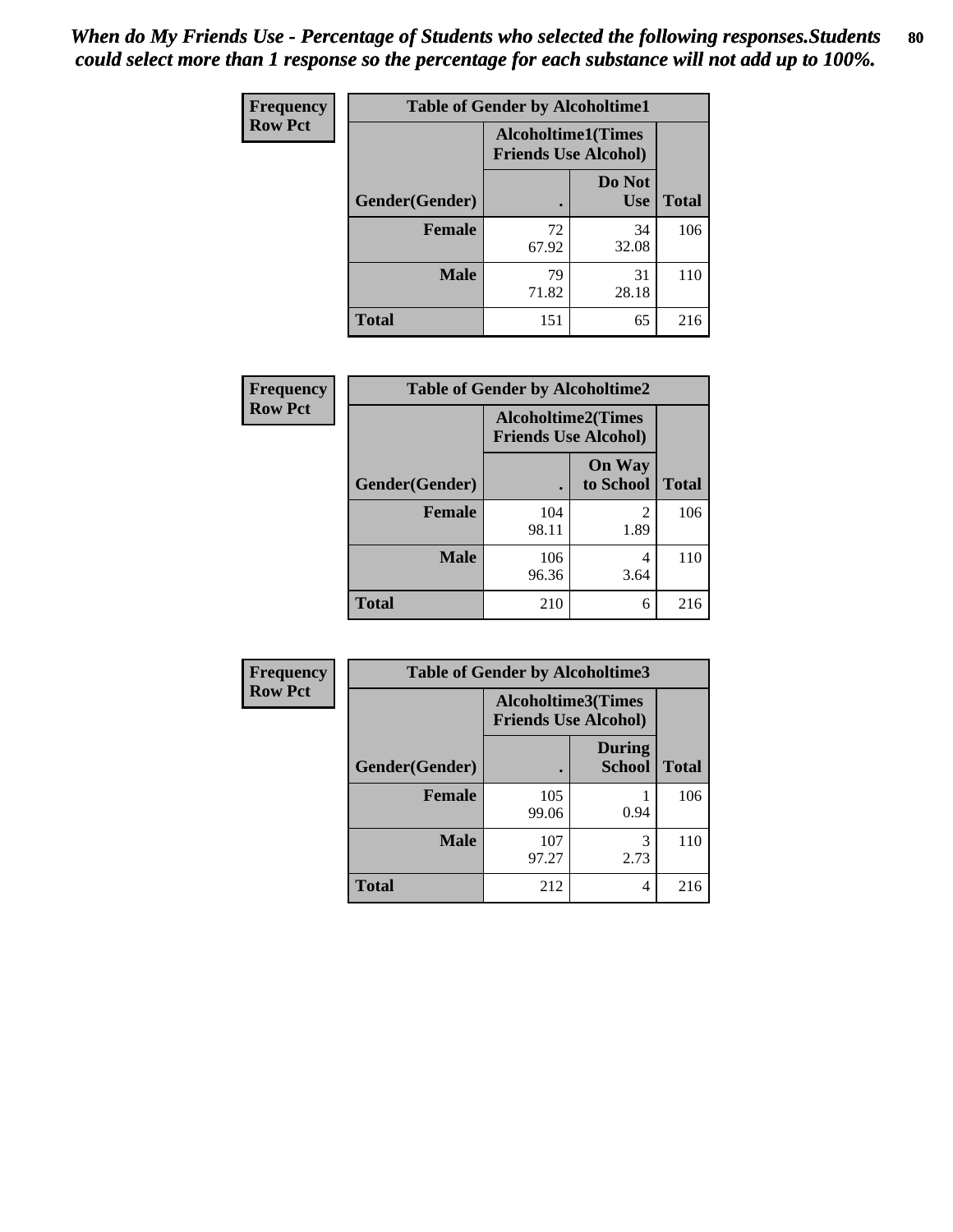*When do My Friends Use - Percentage of Students who selected the following responses.Students could select more than 1 response so the percentage for each substance will not add up to 100%.*

**Frequency**
**Row Pct**

| Table of Gender by Alcoholtime1 | | | |
|---|---|---|---|
| | Alcoholtime1(Times Friends Use Alcohol) | | |
| Gender(Gender) | . | Do Not Use | Total |
| **Female** | 72<br>67.92 | 34<br>32.08 | 106 |
| **Male** | 79<br>71.82 | 31<br>28.18 | 110 |
| **Total** | 151 | 65 | 216 |

**Frequency**
**Row Pct**

| Table of Gender by Alcoholtime2 | | | |
|---|---|---|---|
| | Alcoholtime2(Times Friends Use Alcohol) | | |
| Gender(Gender) | . | On Way to School | Total |
| **Female** | 104<br>98.11 | 2<br>1.89 | 106 |
| **Male** | 106<br>96.36 | 4<br>3.64 | 110 |
| **Total** | 210 | 6 | 216 |

**Frequency**
**Row Pct**

| Table of Gender by Alcoholtime3 | | | |
|---|---|---|---|
| | Alcoholtime3(Times Friends Use Alcohol) | | |
| Gender(Gender) | . | During School | Total |
| **Female** | 105<br>99.06 | 1<br>0.94 | 106 |
| **Male** | 107<br>97.27 | 3<br>2.73 | 110 |
| **Total** | 212 | 4 | 216 |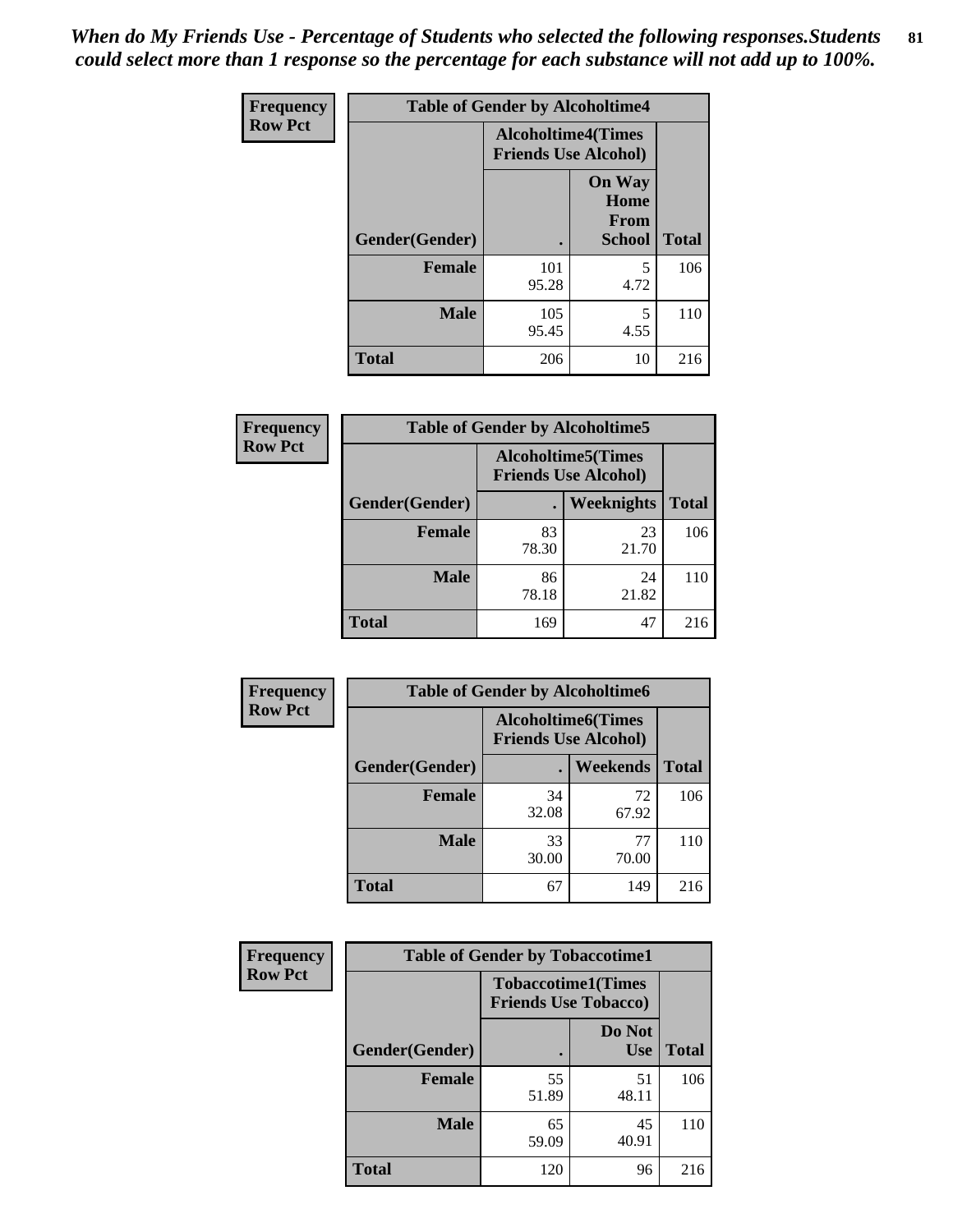*When do My Friends Use - Percentage of Students who selected the following responses.Students could select more than 1 response so the percentage for each substance will not add up to 100%.*

**Frequency**
**Row Pct**

| Table of Gender by Alcoholtime4 | | | |
|---|---|---|---|
| | Alcoholtime4(Times Friends Use Alcohol) | | |
| Gender(Gender) | . | On Way Home From School | Total |
| **Female** | 101<br>95.28 | 5<br>4.72 | 106 |
| **Male** | 105<br>95.45 | 5<br>4.55 | 110 |
| **Total** | 206 | 10 | 216 |

**Frequency**
**Row Pct**

| Table of Gender by Alcoholtime5 | | | |
|---|---|---|---|
| | Alcoholtime5(Times Friends Use Alcohol) | | |
| Gender(Gender) | . | Weeknights | Total |
| **Female** | 83<br>78.30 | 23<br>21.70 | 106 |
| **Male** | 86<br>78.18 | 24<br>21.82 | 110 |
| **Total** | 169 | 47 | 216 |

**Frequency**
**Row Pct**

| Table of Gender by Alcoholtime6 | | | |
|---|---|---|---|
| | Alcoholtime6(Times Friends Use Alcohol) | | |
| Gender(Gender) | . | Weekends | Total |
| **Female** | 34<br>32.08 | 72<br>67.92 | 106 |
| **Male** | 33<br>30.00 | 77<br>70.00 | 110 |
| **Total** | 67 | 149 | 216 |

**Frequency**
**Row Pct**

| Table of Gender by Tobaccotime1 | | | |
|---|---|---|---|
| | Tobaccotime1(Times Friends Use Tobacco) | | |
| Gender(Gender) | . | Do Not Use | Total |
| **Female** | 55<br>51.89 | 51<br>48.11 | 106 |
| **Male** | 65<br>59.09 | 45<br>40.91 | 110 |
| **Total** | 120 | 96 | 216 |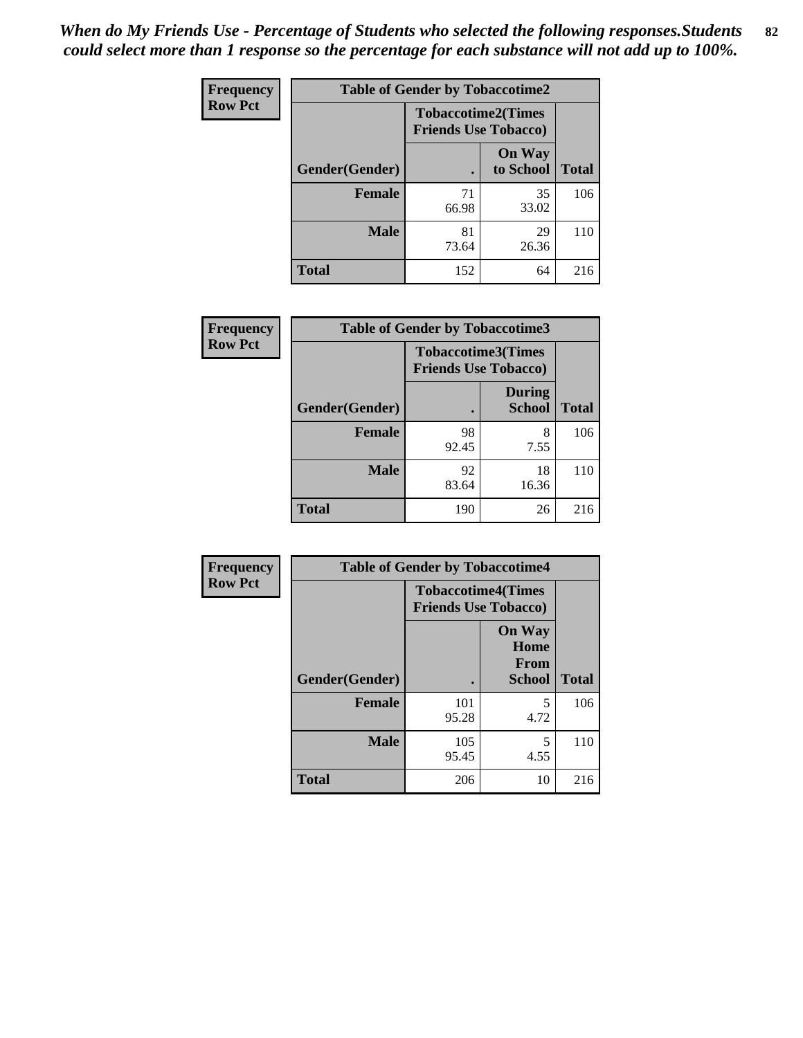*When do My Friends Use - Percentage of Students who selected the following responses.Students could select more than 1 response so the percentage for each substance will not add up to 100%.*

**Frequency**
**Row Pct**

| Table of Gender by Tobaccotime2 | | | |
|---|---|---|---|
| | Tobaccotime2(Times Friends Use Tobacco) | | |
| Gender(Gender) | . | On Way to School | Total |
| **Female** | 71<br>66.98 | 35<br>33.02 | 106 |
| **Male** | 81<br>73.64 | 29<br>26.36 | 110 |
| **Total** | 152 | 64 | 216 |

**Frequency**
**Row Pct**

| Table of Gender by Tobaccotime3 | | | |
|---|---|---|---|
| | Tobaccotime3(Times Friends Use Tobacco) | | |
| Gender(Gender) | . | During School | Total |
| **Female** | 98<br>92.45 | 8<br>7.55 | 106 |
| **Male** | 92<br>83.64 | 18<br>16.36 | 110 |
| **Total** | 190 | 26 | 216 |

**Frequency**
**Row Pct**

| Table of Gender by Tobaccotime4 | | | |
|---|---|---|---|
| | Tobaccotime4(Times Friends Use Tobacco) | | |
| Gender(Gender) | . | On Way Home From School | Total |
| **Female** | 101<br>95.28 | 5<br>4.72 | 106 |
| **Male** | 105<br>95.45 | 5<br>4.55 | 110 |
| **Total** | 206 | 10 | 216 |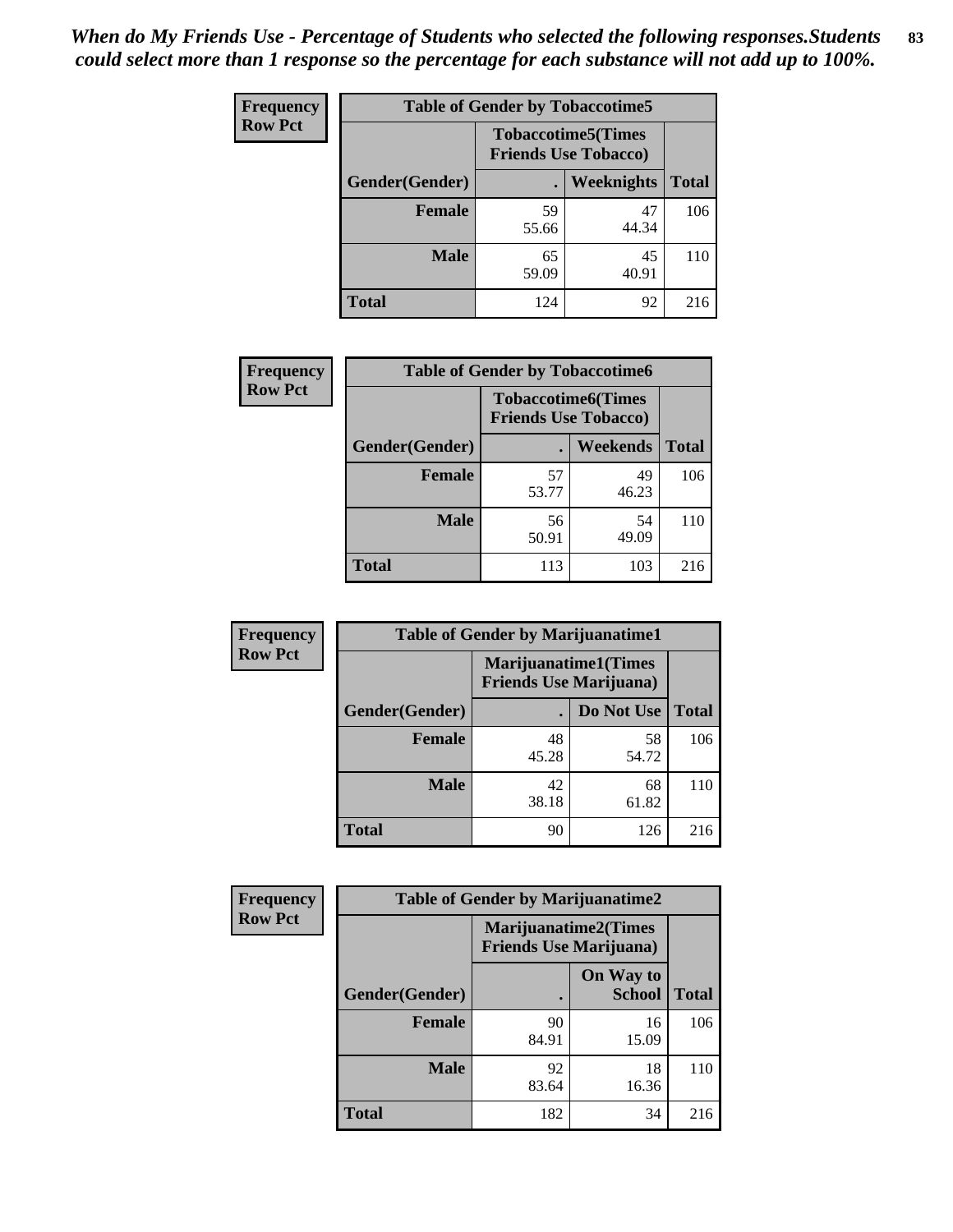*When do My Friends Use - Percentage of Students who selected the following responses.Students could select more than 1 response so the percentage for each substance will not add up to 100%.*

| Frequency Row Pct | Table of Gender by Tobaccotime5 | | |
|---|---|---|---|
| | Tobaccotime5(Times Friends Use Tobacco) | | |
| Gender(Gender) | . | Weeknights | Total |
| Female | 59<br>55.66 | 47<br>44.34 | 106 |
| Male | 65<br>59.09 | 45<br>40.91 | 110 |
| Total | 124 | 92 | 216 |

| Frequency Row Pct | Table of Gender by Tobaccotime6 | | |
|---|---|---|---|
| | Tobaccotime6(Times Friends Use Tobacco) | | |
| Gender(Gender) | . | Weekends | Total |
| Female | 57<br>53.77 | 49<br>46.23 | 106 |
| Male | 56<br>50.91 | 54<br>49.09 | 110 |
| Total | 113 | 103 | 216 |

| Frequency Row Pct | Table of Gender by Marijuanatime1 | | |
|---|---|---|---|
| | Marijuanatime1(Times Friends Use Marijuana) | | |
| Gender(Gender) | . | Do Not Use | Total |
| Female | 48<br>45.28 | 58<br>54.72 | 106 |
| Male | 42<br>38.18 | 68<br>61.82 | 110 |
| Total | 90 | 126 | 216 |

| Frequency Row Pct | Table of Gender by Marijuanatime2 | | |
|---|---|---|---|
| | Marijuanatime2(Times Friends Use Marijuana) | | |
| Gender(Gender) | . | On Way to School | Total |
| Female | 90<br>84.91 | 16<br>15.09 | 106 |
| Male | 92<br>83.64 | 18<br>16.36 | 110 |
| Total | 182 | 34 | 216 |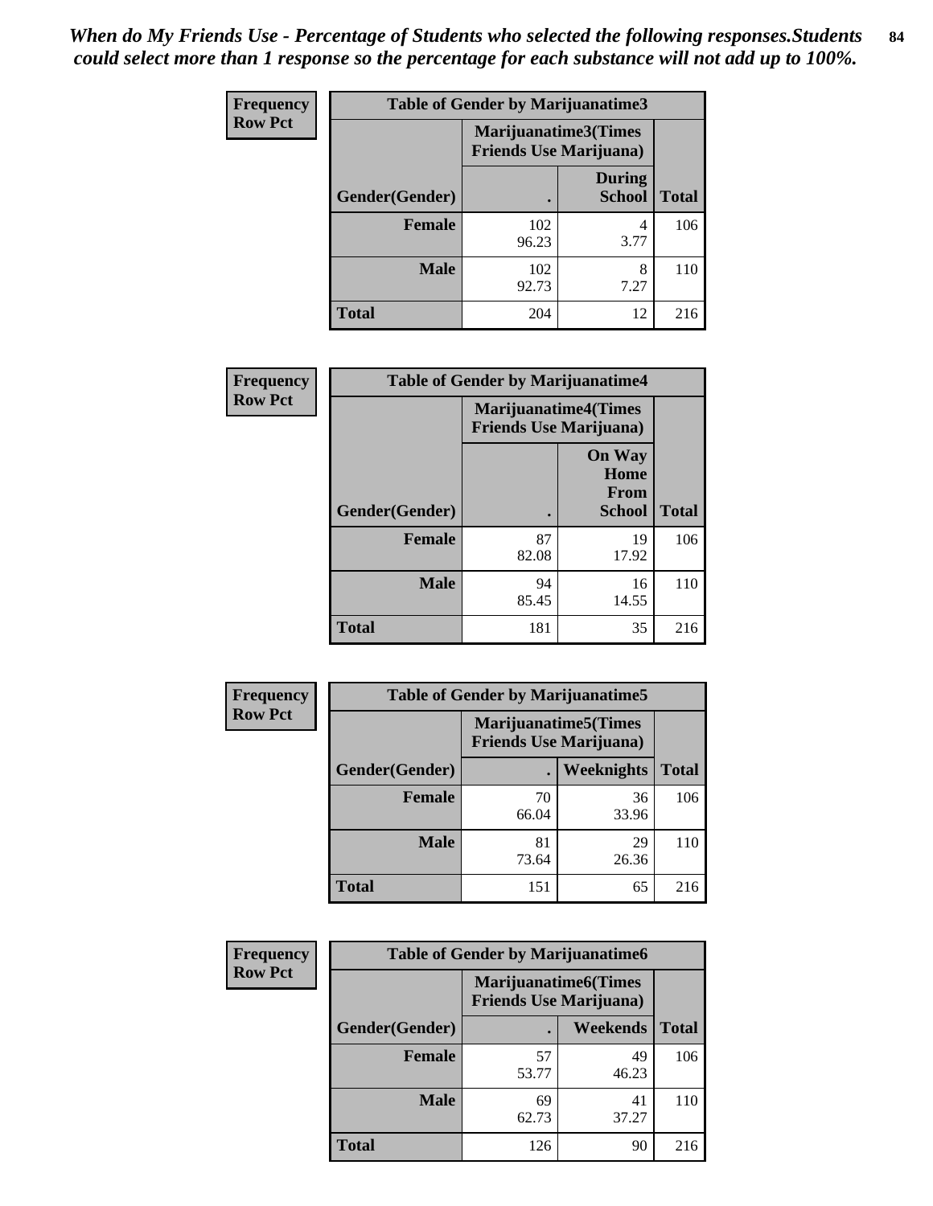*When do My Friends Use - Percentage of Students who selected the following responses.Students could select more than 1 response so the percentage for each substance will not add up to 100%.*

**Frequency**
**Row Pct**

| Table of Gender by Marijuanatime3 | | | |
|---|---|---|---|
| | Marijuanatime3(Times Friends Use Marijuana) | | |
| Gender(Gender) | . | During School | Total |
| **Female** | 102<br>96.23 | 4<br>3.77 | 106 |
| **Male** | 102<br>92.73 | 8<br>7.27 | 110 |
| **Total** | 204 | 12 | 216 |

**Frequency**
**Row Pct**

| Table of Gender by Marijuanatime4 | | | |
|---|---|---|---|
| | Marijuanatime4(Times Friends Use Marijuana) | | |
| Gender(Gender) | . | On Way Home From School | Total |
| **Female** | 87<br>82.08 | 19<br>17.92 | 106 |
| **Male** | 94<br>85.45 | 16<br>14.55 | 110 |
| **Total** | 181 | 35 | 216 |

**Frequency**
**Row Pct**

| Table of Gender by Marijuanatime5 | | | |
|---|---|---|---|
| | Marijuanatime5(Times Friends Use Marijuana) | | |
| Gender(Gender) | . | Weeknights | Total |
| **Female** | 70<br>66.04 | 36<br>33.96 | 106 |
| **Male** | 81<br>73.64 | 29<br>26.36 | 110 |
| **Total** | 151 | 65 | 216 |

**Frequency**
**Row Pct**

| Table of Gender by Marijuanatime6 | | | |
|---|---|---|---|
| | Marijuanatime6(Times Friends Use Marijuana) | | |
| Gender(Gender) | . | Weekends | Total |
| **Female** | 57<br>53.77 | 49<br>46.23 | 106 |
| **Male** | 69<br>62.73 | 41<br>37.27 | 110 |
| **Total** | 126 | 90 | 216 |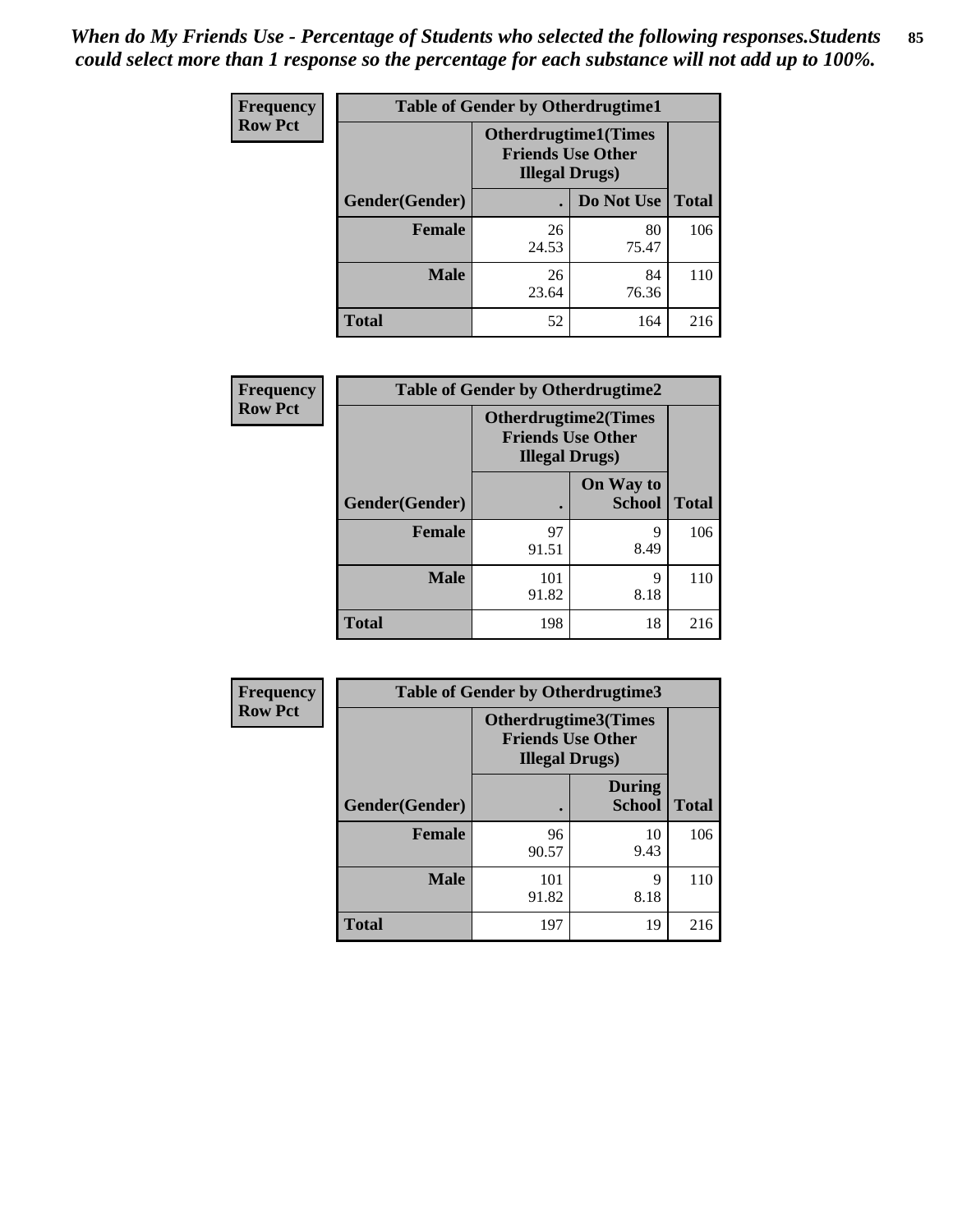*When do My Friends Use - Percentage of Students who selected the following responses.Students could select more than 1 response so the percentage for each substance will not add up to 100%.*

**Frequency**
**Row Pct**

| Table of Gender by Otherdrugtime1 | | | |
|---|---|---|---|
| | Otherdrugtime1(Times Friends Use Other Illegal Drugs) | | |
| Gender(Gender) | . | Do Not Use | Total |
| Female | 26<br>24.53 | 80<br>75.47 | 106 |
| Male | 26<br>23.64 | 84<br>76.36 | 110 |
| Total | 52 | 164 | 216 |

**Frequency**
**Row Pct**

| Table of Gender by Otherdrugtime2 | | | |
|---|---|---|---|
| | Otherdrugtime2(Times Friends Use Other Illegal Drugs) | | |
| Gender(Gender) | . | On Way to School | Total |
| Female | 97<br>91.51 | 9<br>8.49 | 106 |
| Male | 101<br>91.82 | 9<br>8.18 | 110 |
| Total | 198 | 18 | 216 |

**Frequency**
**Row Pct**

| Table of Gender by Otherdrugtime3 | | | |
|---|---|---|---|
| | Otherdrugtime3(Times Friends Use Other Illegal Drugs) | | |
| Gender(Gender) | . | During School | Total |
| Female | 96<br>90.57 | 10<br>9.43 | 106 |
| Male | 101<br>91.82 | 9<br>8.18 | 110 |
| Total | 197 | 19 | 216 |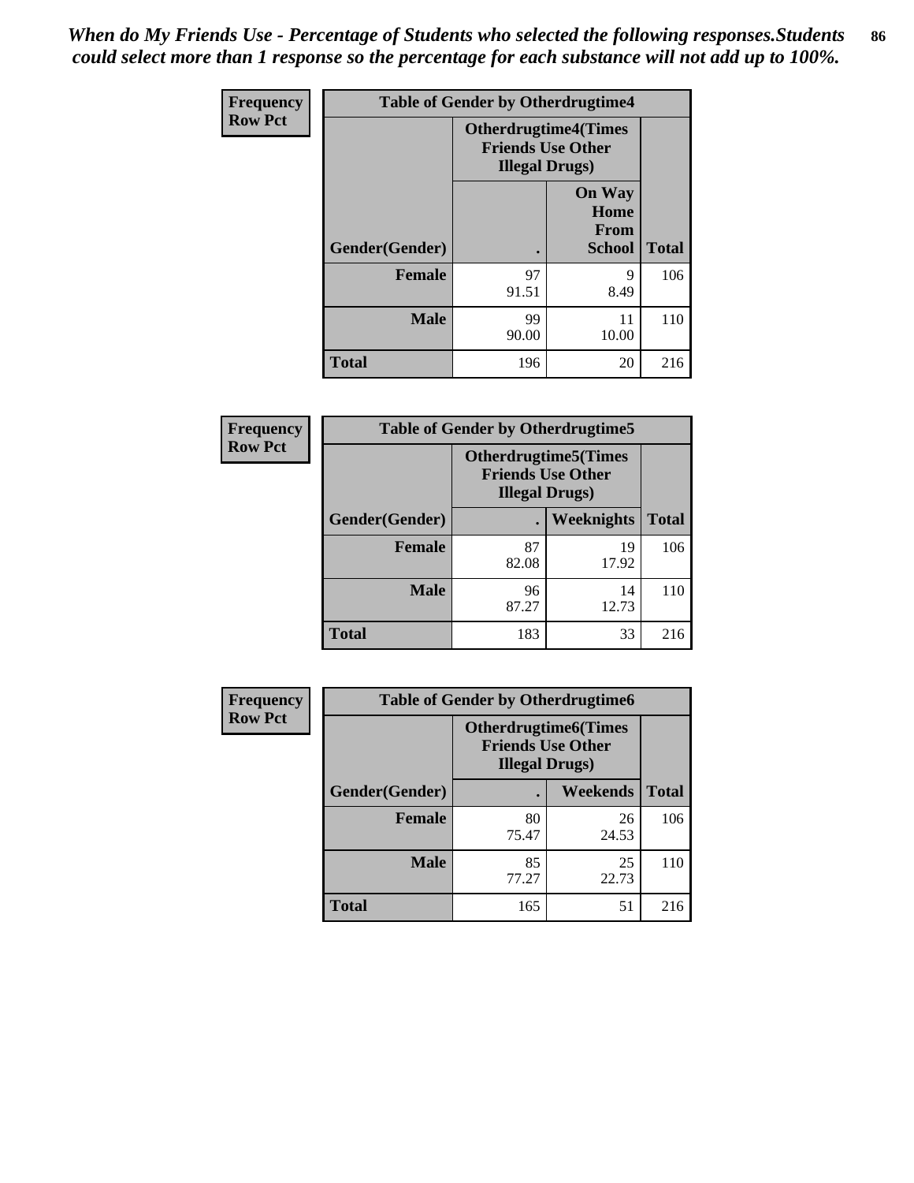*When do My Friends Use - Percentage of Students who selected the following responses.Students could select more than 1 response so the percentage for each substance will not add up to 100%.*

| Frequency Row Pct | Table of Gender by Otherdrugtime4 | | |
|---|---|---|---|
| | Otherdrugtime4(Times Friends Use Other Illegal Drugs) | | |
| Gender(Gender) | . | On Way Home From School | Total |
| Female | 97<br>91.51 | 9<br>8.49 | 106 |
| Male | 99<br>90.00 | 11<br>10.00 | 110 |
| Total | 196 | 20 | 216 |

| Frequency Row Pct | Table of Gender by Otherdrugtime5 | | |
|---|---|---|---|
| | Otherdrugtime5(Times Friends Use Other Illegal Drugs) | | |
| Gender(Gender) | . | Weeknights | Total |
| Female | 87<br>82.08 | 19<br>17.92 | 106 |
| Male | 96<br>87.27 | 14<br>12.73 | 110 |
| Total | 183 | 33 | 216 |

| Frequency Row Pct | Table of Gender by Otherdrugtime6 | | |
|---|---|---|---|
| | Otherdrugtime6(Times Friends Use Other Illegal Drugs) | | |
| Gender(Gender) | . | Weekends | Total |
| Female | 80<br>75.47 | 26<br>24.53 | 106 |
| Male | 85<br>77.27 | 25<br>22.73 | 110 |
| Total | 165 | 51 | 216 |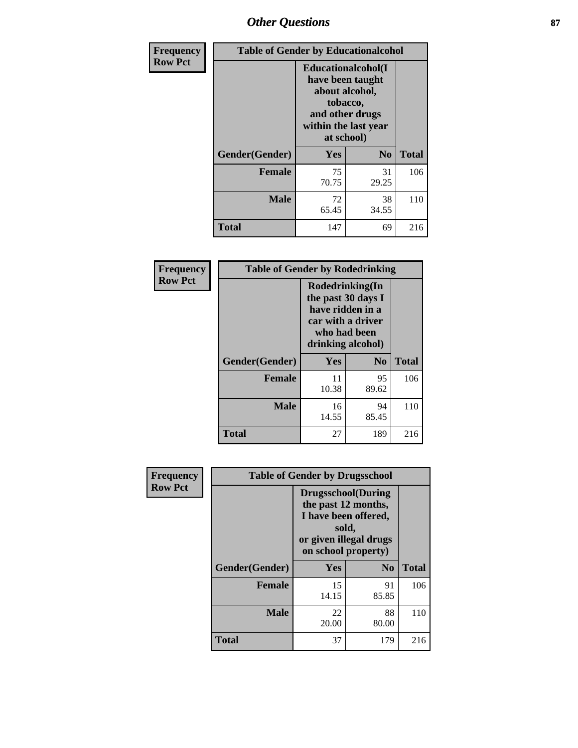| Frequency Row Pct | | | |
|---|---|---|---|
| **Table of Gender by Educationalcohol** | | | |
| | **Educationalcohol(I have been taught about alcohol, tobacco, and other drugs within the last year at school)** | | |
| **Gender(Gender)** | **Yes** | **No** | **Total** |
| **Female** | 75<br>70.75 | 31<br>29.25 | 106 |
| **Male** | 72<br>65.45 | 38<br>34.55 | 110 |
| **Total** | 147 | 69 | 216 |

| Frequency Row Pct | | | |
|---|---|---|---|
| **Table of Gender by Rodedrinking** | | | |
| | **Rodedrinking(In the past 30 days I have ridden in a car with a driver who had been drinking alcohol)** | | |
| **Gender(Gender)** | **Yes** | **No** | **Total** |
| **Female** | 11<br>10.38 | 95<br>89.62 | 106 |
| **Male** | 16<br>14.55 | 94<br>85.45 | 110 |
| **Total** | 27 | 189 | 216 |

| Frequency Row Pct | | | |
|---|---|---|---|
| **Table of Gender by Drugsschool** | | | |
| | **Drugsschool(During the past 12 months, I have been offered, sold, or given illegal drugs on school property)** | | |
| **Gender(Gender)** | **Yes** | **No** | **Total** |
| **Female** | 15<br>14.15 | 91<br>85.85 | 106 |
| **Male** | 22<br>20.00 | 88<br>80.00 | 110 |
| **Total** | 37 | 179 | 216 |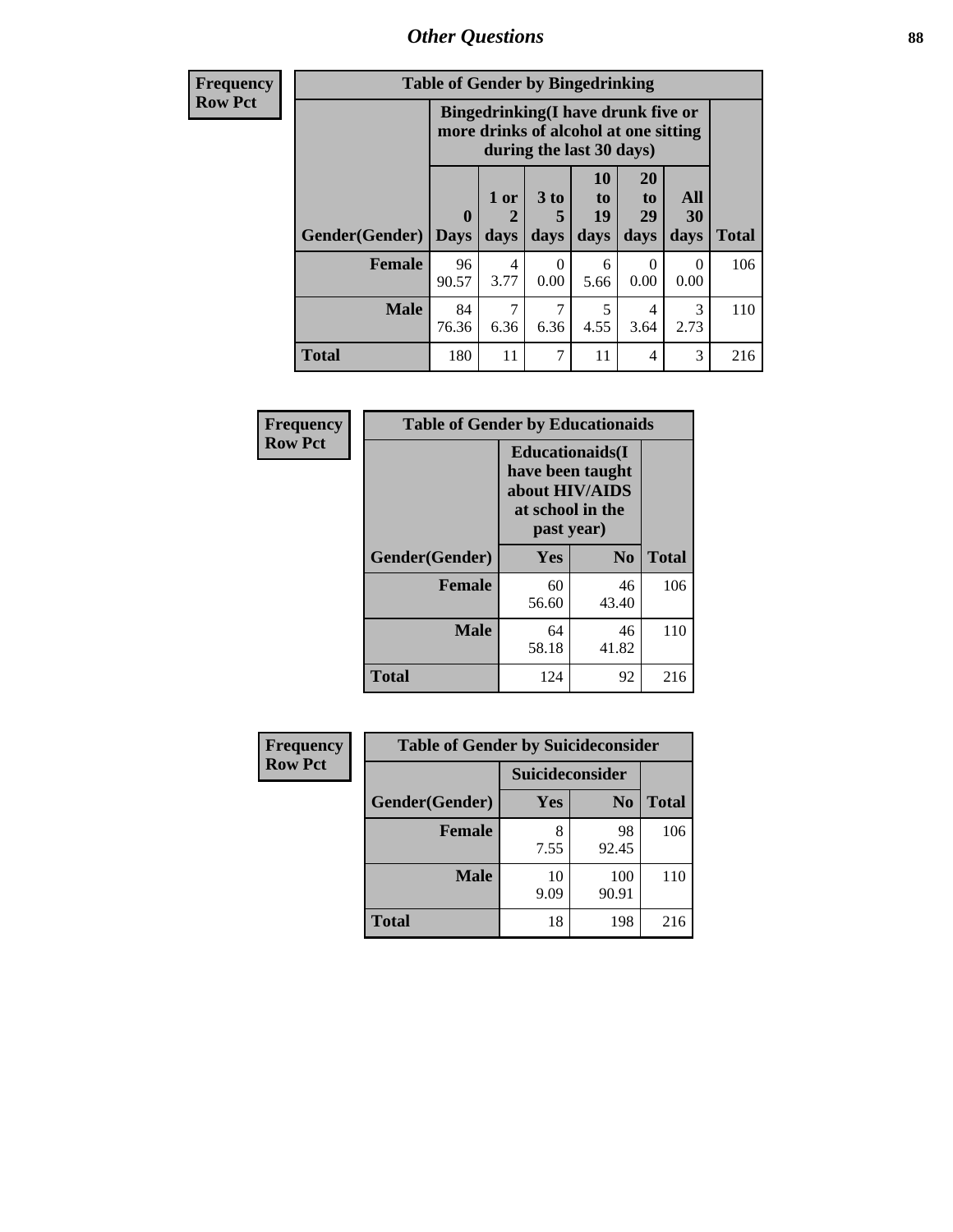# *Other Questions*

| Frequency<br>Row Pct |
|---|

**Table of Gender by Bingedrinking**

| Gender(Gender) | Bingedrinking(I have drunk five or more drinks of alcohol at one sitting during the last 30 days) | | | | | | Total |
|---|---|---|---|---|---|---|---|
| | 0 Days | 1 or 2 days | 3 to 5 days | 10 to 19 days | 20 to 29 days | All 30 days | |
| **Female** | 96<br>90.57 | 4<br>3.77 | 0<br>0.00 | 6<br>5.66 | 0<br>0.00 | 0<br>0.00 | 106 |
| **Male** | 84<br>76.36 | 7<br>6.36 | 7<br>6.36 | 5<br>4.55 | 4<br>3.64 | 3<br>2.73 | 110 |
| **Total** | 180 | 11 | 7 | 11 | 4 | 3 | 216 |

| Frequency<br>Row Pct |
|---|

**Table of Gender by Educationaids**

| Gender(Gender) | Educationaids(I have been taught about HIV/AIDS at school in the past year) | | Total |
|---|---|---|---|
| | Yes | No | |
| **Female** | 60<br>56.60 | 46<br>43.40 | 106 |
| **Male** | 64<br>58.18 | 46<br>41.82 | 110 |
| **Total** | 124 | 92 | 216 |

| Frequency<br>Row Pct |
|---|

**Table of Gender by Suicideconsider**

| Gender(Gender) | Suicideconsider | | Total |
|---|---|---|---|
| | Yes | No | |
| **Female** | 8<br>7.55 | 98<br>92.45 | 106 |
| **Male** | 10<br>9.09 | 100<br>90.91 | 110 |
| **Total** | 18 | 198 | 216 |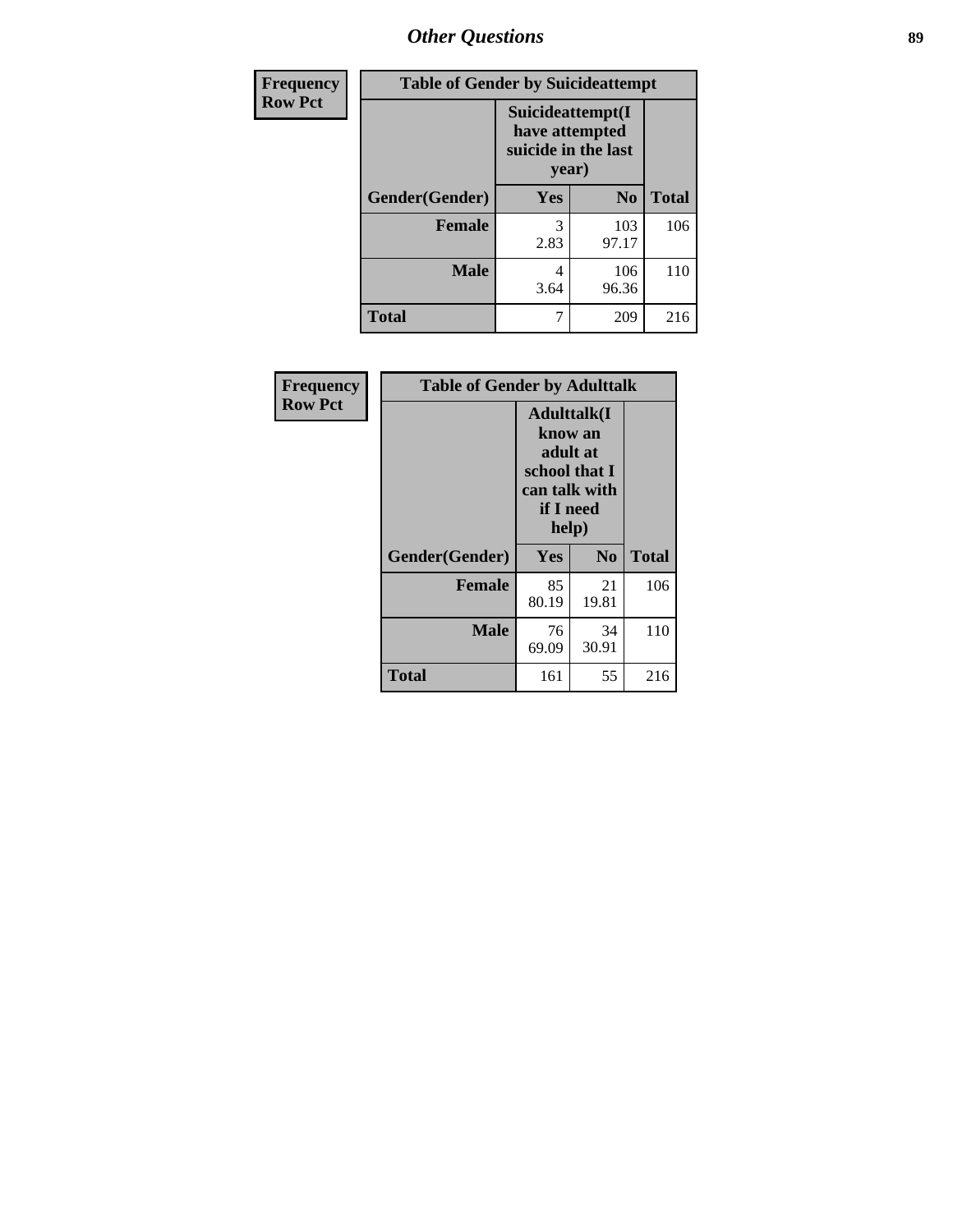# Other Questions

| Frequency Row Pct | Table of Gender by Suicideattempt | | |
|---|---|---|---|
| | Suicideattempt(I have attempted suicide in the last year) | | |
| Gender(Gender) | Yes | No | Total |
| Female | 3<br>2.83 | 103<br>97.17 | 106 |
| Male | 4<br>3.64 | 106<br>96.36 | 110 |
| Total | 7 | 209 | 216 |

| Frequency Row Pct | Table of Gender by Adulttalk | | |
|---|---|---|---|
| | Adulttalk(I know an adult at school that I can talk with if I need help) | | |
| Gender(Gender) | Yes | No | Total |
| Female | 85<br>80.19 | 21<br>19.81 | 106 |
| Male | 76<br>69.09 | 34<br>30.91 | 110 |
| Total | 161 | 55 | 216 |